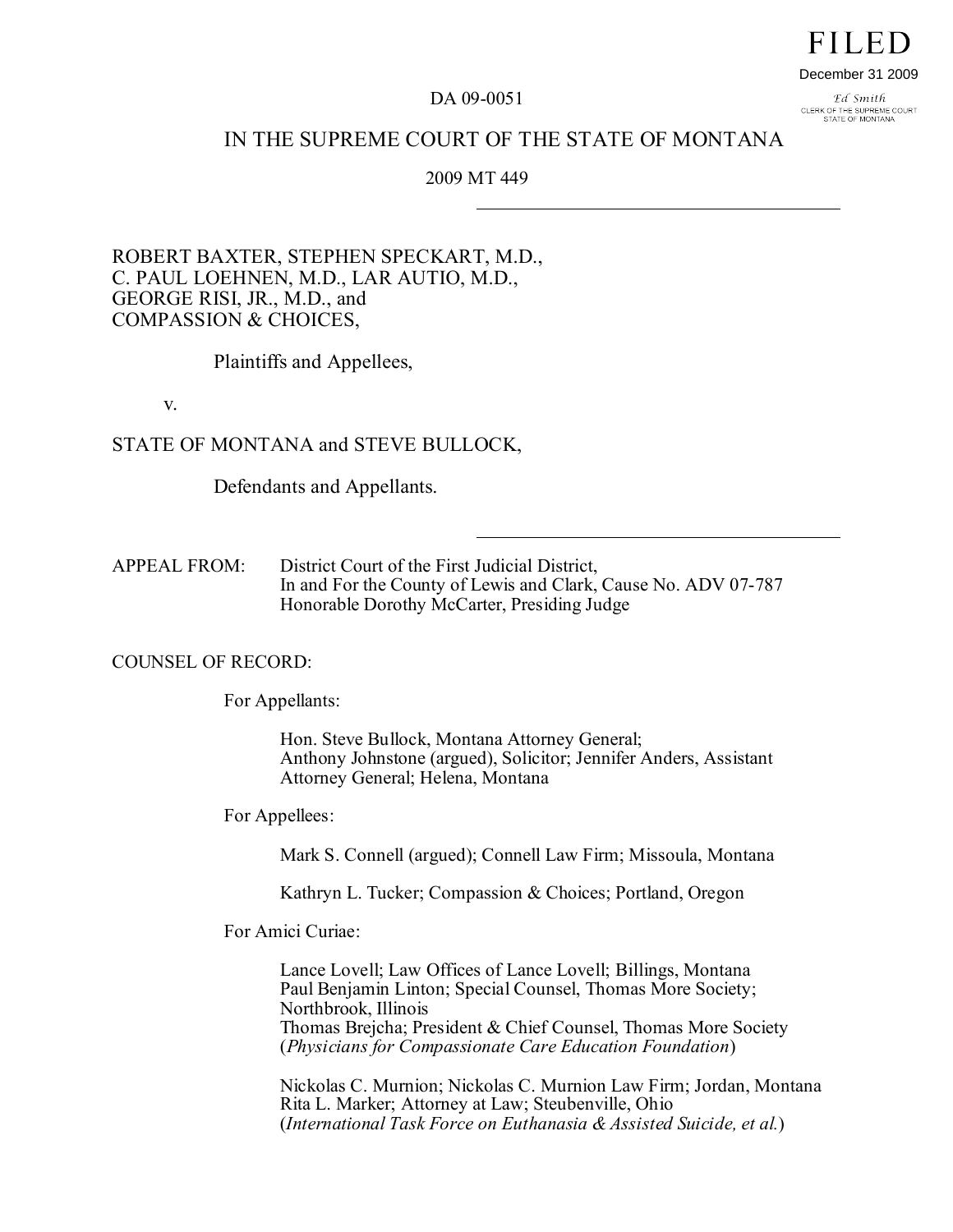FILED

December 31 2009

Ed Smith
CLERK OF THE SUPREME COURT
STATE OF MONTANA

DA 09-0051

IN THE SUPREME COURT OF THE STATE OF MONTANA

2009 MT 449

---

ROBERT BAXTER, STEPHEN SPECKART, M.D.,
C. PAUL LOEHNEN, M.D., LAR AUTIO, M.D.,
GEORGE RISI, JR., M.D., and
COMPASSION & CHOICES,

Plaintiffs and Appellees,

v.

STATE OF MONTANA and STEVE BULLOCK,

Defendants and Appellants.

---

APPEAL FROM: District Court of the First Judicial District,
In and For the County of Lewis and Clark, Cause No. ADV 07-787
Honorable Dorothy McCarter, Presiding Judge

COUNSEL OF RECORD:

For Appellants:

Hon. Steve Bullock, Montana Attorney General;
Anthony Johnstone (argued), Solicitor; Jennifer Anders, Assistant
Attorney General; Helena, Montana

For Appellees:

Mark S. Connell (argued); Connell Law Firm; Missoula, Montana

Kathryn L. Tucker; Compassion & Choices; Portland, Oregon

For Amici Curiae:

Lance Lovell; Law Offices of Lance Lovell; Billings, Montana
Paul Benjamin Linton; Special Counsel, Thomas More Society;
Northbrook, Illinois
Thomas Brejcha; President & Chief Counsel, Thomas More Society
(*Physicians for Compassionate Care Education Foundation*)

Nickolas C. Murnion; Nickolas C. Murnion Law Firm; Jordan, Montana
Rita L. Marker; Attorney at Law; Steubenville, Ohio
(*International Task Force on Euthanasia & Assisted Suicide, et al.*)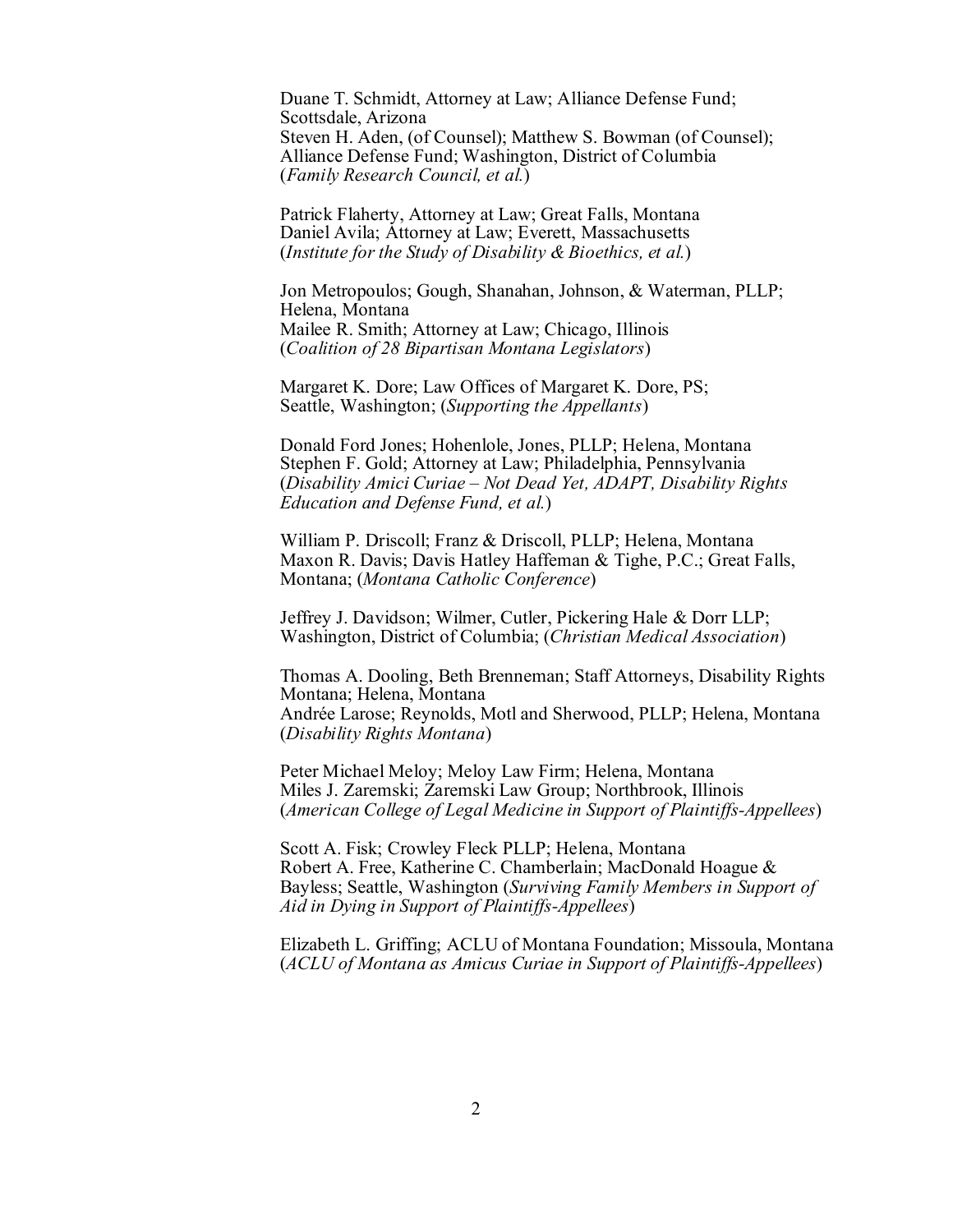Duane T. Schmidt, Attorney at Law; Alliance Defense Fund; Scottsdale, Arizona
Steven H. Aden, (of Counsel); Matthew S. Bowman (of Counsel); Alliance Defense Fund; Washington, District of Columbia
(*Family Research Council, et al.*)

Patrick Flaherty, Attorney at Law; Great Falls, Montana
Daniel Avila; Attorney at Law; Everett, Massachusetts
(*Institute for the Study of Disability & Bioethics, et al.*)

Jon Metropoulos; Gough, Shanahan, Johnson, & Waterman, PLLP; Helena, Montana
Mailee R. Smith; Attorney at Law; Chicago, Illinois
(*Coalition of 28 Bipartisan Montana Legislators*)

Margaret K. Dore; Law Offices of Margaret K. Dore, PS; Seattle, Washington; (*Supporting the Appellants*)

Donald Ford Jones; Hohenlole, Jones, PLLP; Helena, Montana
Stephen F. Gold; Attorney at Law; Philadelphia, Pennsylvania
(*Disability Amici Curiae – Not Dead Yet, ADAPT, Disability Rights Education and Defense Fund, et al.*)

William P. Driscoll; Franz & Driscoll, PLLP; Helena, Montana
Maxon R. Davis; Davis Hatley Haffeman & Tighe, P.C.; Great Falls, Montana; (*Montana Catholic Conference*)

Jeffrey J. Davidson; Wilmer, Cutler, Pickering Hale & Dorr LLP; Washington, District of Columbia; (*Christian Medical Association*)

Thomas A. Dooling, Beth Brenneman; Staff Attorneys, Disability Rights Montana; Helena, Montana
Andrée Larose; Reynolds, Motl and Sherwood, PLLP; Helena, Montana
(*Disability Rights Montana*)

Peter Michael Meloy; Meloy Law Firm; Helena, Montana
Miles J. Zaremski; Zaremski Law Group; Northbrook, Illinois
(*American College of Legal Medicine in Support of Plaintiffs-Appellees*)

Scott A. Fisk; Crowley Fleck PLLP; Helena, Montana
Robert A. Free, Katherine C. Chamberlain; MacDonald Hoague & Bayless; Seattle, Washington (*Surviving Family Members in Support of Aid in Dying in Support of Plaintiffs-Appellees*)

Elizabeth L. Griffing; ACLU of Montana Foundation; Missoula, Montana
(*ACLU of Montana as Amicus Curiae in Support of Plaintiffs-Appellees*)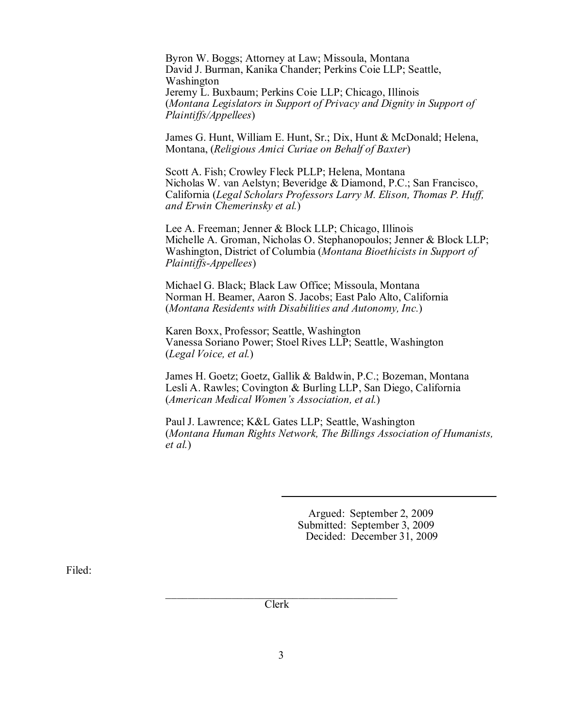Byron W. Boggs; Attorney at Law; Missoula, Montana
David J. Burman, Kanika Chander; Perkins Coie LLP; Seattle, Washington
Jeremy L. Buxbaum; Perkins Coie LLP; Chicago, Illinois
(*Montana Legislators in Support of Privacy and Dignity in Support of Plaintiffs/Appellees*)

James G. Hunt, William E. Hunt, Sr.; Dix, Hunt & McDonald; Helena, Montana, (*Religious Amici Curiae on Behalf of Baxter*)

Scott A. Fish; Crowley Fleck PLLP; Helena, Montana
Nicholas W. van Aelstyn; Beveridge & Diamond, P.C.; San Francisco, California (*Legal Scholars Professors Larry M. Elison, Thomas P. Huff, and Erwin Chemerinsky et al.*)

Lee A. Freeman; Jenner & Block LLP; Chicago, Illinois
Michelle A. Groman, Nicholas O. Stephanopoulos; Jenner & Block LLP; Washington, District of Columbia (*Montana Bioethicists in Support of Plaintiffs-Appellees*)

Michael G. Black; Black Law Office; Missoula, Montana
Norman H. Beamer, Aaron S. Jacobs; East Palo Alto, California
(*Montana Residents with Disabilities and Autonomy, Inc.*)

Karen Boxx, Professor; Seattle, Washington
Vanessa Soriano Power; Stoel Rives LLP; Seattle, Washington
(*Legal Voice, et al.*)

James H. Goetz; Goetz, Gallik & Baldwin, P.C.; Bozeman, Montana
Lesli A. Rawles; Covington & Burling LLP, San Diego, California
(*American Medical Women's Association, et al.*)

Paul J. Lawrence; K&L Gates LLP; Seattle, Washington
(*Montana Human Rights Network, The Billings Association of Humanists, et al.*)

---

Argued: September 2, 2009
Submitted: September 3, 2009
Decided: December 31, 2009

Filed:

\_\_\_\_\_\_\_\_\_\_\_\_\_\_\_\_\_\_\_\_\_\_\_\_\_\_\_\_\_\_\_\_\_\_\_\_\_\_\_\_\_\_\_\_\_\_
Clerk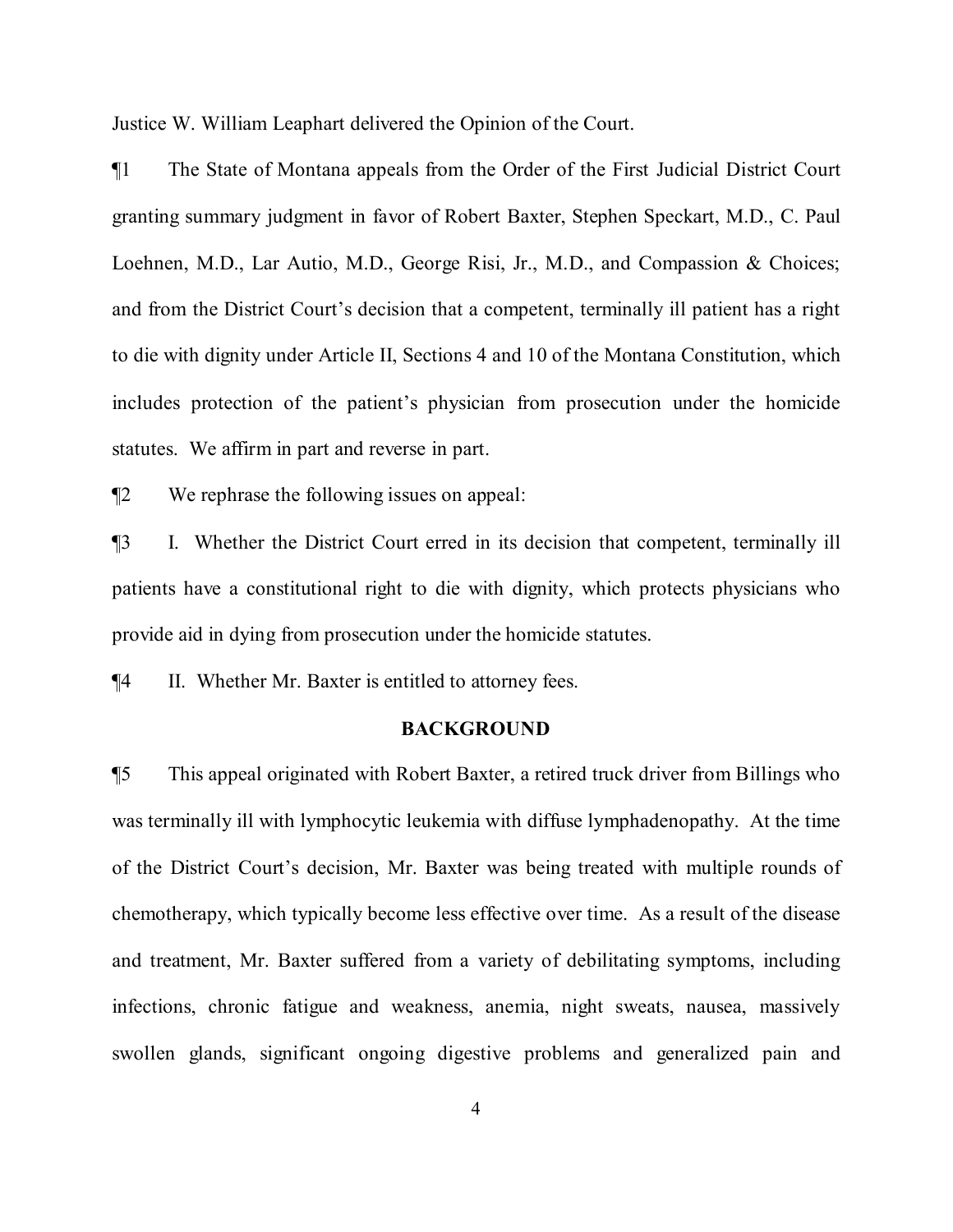Justice W. William Leaphart delivered the Opinion of the Court.

¶1 The State of Montana appeals from the Order of the First Judicial District Court granting summary judgment in favor of Robert Baxter, Stephen Speckart, M.D., C. Paul Loehnen, M.D., Lar Autio, M.D., George Risi, Jr., M.D., and Compassion & Choices; and from the District Court's decision that a competent, terminally ill patient has a right to die with dignity under Article II, Sections 4 and 10 of the Montana Constitution, which includes protection of the patient's physician from prosecution under the homicide statutes. We affirm in part and reverse in part.

¶2 We rephrase the following issues on appeal:

¶3 I. Whether the District Court erred in its decision that competent, terminally ill patients have a constitutional right to die with dignity, which protects physicians who provide aid in dying from prosecution under the homicide statutes.

¶4 II. Whether Mr. Baxter is entitled to attorney fees.

## BACKGROUND

¶5 This appeal originated with Robert Baxter, a retired truck driver from Billings who was terminally ill with lymphocytic leukemia with diffuse lymphadenopathy. At the time of the District Court's decision, Mr. Baxter was being treated with multiple rounds of chemotherapy, which typically become less effective over time. As a result of the disease and treatment, Mr. Baxter suffered from a variety of debilitating symptoms, including infections, chronic fatigue and weakness, anemia, night sweats, nausea, massively swollen glands, significant ongoing digestive problems and generalized pain and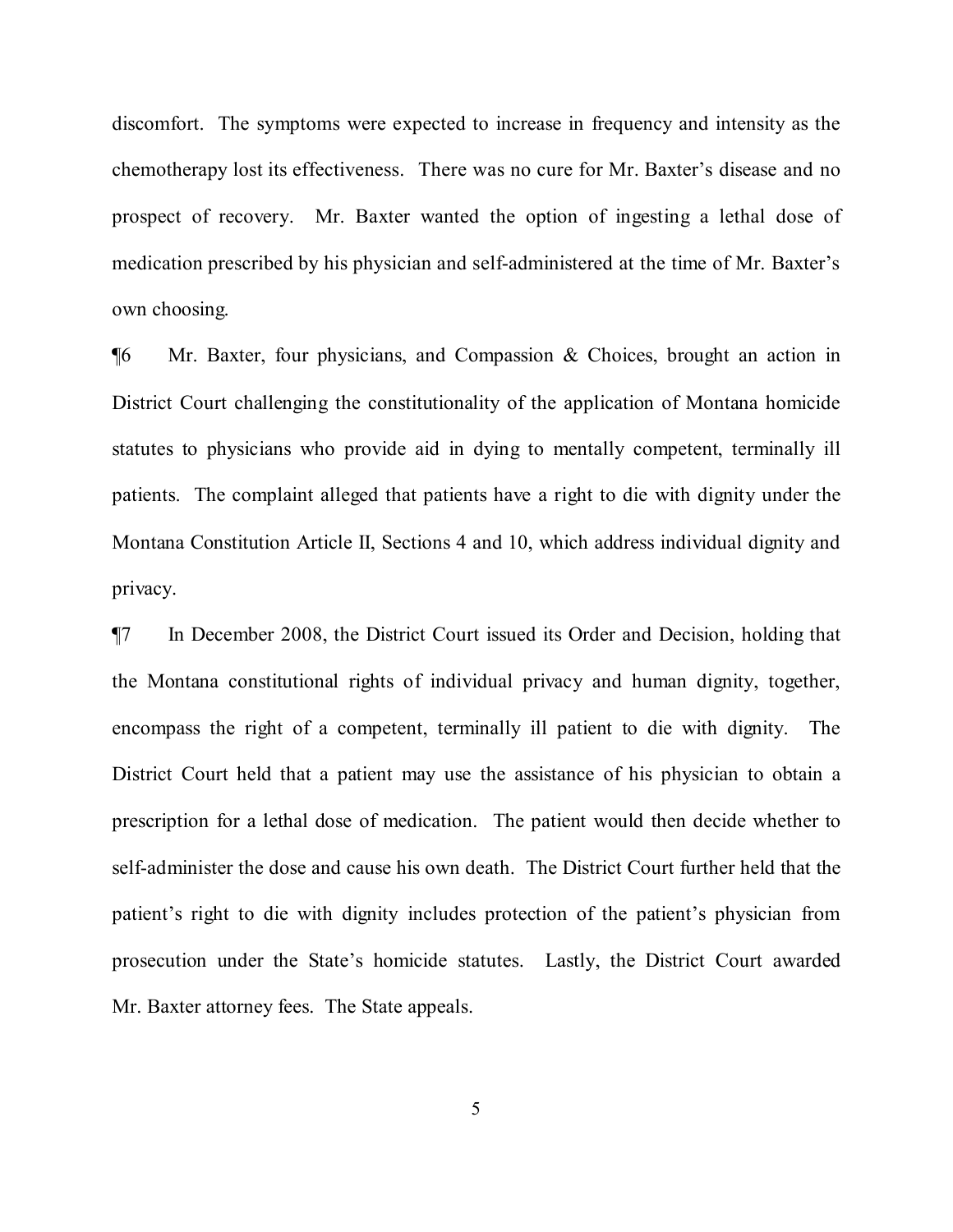discomfort. The symptoms were expected to increase in frequency and intensity as the chemotherapy lost its effectiveness. There was no cure for Mr. Baxter's disease and no prospect of recovery. Mr. Baxter wanted the option of ingesting a lethal dose of medication prescribed by his physician and self-administered at the time of Mr. Baxter's own choosing.

¶6 Mr. Baxter, four physicians, and Compassion & Choices, brought an action in District Court challenging the constitutionality of the application of Montana homicide statutes to physicians who provide aid in dying to mentally competent, terminally ill patients. The complaint alleged that patients have a right to die with dignity under the Montana Constitution Article II, Sections 4 and 10, which address individual dignity and privacy.

¶7 In December 2008, the District Court issued its Order and Decision, holding that the Montana constitutional rights of individual privacy and human dignity, together, encompass the right of a competent, terminally ill patient to die with dignity. The District Court held that a patient may use the assistance of his physician to obtain a prescription for a lethal dose of medication. The patient would then decide whether to self-administer the dose and cause his own death. The District Court further held that the patient's right to die with dignity includes protection of the patient's physician from prosecution under the State's homicide statutes. Lastly, the District Court awarded Mr. Baxter attorney fees. The State appeals.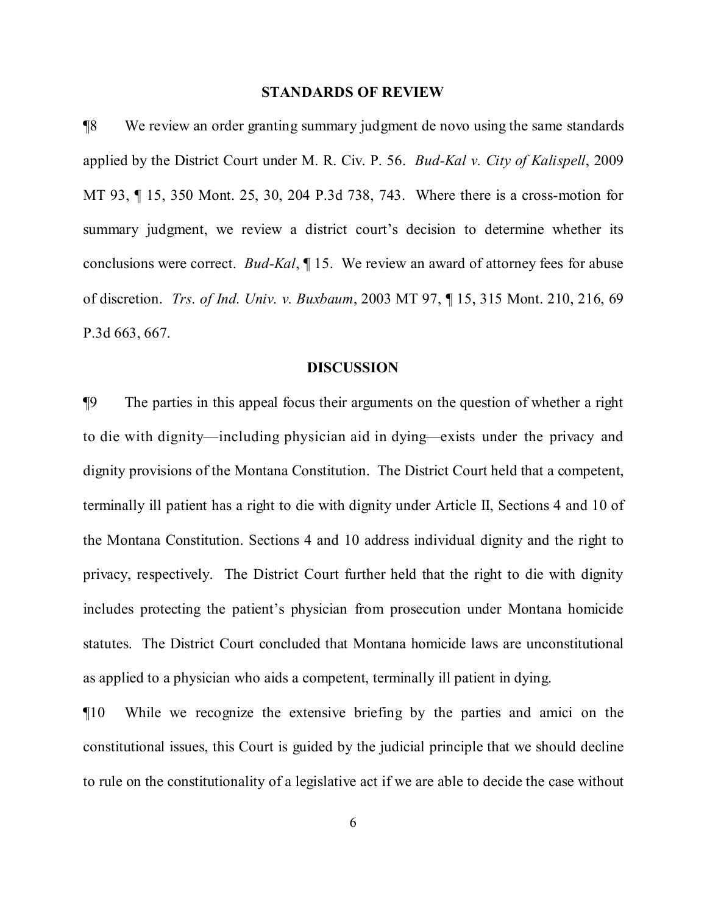## STANDARDS OF REVIEW

¶8 We review an order granting summary judgment de novo using the same standards applied by the District Court under M. R. Civ. P. 56. *Bud-Kal v. City of Kalispell*, 2009 MT 93, ¶ 15, 350 Mont. 25, 30, 204 P.3d 738, 743. Where there is a cross-motion for summary judgment, we review a district court's decision to determine whether its conclusions were correct. *Bud-Kal*, ¶ 15. We review an award of attorney fees for abuse of discretion. *Trs. of Ind. Univ. v. Buxbaum*, 2003 MT 97, ¶ 15, 315 Mont. 210, 216, 69 P.3d 663, 667.

## DISCUSSION

¶9 The parties in this appeal focus their arguments on the question of whether a right to die with dignity—including physician aid in dying—exists under the privacy and dignity provisions of the Montana Constitution. The District Court held that a competent, terminally ill patient has a right to die with dignity under Article II, Sections 4 and 10 of the Montana Constitution. Sections 4 and 10 address individual dignity and the right to privacy, respectively. The District Court further held that the right to die with dignity includes protecting the patient's physician from prosecution under Montana homicide statutes. The District Court concluded that Montana homicide laws are unconstitutional as applied to a physician who aids a competent, terminally ill patient in dying.

¶10 While we recognize the extensive briefing by the parties and amici on the constitutional issues, this Court is guided by the judicial principle that we should decline to rule on the constitutionality of a legislative act if we are able to decide the case without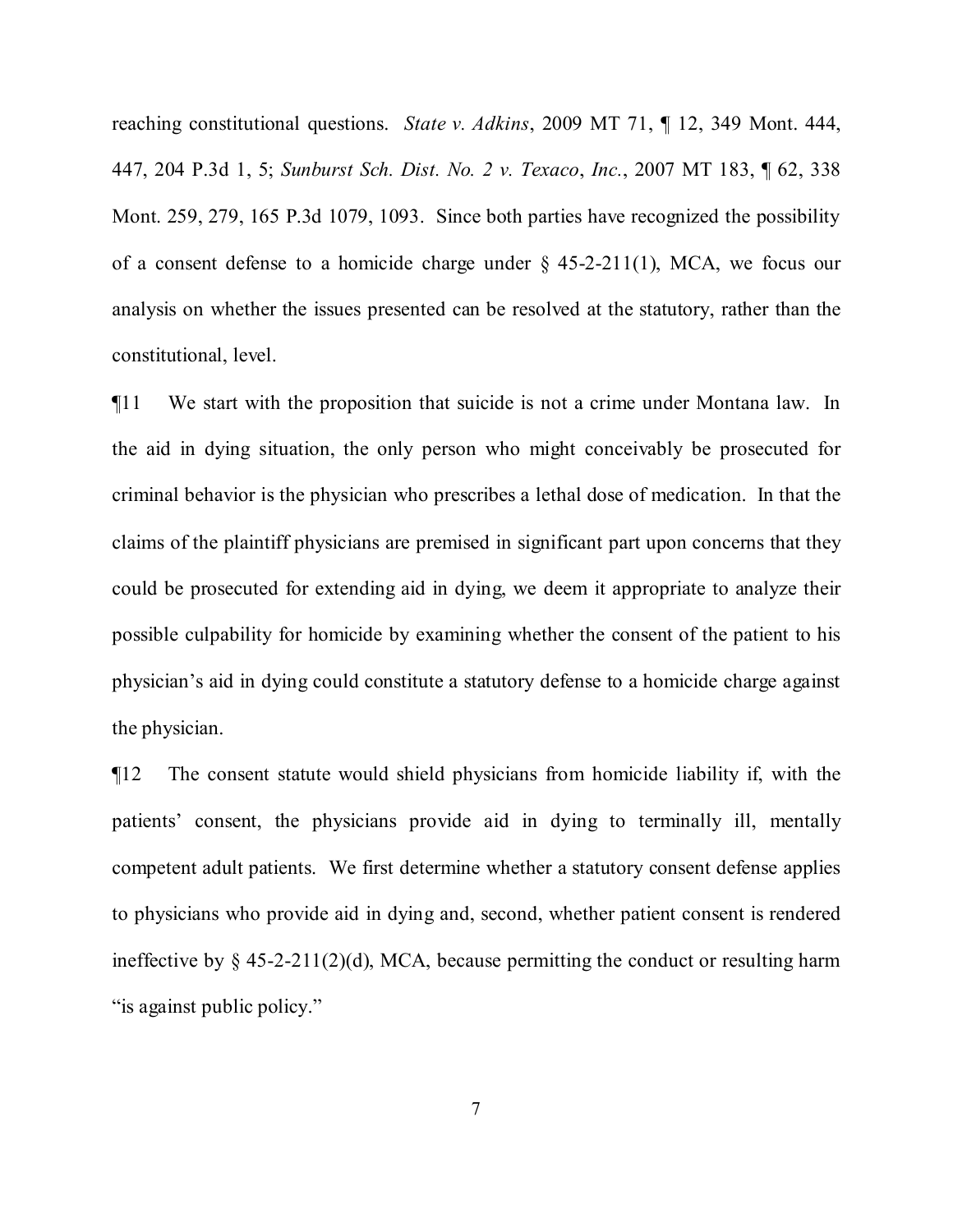reaching constitutional questions. *State v. Adkins*, 2009 MT 71, ¶ 12, 349 Mont. 444, 447, 204 P.3d 1, 5; *Sunburst Sch. Dist. No. 2 v. Texaco*, *Inc.*, 2007 MT 183, ¶ 62, 338 Mont. 259, 279, 165 P.3d 1079, 1093. Since both parties have recognized the possibility of a consent defense to a homicide charge under § 45-2-211(1), MCA, we focus our analysis on whether the issues presented can be resolved at the statutory, rather than the constitutional, level.

¶11 We start with the proposition that suicide is not a crime under Montana law. In the aid in dying situation, the only person who might conceivably be prosecuted for criminal behavior is the physician who prescribes a lethal dose of medication. In that the claims of the plaintiff physicians are premised in significant part upon concerns that they could be prosecuted for extending aid in dying, we deem it appropriate to analyze their possible culpability for homicide by examining whether the consent of the patient to his physician's aid in dying could constitute a statutory defense to a homicide charge against the physician.

¶12 The consent statute would shield physicians from homicide liability if, with the patients' consent, the physicians provide aid in dying to terminally ill, mentally competent adult patients. We first determine whether a statutory consent defense applies to physicians who provide aid in dying and, second, whether patient consent is rendered ineffective by § 45-2-211(2)(d), MCA, because permitting the conduct or resulting harm "is against public policy."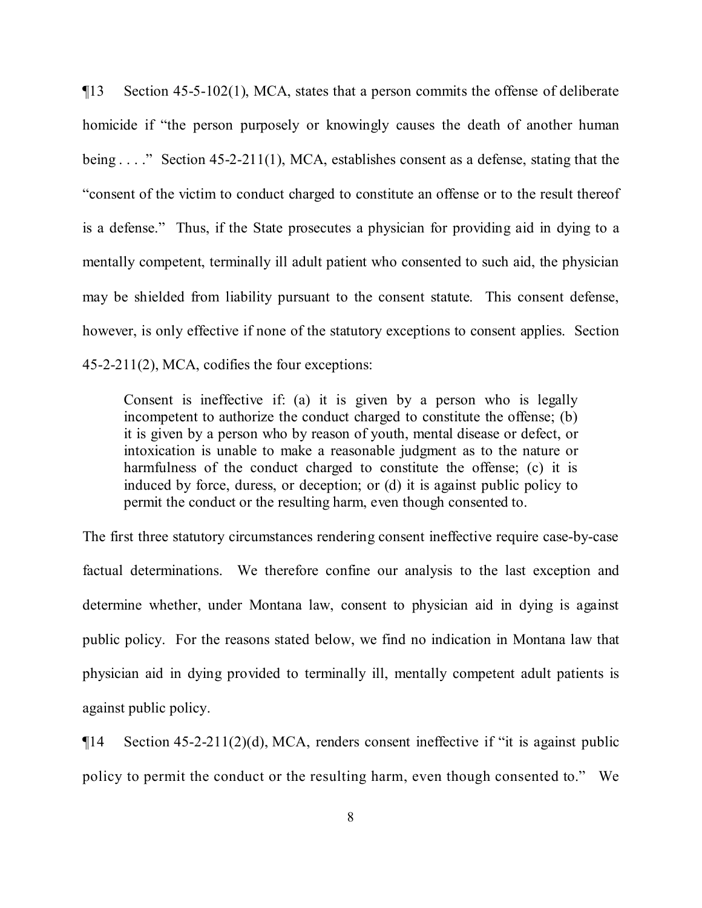¶13 Section 45-5-102(1), MCA, states that a person commits the offense of deliberate homicide if "the person purposely or knowingly causes the death of another human being . . . ." Section 45-2-211(1), MCA, establishes consent as a defense, stating that the "consent of the victim to conduct charged to constitute an offense or to the result thereof is a defense." Thus, if the State prosecutes a physician for providing aid in dying to a mentally competent, terminally ill adult patient who consented to such aid, the physician may be shielded from liability pursuant to the consent statute. This consent defense, however, is only effective if none of the statutory exceptions to consent applies. Section 45-2-211(2), MCA, codifies the four exceptions:

> Consent is ineffective if: (a) it is given by a person who is legally incompetent to authorize the conduct charged to constitute the offense; (b) it is given by a person who by reason of youth, mental disease or defect, or intoxication is unable to make a reasonable judgment as to the nature or harmfulness of the conduct charged to constitute the offense; (c) it is induced by force, duress, or deception; or (d) it is against public policy to permit the conduct or the resulting harm, even though consented to.

The first three statutory circumstances rendering consent ineffective require case-by-case factual determinations. We therefore confine our analysis to the last exception and determine whether, under Montana law, consent to physician aid in dying is against public policy. For the reasons stated below, we find no indication in Montana law that physician aid in dying provided to terminally ill, mentally competent adult patients is against public policy.

¶14 Section 45-2-211(2)(d), MCA, renders consent ineffective if "it is against public policy to permit the conduct or the resulting harm, even though consented to." We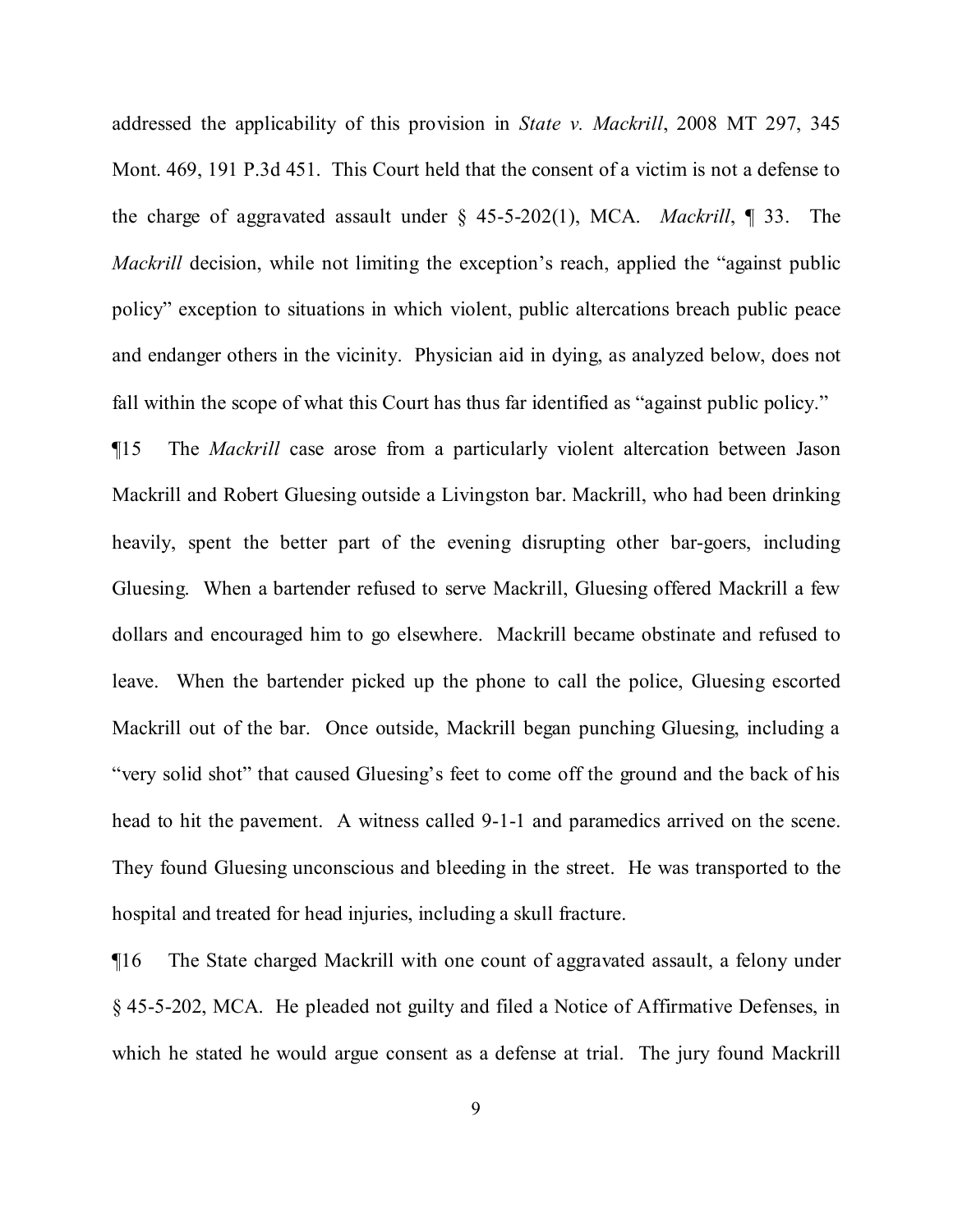addressed the applicability of this provision in *State v. Mackrill*, 2008 MT 297, 345 Mont. 469, 191 P.3d 451. This Court held that the consent of a victim is not a defense to the charge of aggravated assault under § 45-5-202(1), MCA. *Mackrill*, ¶ 33. The *Mackrill* decision, while not limiting the exception's reach, applied the "against public policy" exception to situations in which violent, public altercations breach public peace and endanger others in the vicinity. Physician aid in dying, as analyzed below, does not fall within the scope of what this Court has thus far identified as "against public policy."

¶15 The *Mackrill* case arose from a particularly violent altercation between Jason Mackrill and Robert Gluesing outside a Livingston bar. Mackrill, who had been drinking heavily, spent the better part of the evening disrupting other bar-goers, including Gluesing. When a bartender refused to serve Mackrill, Gluesing offered Mackrill a few dollars and encouraged him to go elsewhere. Mackrill became obstinate and refused to leave. When the bartender picked up the phone to call the police, Gluesing escorted Mackrill out of the bar. Once outside, Mackrill began punching Gluesing, including a "very solid shot" that caused Gluesing's feet to come off the ground and the back of his head to hit the pavement. A witness called 9-1-1 and paramedics arrived on the scene. They found Gluesing unconscious and bleeding in the street. He was transported to the hospital and treated for head injuries, including a skull fracture.

¶16 The State charged Mackrill with one count of aggravated assault, a felony under § 45-5-202, MCA. He pleaded not guilty and filed a Notice of Affirmative Defenses, in which he stated he would argue consent as a defense at trial. The jury found Mackrill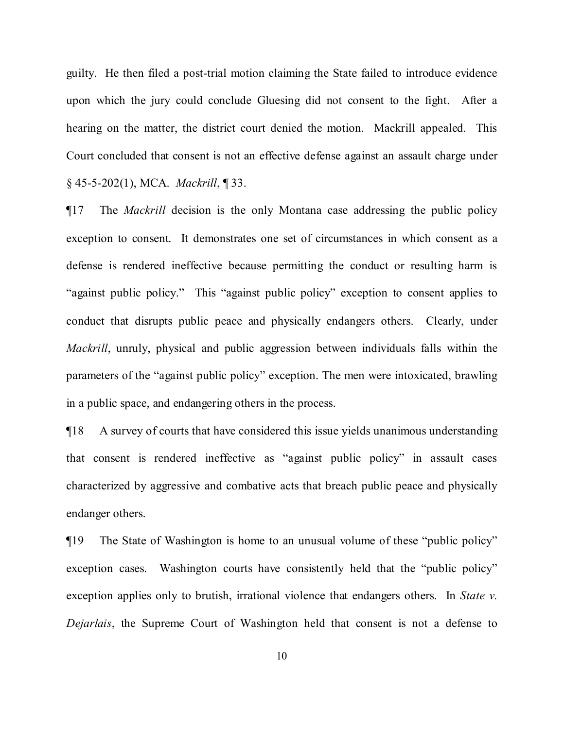guilty. He then filed a post-trial motion claiming the State failed to introduce evidence upon which the jury could conclude Gluesing did not consent to the fight. After a hearing on the matter, the district court denied the motion. Mackrill appealed. This Court concluded that consent is not an effective defense against an assault charge under § 45-5-202(1), MCA. *Mackrill*, ¶ 33.

¶17 The *Mackrill* decision is the only Montana case addressing the public policy exception to consent. It demonstrates one set of circumstances in which consent as a defense is rendered ineffective because permitting the conduct or resulting harm is "against public policy." This "against public policy" exception to consent applies to conduct that disrupts public peace and physically endangers others. Clearly, under *Mackrill*, unruly, physical and public aggression between individuals falls within the parameters of the "against public policy" exception. The men were intoxicated, brawling in a public space, and endangering others in the process.

¶18 A survey of courts that have considered this issue yields unanimous understanding that consent is rendered ineffective as "against public policy" in assault cases characterized by aggressive and combative acts that breach public peace and physically endanger others.

¶19 The State of Washington is home to an unusual volume of these "public policy" exception cases. Washington courts have consistently held that the "public policy" exception applies only to brutish, irrational violence that endangers others. In *State v. Dejarlais*, the Supreme Court of Washington held that consent is not a defense to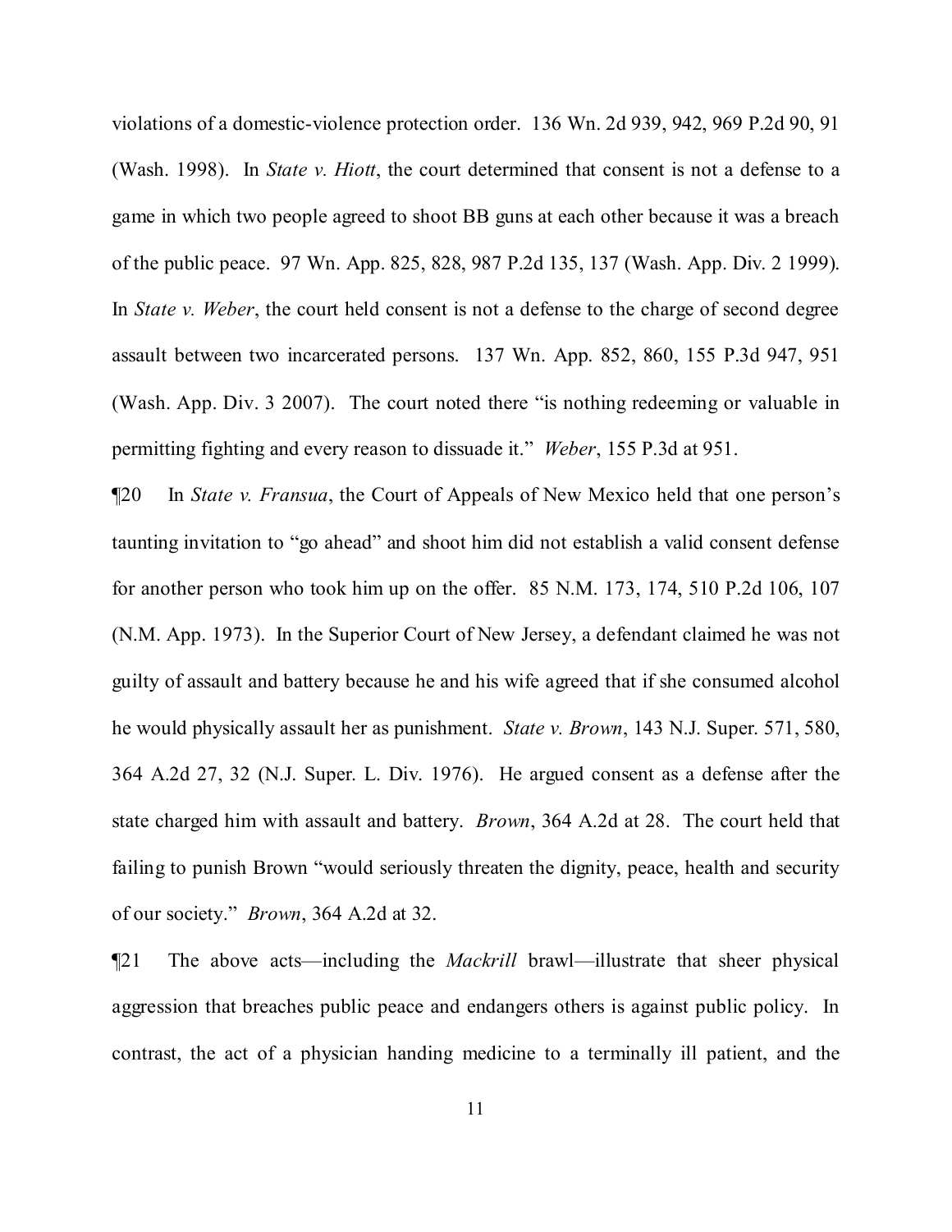violations of a domestic-violence protection order. 136 Wn. 2d 939, 942, 969 P.2d 90, 91 (Wash. 1998). In *State v. Hiott*, the court determined that consent is not a defense to a game in which two people agreed to shoot BB guns at each other because it was a breach of the public peace. 97 Wn. App. 825, 828, 987 P.2d 135, 137 (Wash. App. Div. 2 1999). In *State v. Weber*, the court held consent is not a defense to the charge of second degree assault between two incarcerated persons. 137 Wn. App. 852, 860, 155 P.3d 947, 951 (Wash. App. Div. 3 2007). The court noted there "is nothing redeeming or valuable in permitting fighting and every reason to dissuade it." *Weber*, 155 P.3d at 951.

¶20 In *State v. Fransua*, the Court of Appeals of New Mexico held that one person's taunting invitation to "go ahead" and shoot him did not establish a valid consent defense for another person who took him up on the offer. 85 N.M. 173, 174, 510 P.2d 106, 107 (N.M. App. 1973). In the Superior Court of New Jersey, a defendant claimed he was not guilty of assault and battery because he and his wife agreed that if she consumed alcohol he would physically assault her as punishment. *State v. Brown*, 143 N.J. Super. 571, 580, 364 A.2d 27, 32 (N.J. Super. L. Div. 1976). He argued consent as a defense after the state charged him with assault and battery. *Brown*, 364 A.2d at 28. The court held that failing to punish Brown "would seriously threaten the dignity, peace, health and security of our society." *Brown*, 364 A.2d at 32.

¶21 The above acts—including the *Mackrill* brawl—illustrate that sheer physical aggression that breaches public peace and endangers others is against public policy. In contrast, the act of a physician handing medicine to a terminally ill patient, and the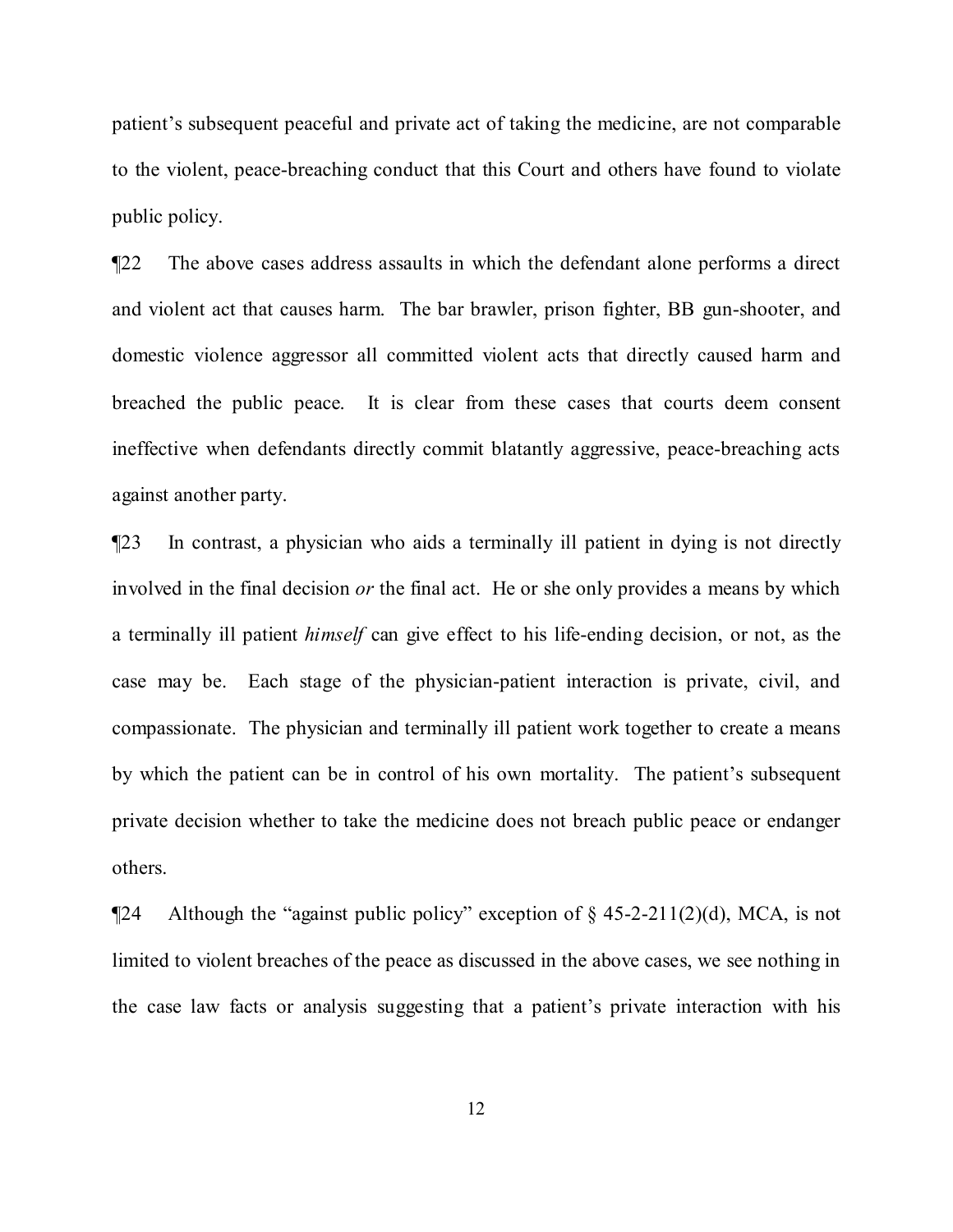patient's subsequent peaceful and private act of taking the medicine, are not comparable to the violent, peace-breaching conduct that this Court and others have found to violate public policy.

¶22 The above cases address assaults in which the defendant alone performs a direct and violent act that causes harm. The bar brawler, prison fighter, BB gun-shooter, and domestic violence aggressor all committed violent acts that directly caused harm and breached the public peace. It is clear from these cases that courts deem consent ineffective when defendants directly commit blatantly aggressive, peace-breaching acts against another party.

¶23 In contrast, a physician who aids a terminally ill patient in dying is not directly involved in the final decision *or* the final act. He or she only provides a means by which a terminally ill patient *himself* can give effect to his life-ending decision, or not, as the case may be. Each stage of the physician-patient interaction is private, civil, and compassionate. The physician and terminally ill patient work together to create a means by which the patient can be in control of his own mortality. The patient's subsequent private decision whether to take the medicine does not breach public peace or endanger others.

¶24 Although the "against public policy" exception of § 45-2-211(2)(d), MCA, is not limited to violent breaches of the peace as discussed in the above cases, we see nothing in the case law facts or analysis suggesting that a patient's private interaction with his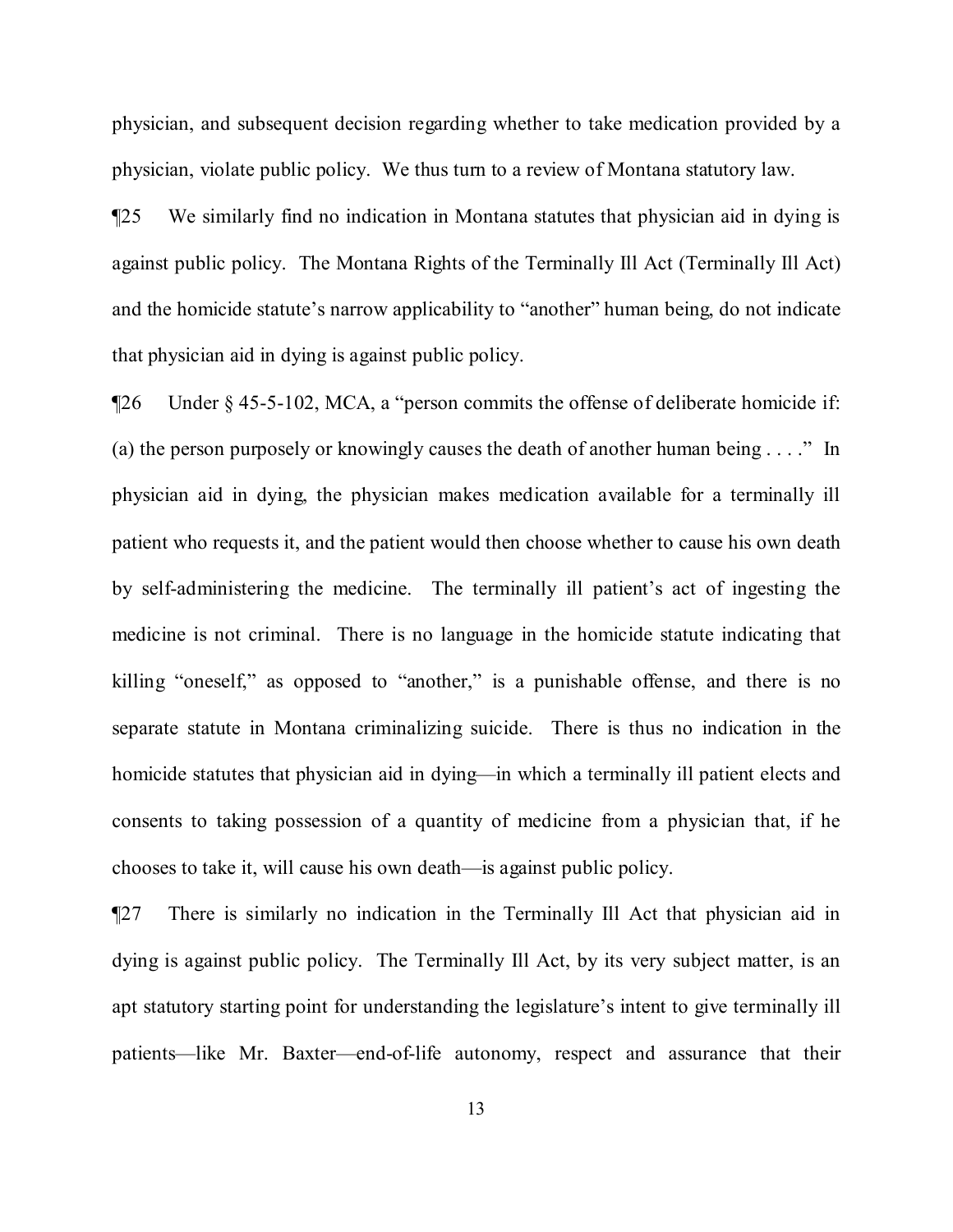physician, and subsequent decision regarding whether to take medication provided by a physician, violate public policy. We thus turn to a review of Montana statutory law.

¶25 We similarly find no indication in Montana statutes that physician aid in dying is against public policy. The Montana Rights of the Terminally Ill Act (Terminally Ill Act) and the homicide statute's narrow applicability to "another" human being, do not indicate that physician aid in dying is against public policy.

¶26 Under § 45-5-102, MCA, a "person commits the offense of deliberate homicide if: (a) the person purposely or knowingly causes the death of another human being . . . ." In physician aid in dying, the physician makes medication available for a terminally ill patient who requests it, and the patient would then choose whether to cause his own death by self-administering the medicine. The terminally ill patient's act of ingesting the medicine is not criminal. There is no language in the homicide statute indicating that killing "oneself," as opposed to "another," is a punishable offense, and there is no separate statute in Montana criminalizing suicide. There is thus no indication in the homicide statutes that physician aid in dying—in which a terminally ill patient elects and consents to taking possession of a quantity of medicine from a physician that, if he chooses to take it, will cause his own death—is against public policy.

¶27 There is similarly no indication in the Terminally Ill Act that physician aid in dying is against public policy. The Terminally Ill Act, by its very subject matter, is an apt statutory starting point for understanding the legislature's intent to give terminally ill patients—like Mr. Baxter—end-of-life autonomy, respect and assurance that their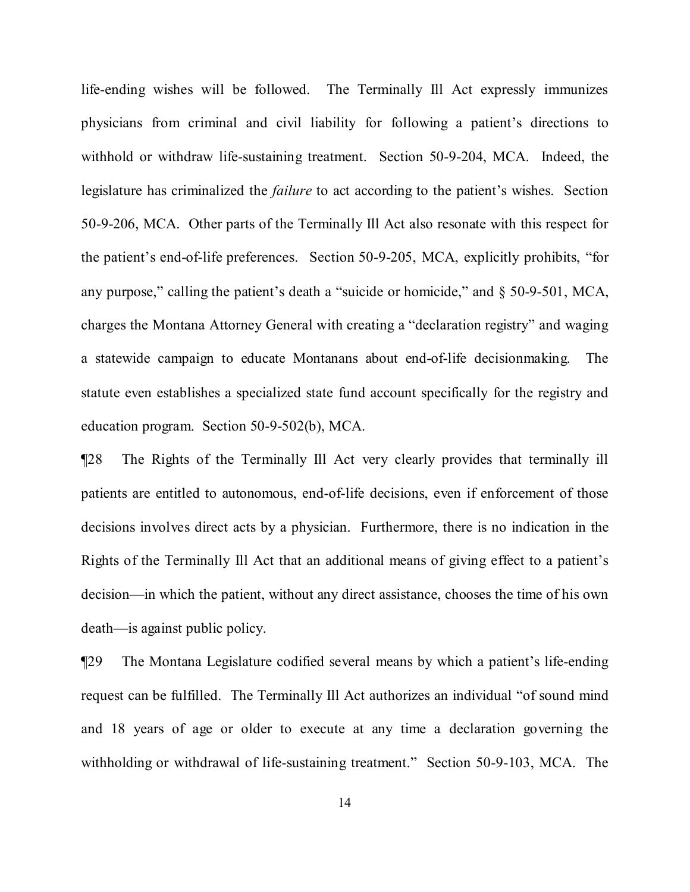life-ending wishes will be followed. The Terminally Ill Act expressly immunizes physicians from criminal and civil liability for following a patient's directions to withhold or withdraw life-sustaining treatment. Section 50-9-204, MCA. Indeed, the legislature has criminalized the *failure* to act according to the patient's wishes. Section 50-9-206, MCA. Other parts of the Terminally Ill Act also resonate with this respect for the patient's end-of-life preferences. Section 50-9-205, MCA, explicitly prohibits, "for any purpose," calling the patient's death a "suicide or homicide," and § 50-9-501, MCA, charges the Montana Attorney General with creating a "declaration registry" and waging a statewide campaign to educate Montanans about end-of-life decisionmaking. The statute even establishes a specialized state fund account specifically for the registry and education program. Section 50-9-502(b), MCA.

¶28 The Rights of the Terminally Ill Act very clearly provides that terminally ill patients are entitled to autonomous, end-of-life decisions, even if enforcement of those decisions involves direct acts by a physician. Furthermore, there is no indication in the Rights of the Terminally Ill Act that an additional means of giving effect to a patient's decision—in which the patient, without any direct assistance, chooses the time of his own death—is against public policy.

¶29 The Montana Legislature codified several means by which a patient's life-ending request can be fulfilled. The Terminally Ill Act authorizes an individual "of sound mind and 18 years of age or older to execute at any time a declaration governing the withholding or withdrawal of life-sustaining treatment." Section 50-9-103, MCA. The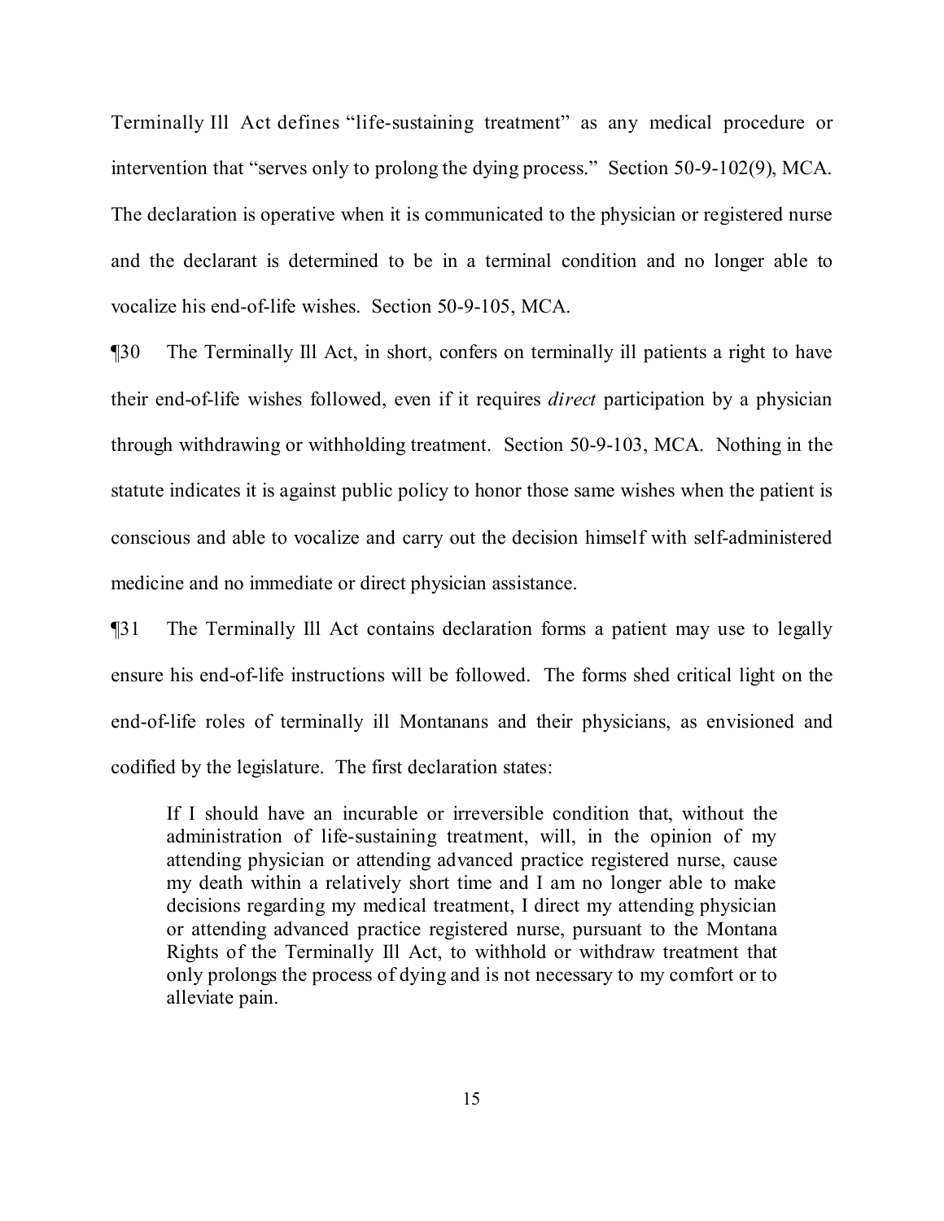Terminally Ill Act defines "life-sustaining treatment" as any medical procedure or intervention that "serves only to prolong the dying process." Section 50-9-102(9), MCA. The declaration is operative when it is communicated to the physician or registered nurse and the declarant is determined to be in a terminal condition and no longer able to vocalize his end-of-life wishes. Section 50-9-105, MCA.

¶30 The Terminally Ill Act, in short, confers on terminally ill patients a right to have their end-of-life wishes followed, even if it requires *direct* participation by a physician through withdrawing or withholding treatment. Section 50-9-103, MCA. Nothing in the statute indicates it is against public policy to honor those same wishes when the patient is conscious and able to vocalize and carry out the decision himself with self-administered medicine and no immediate or direct physician assistance.

¶31 The Terminally Ill Act contains declaration forms a patient may use to legally ensure his end-of-life instructions will be followed. The forms shed critical light on the end-of-life roles of terminally ill Montanans and their physicians, as envisioned and codified by the legislature. The first declaration states:

> If I should have an incurable or irreversible condition that, without the administration of life-sustaining treatment, will, in the opinion of my attending physician or attending advanced practice registered nurse, cause my death within a relatively short time and I am no longer able to make decisions regarding my medical treatment, I direct my attending physician or attending advanced practice registered nurse, pursuant to the Montana Rights of the Terminally Ill Act, to withhold or withdraw treatment that only prolongs the process of dying and is not necessary to my comfort or to alleviate pain.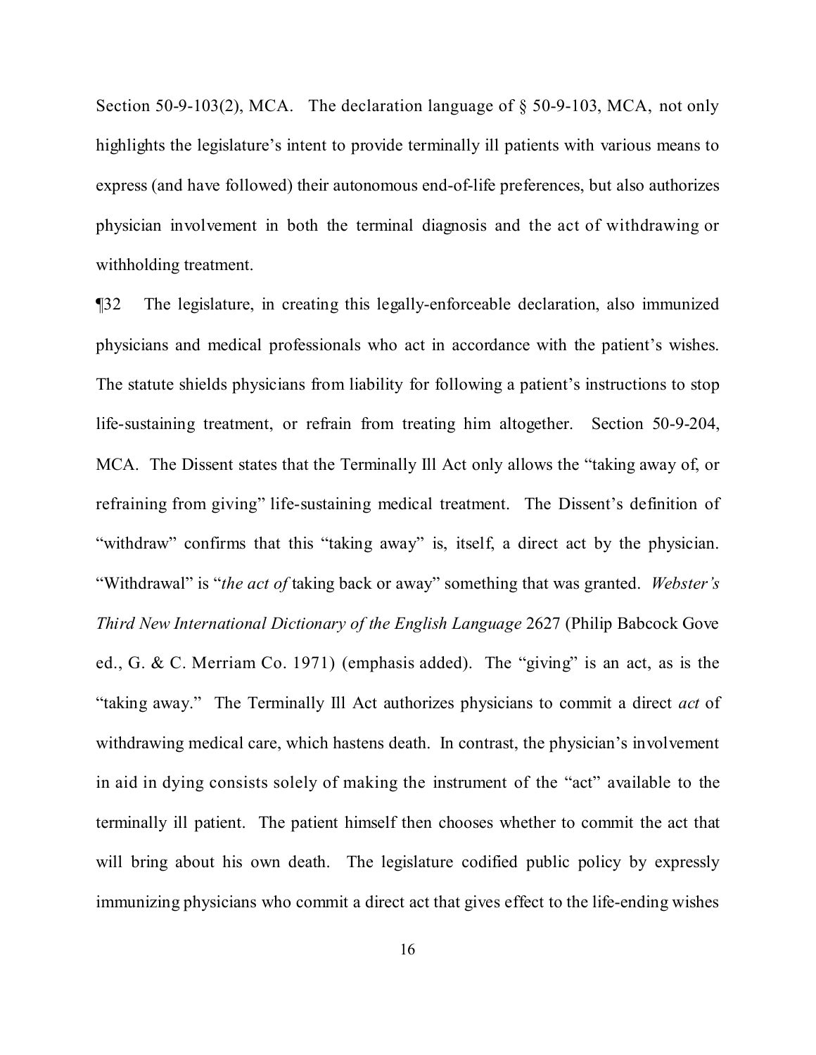Section 50-9-103(2), MCA. The declaration language of § 50-9-103, MCA, not only highlights the legislature's intent to provide terminally ill patients with various means to express (and have followed) their autonomous end-of-life preferences, but also authorizes physician involvement in both the terminal diagnosis and the act of withdrawing or withholding treatment.

¶32 The legislature, in creating this legally-enforceable declaration, also immunized physicians and medical professionals who act in accordance with the patient's wishes. The statute shields physicians from liability for following a patient's instructions to stop life-sustaining treatment, or refrain from treating him altogether. Section 50-9-204, MCA. The Dissent states that the Terminally Ill Act only allows the "taking away of, or refraining from giving" life-sustaining medical treatment. The Dissent's definition of "withdraw" confirms that this "taking away" is, itself, a direct act by the physician. "Withdrawal" is "*the act of* taking back or away" something that was granted. *Webster's Third New International Dictionary of the English Language* 2627 (Philip Babcock Gove ed., G. & C. Merriam Co. 1971) (emphasis added). The "giving" is an act, as is the "taking away." The Terminally Ill Act authorizes physicians to commit a direct *act* of withdrawing medical care, which hastens death. In contrast, the physician's involvement in aid in dying consists solely of making the instrument of the "act" available to the terminally ill patient. The patient himself then chooses whether to commit the act that will bring about his own death. The legislature codified public policy by expressly immunizing physicians who commit a direct act that gives effect to the life-ending wishes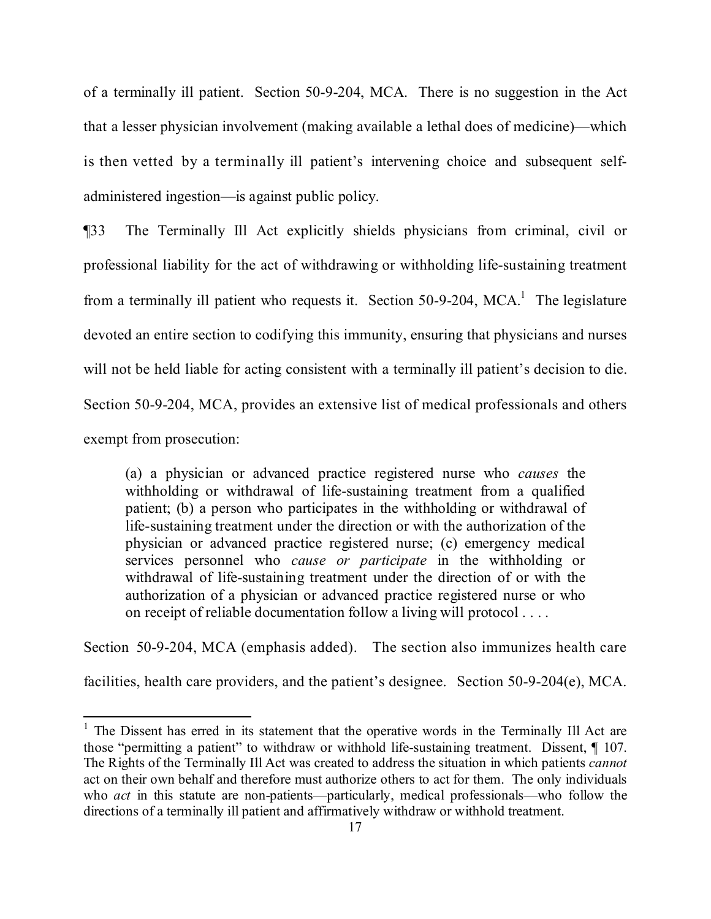of a terminally ill patient. Section 50-9-204, MCA. There is no suggestion in the Act that a lesser physician involvement (making available a lethal does of medicine)—which is then vetted by a terminally ill patient's intervening choice and subsequent self-administered ingestion—is against public policy.

¶33 The Terminally Ill Act explicitly shields physicians from criminal, civil or professional liability for the act of withdrawing or withholding life-sustaining treatment from a terminally ill patient who requests it. Section 50-9-204, MCA.[1] The legislature devoted an entire section to codifying this immunity, ensuring that physicians and nurses will not be held liable for acting consistent with a terminally ill patient's decision to die. Section 50-9-204, MCA, provides an extensive list of medical professionals and others exempt from prosecution:

> (a) a physician or advanced practice registered nurse who *causes* the withholding or withdrawal of life-sustaining treatment from a qualified patient; (b) a person who participates in the withholding or withdrawal of life-sustaining treatment under the direction or with the authorization of the physician or advanced practice registered nurse; (c) emergency medical services personnel who *cause or participate* in the withholding or withdrawal of life-sustaining treatment under the direction of or with the authorization of a physician or advanced practice registered nurse or who on receipt of reliable documentation follow a living will protocol . . . .

Section 50-9-204, MCA (emphasis added). The section also immunizes health care facilities, health care providers, and the patient's designee. Section 50-9-204(e), MCA.

---

[1] The Dissent has erred in its statement that the operative words in the Terminally Ill Act are those "permitting a patient" to withdraw or withhold life-sustaining treatment. Dissent, ¶ 107. The Rights of the Terminally Ill Act was created to address the situation in which patients *cannot* act on their own behalf and therefore must authorize others to act for them. The only individuals who *act* in this statute are non-patients—particularly, medical professionals—who follow the directions of a terminally ill patient and affirmatively withdraw or withhold treatment.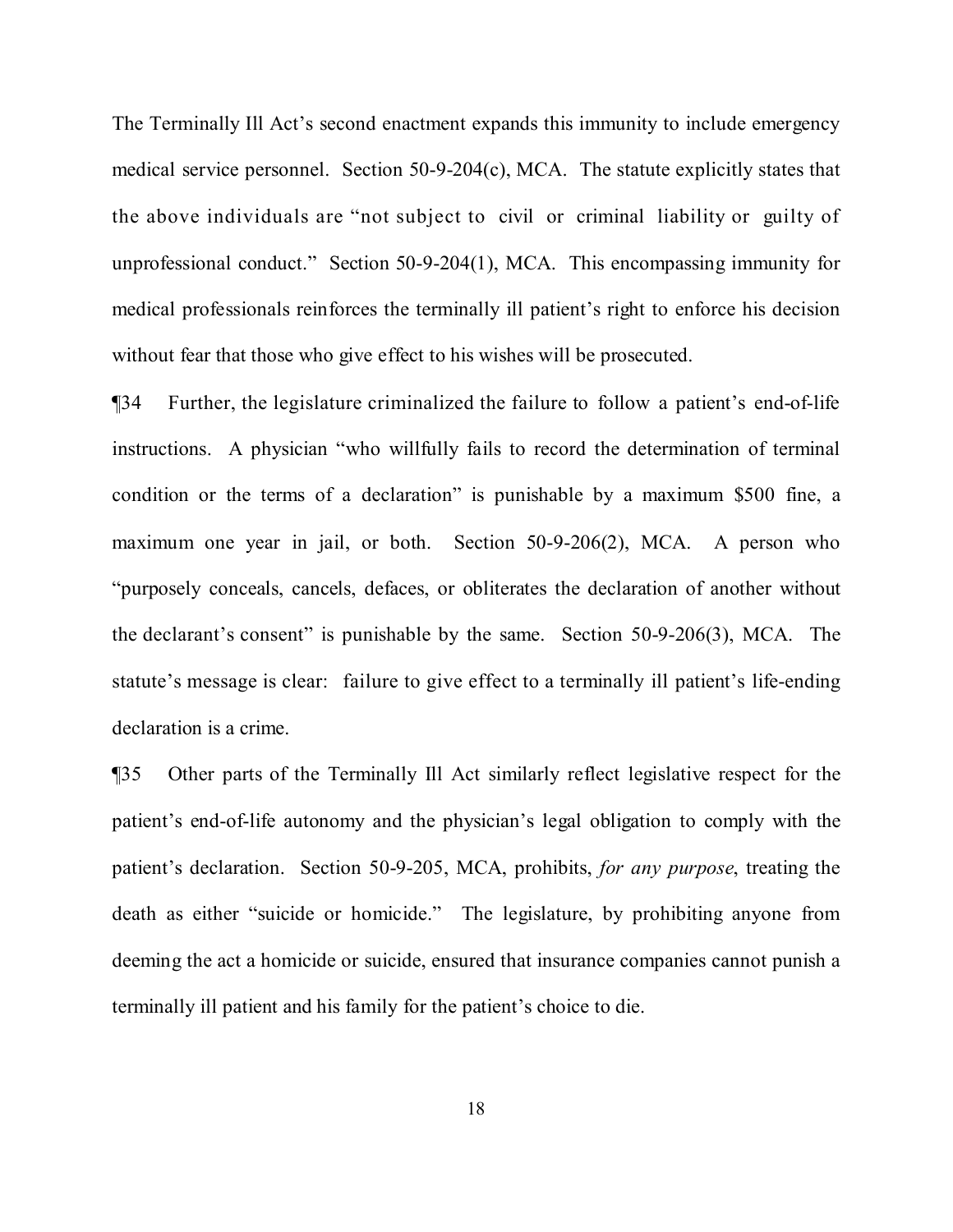The Terminally Ill Act's second enactment expands this immunity to include emergency medical service personnel. Section 50-9-204(c), MCA. The statute explicitly states that the above individuals are "not subject to civil or criminal liability or guilty of unprofessional conduct." Section 50-9-204(1), MCA. This encompassing immunity for medical professionals reinforces the terminally ill patient's right to enforce his decision without fear that those who give effect to his wishes will be prosecuted.

¶34 Further, the legislature criminalized the failure to follow a patient's end-of-life instructions. A physician "who willfully fails to record the determination of terminal condition or the terms of a declaration" is punishable by a maximum $500 fine, a maximum one year in jail, or both. Section 50-9-206(2), MCA. A person who "purposely conceals, cancels, defaces, or obliterates the declaration of another without the declarant's consent" is punishable by the same. Section 50-9-206(3), MCA. The statute's message is clear: failure to give effect to a terminally ill patient's life-ending declaration is a crime.

¶35 Other parts of the Terminally Ill Act similarly reflect legislative respect for the patient's end-of-life autonomy and the physician's legal obligation to comply with the patient's declaration. Section 50-9-205, MCA, prohibits, *for any purpose*, treating the death as either "suicide or homicide." The legislature, by prohibiting anyone from deeming the act a homicide or suicide, ensured that insurance companies cannot punish a terminally ill patient and his family for the patient's choice to die.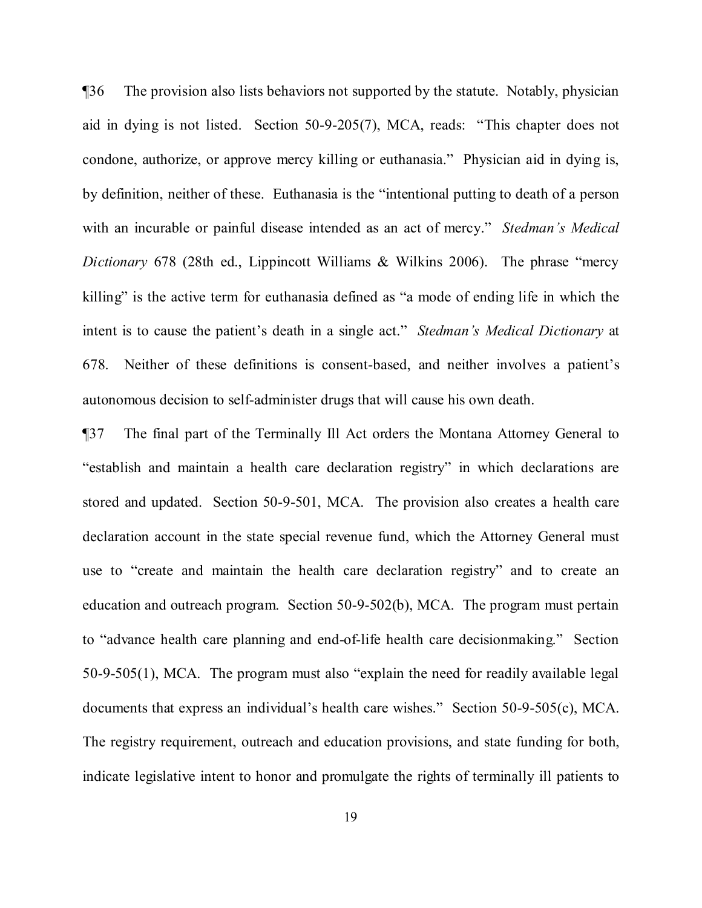¶36 The provision also lists behaviors not supported by the statute. Notably, physician aid in dying is not listed. Section 50-9-205(7), MCA, reads: "This chapter does not condone, authorize, or approve mercy killing or euthanasia." Physician aid in dying is, by definition, neither of these. Euthanasia is the "intentional putting to death of a person with an incurable or painful disease intended as an act of mercy." *Stedman's Medical Dictionary* 678 (28th ed., Lippincott Williams & Wilkins 2006). The phrase "mercy killing" is the active term for euthanasia defined as "a mode of ending life in which the intent is to cause the patient's death in a single act." *Stedman's Medical Dictionary* at 678. Neither of these definitions is consent-based, and neither involves a patient's autonomous decision to self-administer drugs that will cause his own death.

¶37 The final part of the Terminally Ill Act orders the Montana Attorney General to "establish and maintain a health care declaration registry" in which declarations are stored and updated. Section 50-9-501, MCA. The provision also creates a health care declaration account in the state special revenue fund, which the Attorney General must use to "create and maintain the health care declaration registry" and to create an education and outreach program. Section 50-9-502(b), MCA. The program must pertain to "advance health care planning and end-of-life health care decisionmaking." Section 50-9-505(1), MCA. The program must also "explain the need for readily available legal documents that express an individual's health care wishes." Section 50-9-505(c), MCA. The registry requirement, outreach and education provisions, and state funding for both, indicate legislative intent to honor and promulgate the rights of terminally ill patients to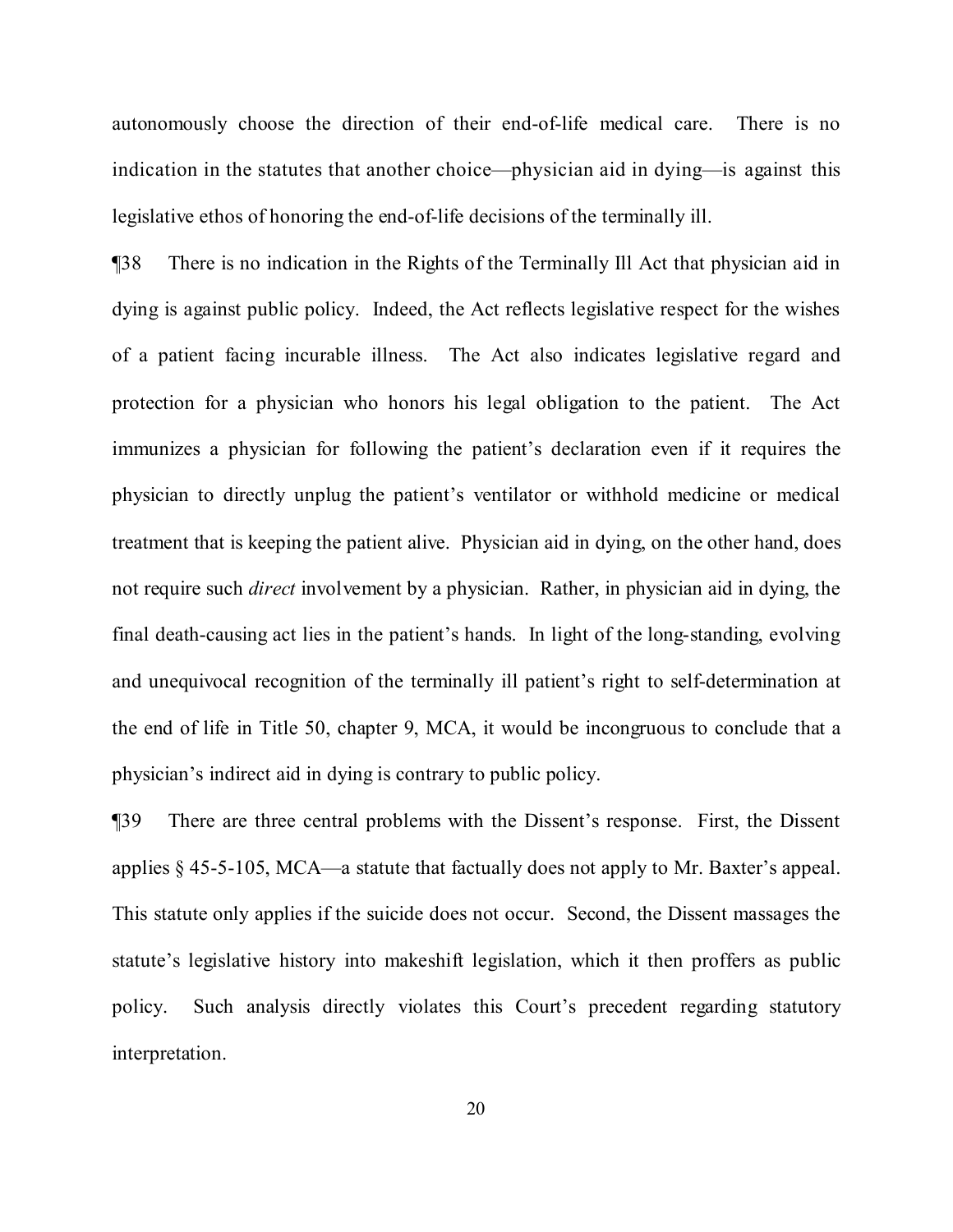autonomously choose the direction of their end-of-life medical care. There is no indication in the statutes that another choice—physician aid in dying—is against this legislative ethos of honoring the end-of-life decisions of the terminally ill.

¶38 There is no indication in the Rights of the Terminally Ill Act that physician aid in dying is against public policy. Indeed, the Act reflects legislative respect for the wishes of a patient facing incurable illness. The Act also indicates legislative regard and protection for a physician who honors his legal obligation to the patient. The Act immunizes a physician for following the patient's declaration even if it requires the physician to directly unplug the patient's ventilator or withhold medicine or medical treatment that is keeping the patient alive. Physician aid in dying, on the other hand, does not require such *direct* involvement by a physician. Rather, in physician aid in dying, the final death-causing act lies in the patient's hands. In light of the long-standing, evolving and unequivocal recognition of the terminally ill patient's right to self-determination at the end of life in Title 50, chapter 9, MCA, it would be incongruous to conclude that a physician's indirect aid in dying is contrary to public policy.

¶39 There are three central problems with the Dissent's response. First, the Dissent applies § 45-5-105, MCA—a statute that factually does not apply to Mr. Baxter's appeal. This statute only applies if the suicide does not occur. Second, the Dissent massages the statute's legislative history into makeshift legislation, which it then proffers as public policy. Such analysis directly violates this Court's precedent regarding statutory interpretation.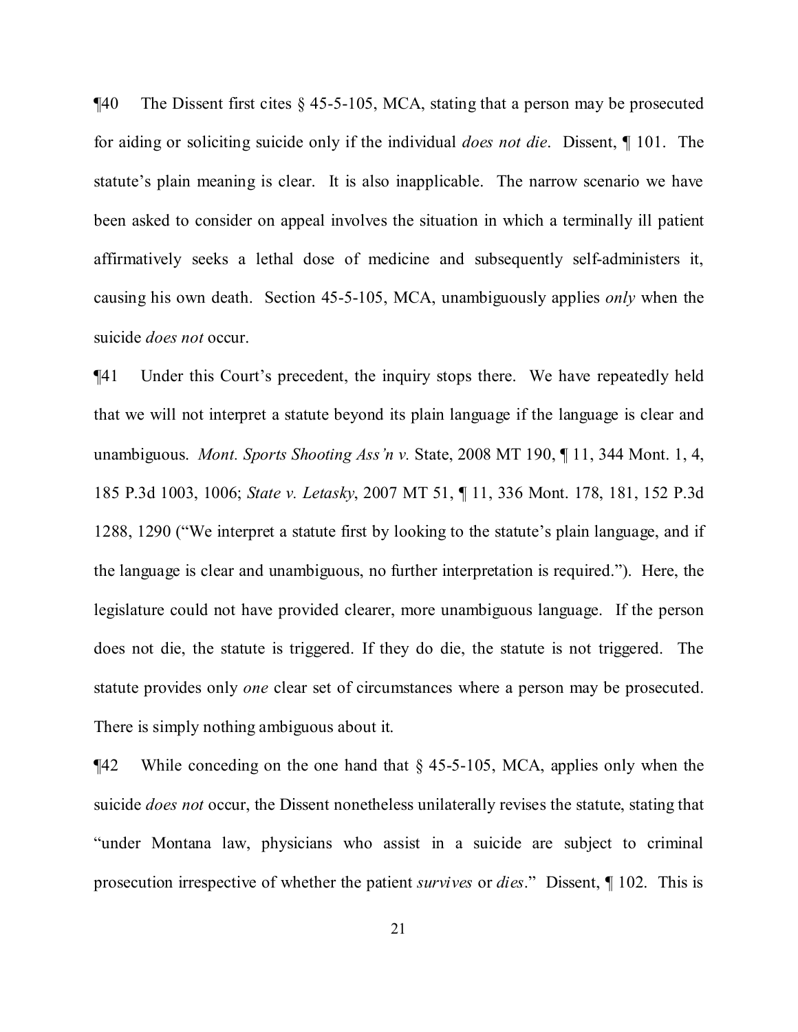¶40 The Dissent first cites § 45-5-105, MCA, stating that a person may be prosecuted for aiding or soliciting suicide only if the individual *does not die*. Dissent, ¶ 101. The statute's plain meaning is clear. It is also inapplicable. The narrow scenario we have been asked to consider on appeal involves the situation in which a terminally ill patient affirmatively seeks a lethal dose of medicine and subsequently self-administers it, causing his own death. Section 45-5-105, MCA, unambiguously applies *only* when the suicide *does not* occur.

¶41 Under this Court's precedent, the inquiry stops there. We have repeatedly held that we will not interpret a statute beyond its plain language if the language is clear and unambiguous. *Mont. Sports Shooting Ass'n v.* State, 2008 MT 190, ¶ 11, 344 Mont. 1, 4, 185 P.3d 1003, 1006; *State v. Letasky*, 2007 MT 51, ¶ 11, 336 Mont. 178, 181, 152 P.3d 1288, 1290 ("We interpret a statute first by looking to the statute's plain language, and if the language is clear and unambiguous, no further interpretation is required."). Here, the legislature could not have provided clearer, more unambiguous language. If the person does not die, the statute is triggered. If they do die, the statute is not triggered. The statute provides only *one* clear set of circumstances where a person may be prosecuted. There is simply nothing ambiguous about it.

¶42 While conceding on the one hand that § 45-5-105, MCA, applies only when the suicide *does not* occur, the Dissent nonetheless unilaterally revises the statute, stating that "under Montana law, physicians who assist in a suicide are subject to criminal prosecution irrespective of whether the patient *survives* or *dies*." Dissent, ¶ 102. This is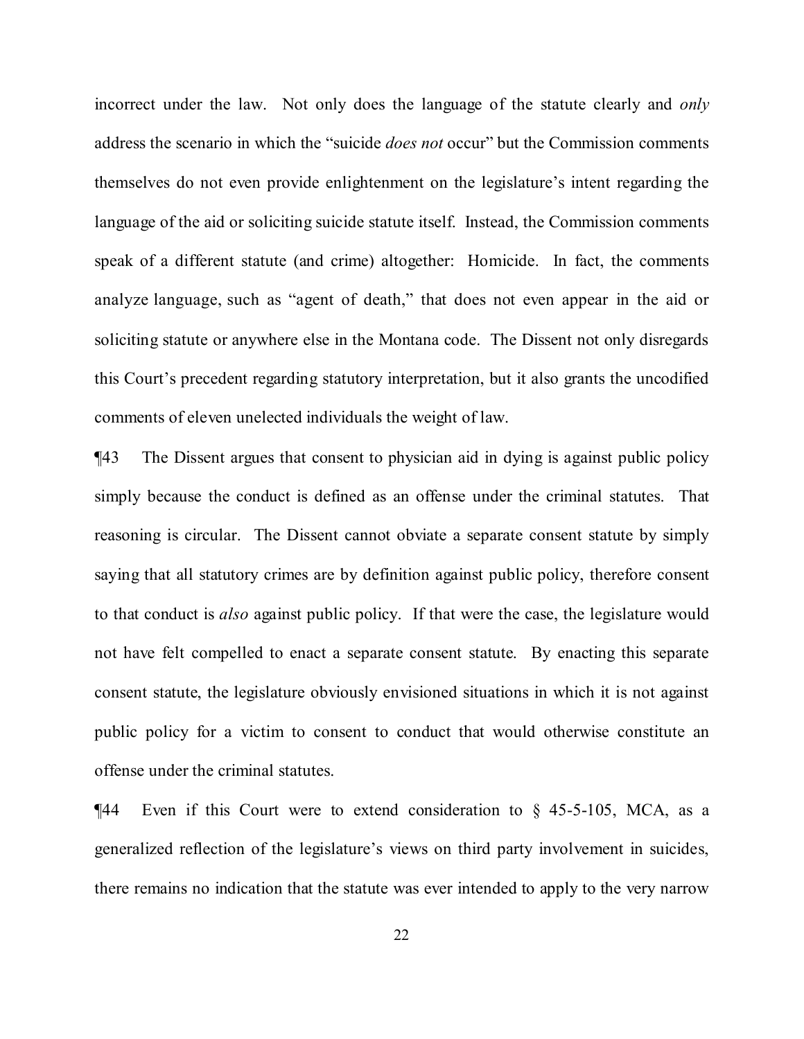incorrect under the law. Not only does the language of the statute clearly and *only* address the scenario in which the "suicide *does not* occur" but the Commission comments themselves do not even provide enlightenment on the legislature's intent regarding the language of the aid or soliciting suicide statute itself. Instead, the Commission comments speak of a different statute (and crime) altogether: Homicide. In fact, the comments analyze language, such as "agent of death," that does not even appear in the aid or soliciting statute or anywhere else in the Montana code. The Dissent not only disregards this Court's precedent regarding statutory interpretation, but it also grants the uncodified comments of eleven unelected individuals the weight of law.

¶43 The Dissent argues that consent to physician aid in dying is against public policy simply because the conduct is defined as an offense under the criminal statutes. That reasoning is circular. The Dissent cannot obviate a separate consent statute by simply saying that all statutory crimes are by definition against public policy, therefore consent to that conduct is *also* against public policy. If that were the case, the legislature would not have felt compelled to enact a separate consent statute. By enacting this separate consent statute, the legislature obviously envisioned situations in which it is not against public policy for a victim to consent to conduct that would otherwise constitute an offense under the criminal statutes.

¶44 Even if this Court were to extend consideration to § 45-5-105, MCA, as a generalized reflection of the legislature's views on third party involvement in suicides, there remains no indication that the statute was ever intended to apply to the very narrow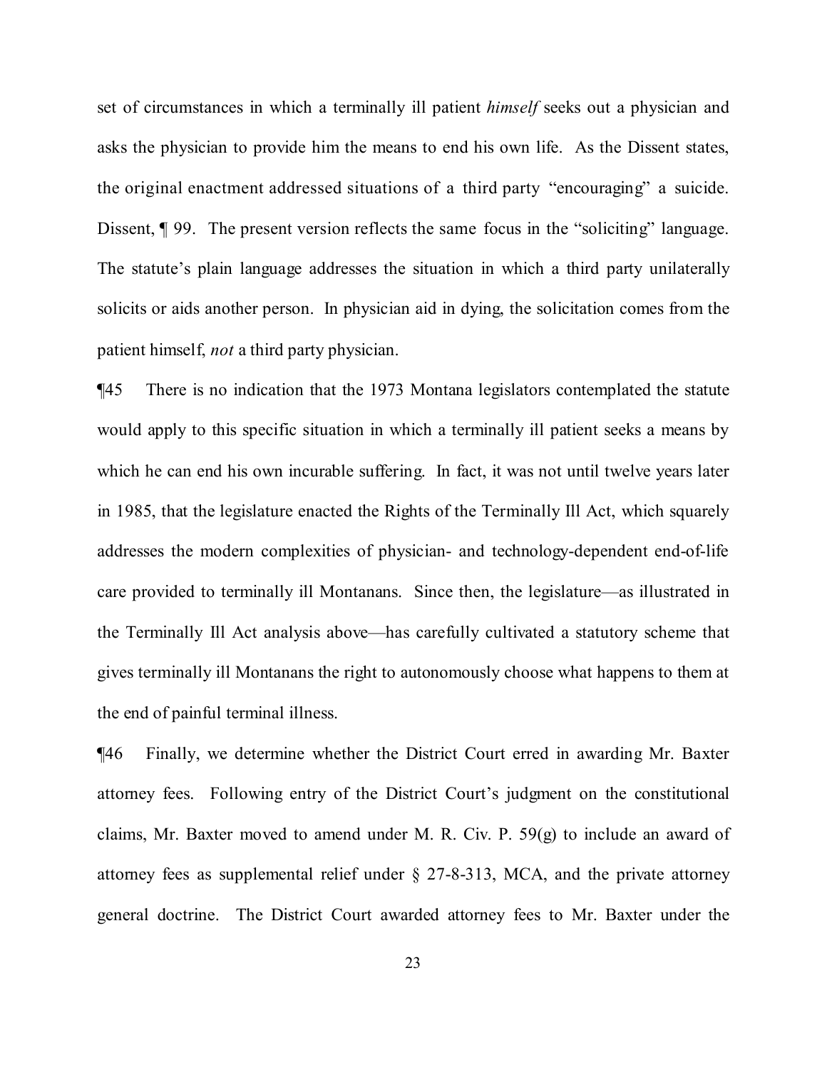set of circumstances in which a terminally ill patient *himself* seeks out a physician and asks the physician to provide him the means to end his own life. As the Dissent states, the original enactment addressed situations of a third party "encouraging" a suicide. Dissent, ¶ 99. The present version reflects the same focus in the "soliciting" language. The statute's plain language addresses the situation in which a third party unilaterally solicits or aids another person. In physician aid in dying, the solicitation comes from the patient himself, *not* a third party physician.

¶45 There is no indication that the 1973 Montana legislators contemplated the statute would apply to this specific situation in which a terminally ill patient seeks a means by which he can end his own incurable suffering. In fact, it was not until twelve years later in 1985, that the legislature enacted the Rights of the Terminally Ill Act, which squarely addresses the modern complexities of physician- and technology-dependent end-of-life care provided to terminally ill Montanans. Since then, the legislature—as illustrated in the Terminally Ill Act analysis above—has carefully cultivated a statutory scheme that gives terminally ill Montanans the right to autonomously choose what happens to them at the end of painful terminal illness.

¶46 Finally, we determine whether the District Court erred in awarding Mr. Baxter attorney fees. Following entry of the District Court's judgment on the constitutional claims, Mr. Baxter moved to amend under M. R. Civ. P. 59(g) to include an award of attorney fees as supplemental relief under § 27-8-313, MCA, and the private attorney general doctrine. The District Court awarded attorney fees to Mr. Baxter under the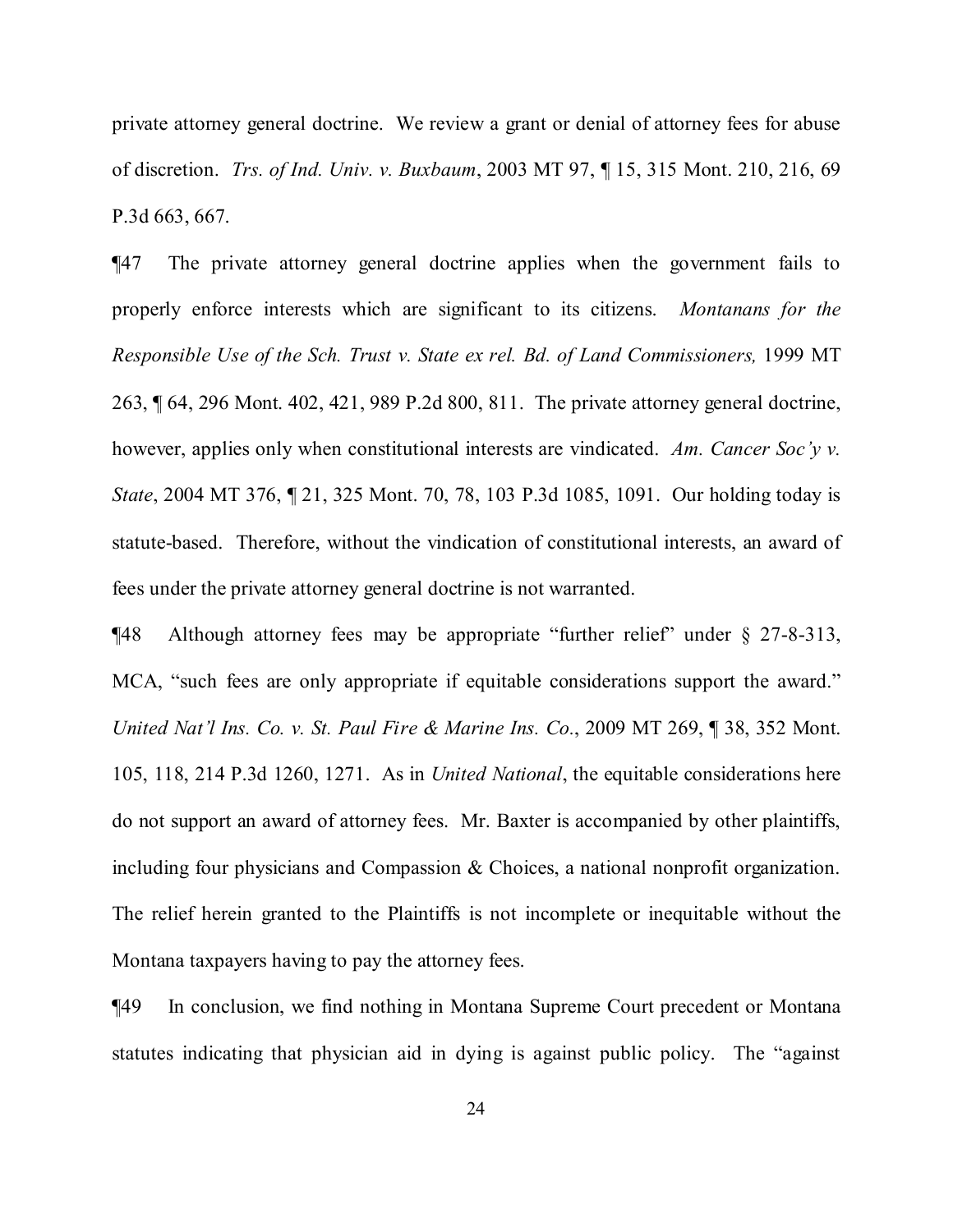private attorney general doctrine. We review a grant or denial of attorney fees for abuse of discretion. *Trs. of Ind. Univ. v. Buxbaum*, 2003 MT 97, ¶ 15, 315 Mont. 210, 216, 69 P.3d 663, 667.

¶47 The private attorney general doctrine applies when the government fails to properly enforce interests which are significant to its citizens. *Montanans for the Responsible Use of the Sch. Trust v. State ex rel. Bd. of Land Commissioners,* 1999 MT 263, ¶ 64, 296 Mont. 402, 421, 989 P.2d 800, 811. The private attorney general doctrine, however, applies only when constitutional interests are vindicated. *Am. Cancer Soc'y v. State*, 2004 MT 376, ¶ 21, 325 Mont. 70, 78, 103 P.3d 1085, 1091. Our holding today is statute-based. Therefore, without the vindication of constitutional interests, an award of fees under the private attorney general doctrine is not warranted.

¶48 Although attorney fees may be appropriate "further relief" under § 27-8-313, MCA, "such fees are only appropriate if equitable considerations support the award." *United Nat'l Ins. Co. v. St. Paul Fire & Marine Ins. Co.*, 2009 MT 269, ¶ 38, 352 Mont. 105, 118, 214 P.3d 1260, 1271. As in *United National*, the equitable considerations here do not support an award of attorney fees. Mr. Baxter is accompanied by other plaintiffs, including four physicians and Compassion & Choices, a national nonprofit organization. The relief herein granted to the Plaintiffs is not incomplete or inequitable without the Montana taxpayers having to pay the attorney fees.

¶49 In conclusion, we find nothing in Montana Supreme Court precedent or Montana statutes indicating that physician aid in dying is against public policy. The "against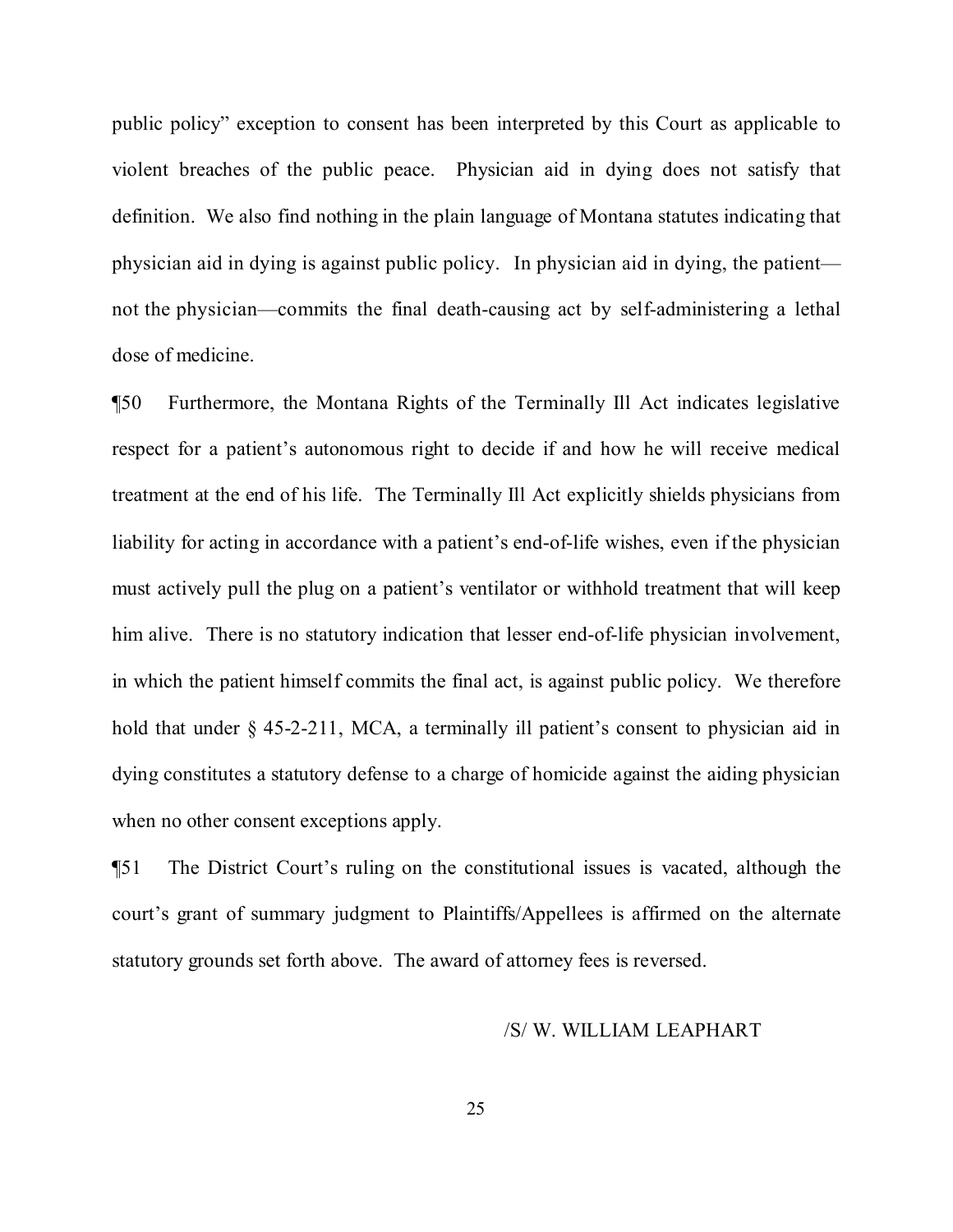public policy" exception to consent has been interpreted by this Court as applicable to violent breaches of the public peace. Physician aid in dying does not satisfy that definition. We also find nothing in the plain language of Montana statutes indicating that physician aid in dying is against public policy. In physician aid in dying, the patient—not the physician—commits the final death-causing act by self-administering a lethal dose of medicine.

¶50 Furthermore, the Montana Rights of the Terminally Ill Act indicates legislative respect for a patient's autonomous right to decide if and how he will receive medical treatment at the end of his life. The Terminally Ill Act explicitly shields physicians from liability for acting in accordance with a patient's end-of-life wishes, even if the physician must actively pull the plug on a patient's ventilator or withhold treatment that will keep him alive. There is no statutory indication that lesser end-of-life physician involvement, in which the patient himself commits the final act, is against public policy. We therefore hold that under § 45-2-211, MCA, a terminally ill patient's consent to physician aid in dying constitutes a statutory defense to a charge of homicide against the aiding physician when no other consent exceptions apply.

¶51 The District Court's ruling on the constitutional issues is vacated, although the court's grant of summary judgment to Plaintiffs/Appellees is affirmed on the alternate statutory grounds set forth above. The award of attorney fees is reversed.

/S/ W. WILLIAM LEAPHART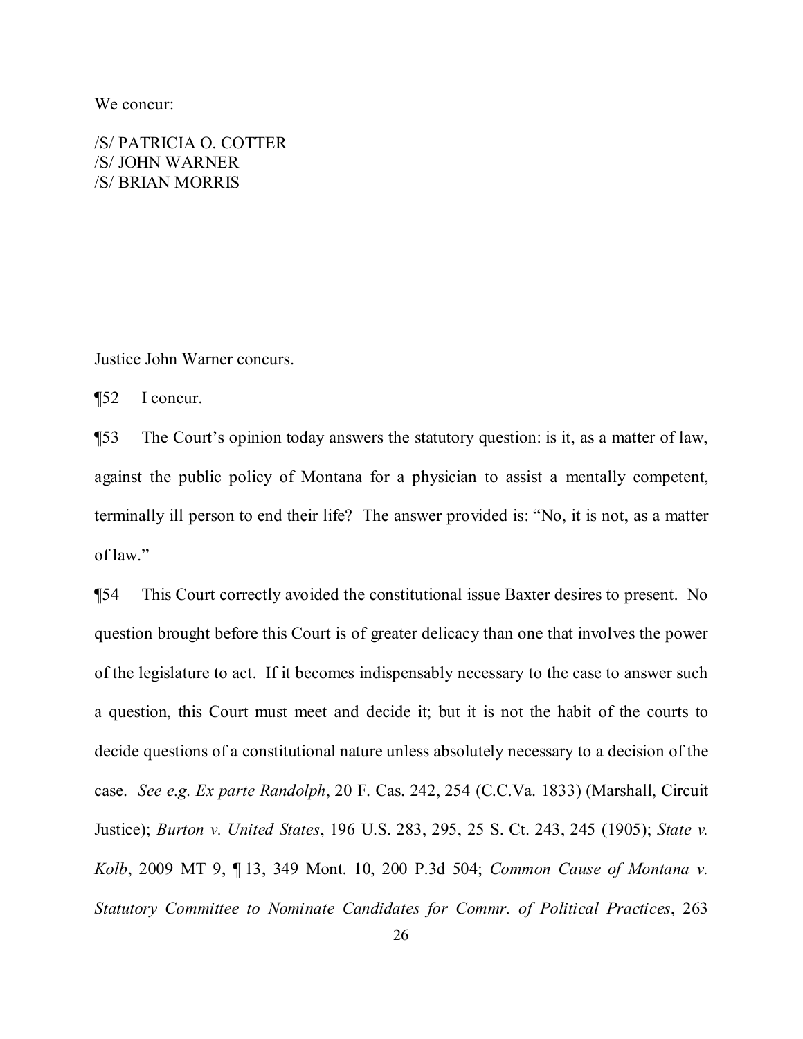We concur:

/S/ PATRICIA O. COTTER
/S/ JOHN WARNER
/S/ BRIAN MORRIS

Justice John Warner concurs.

¶52 I concur.

¶53 The Court's opinion today answers the statutory question: is it, as a matter of law, against the public policy of Montana for a physician to assist a mentally competent, terminally ill person to end their life? The answer provided is: "No, it is not, as a matter of law."

¶54 This Court correctly avoided the constitutional issue Baxter desires to present. No question brought before this Court is of greater delicacy than one that involves the power of the legislature to act. If it becomes indispensably necessary to the case to answer such a question, this Court must meet and decide it; but it is not the habit of the courts to decide questions of a constitutional nature unless absolutely necessary to a decision of the case. *See e.g. Ex parte Randolph*, 20 F. Cas. 242, 254 (C.C.Va. 1833) (Marshall, Circuit Justice); *Burton v. United States*, 196 U.S. 283, 295, 25 S. Ct. 243, 245 (1905); *State v. Kolb*, 2009 MT 9, ¶ 13, 349 Mont. 10, 200 P.3d 504; *Common Cause of Montana v. Statutory Committee to Nominate Candidates for Commr. of Political Practices*, 263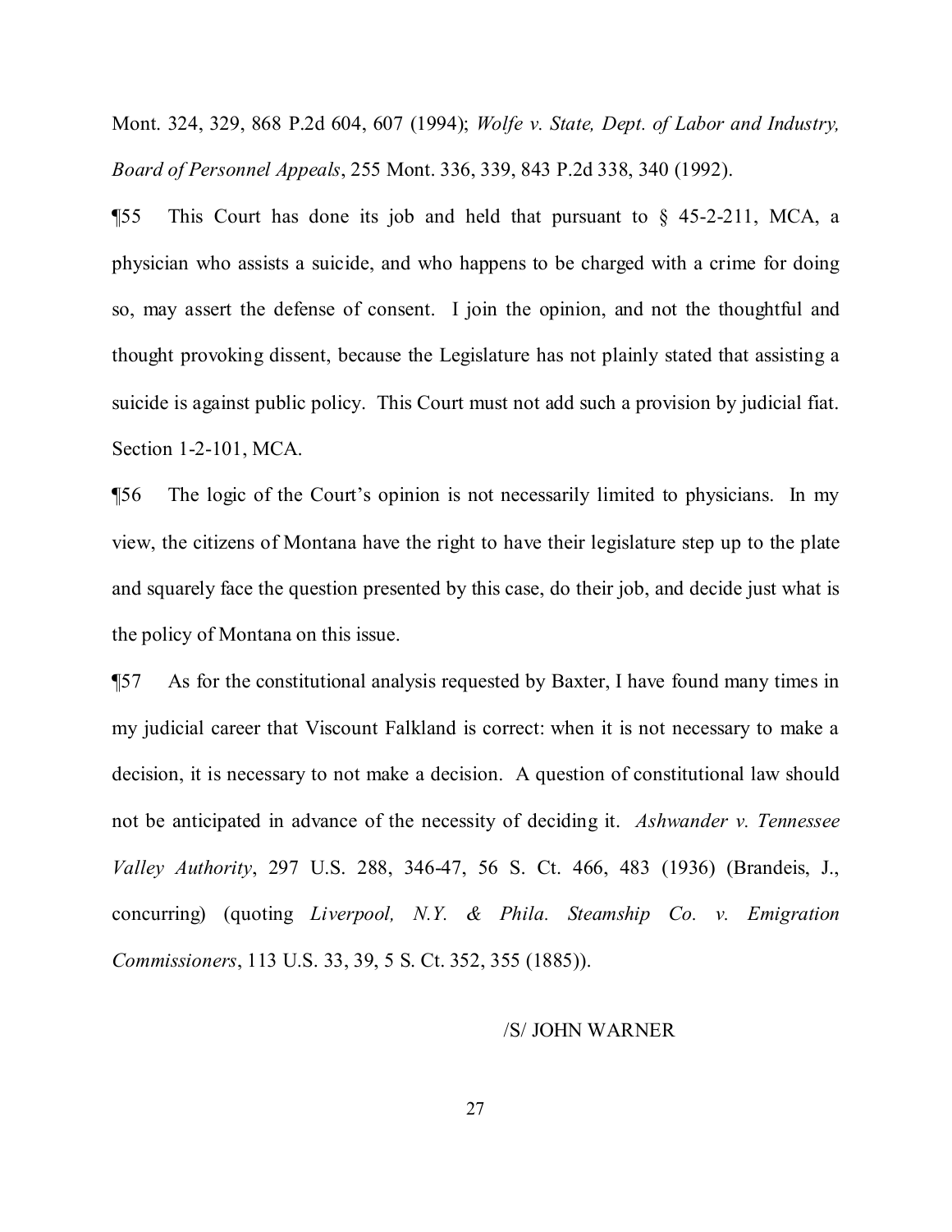Mont. 324, 329, 868 P.2d 604, 607 (1994); *Wolfe v. State, Dept. of Labor and Industry, Board of Personnel Appeals*, 255 Mont. 336, 339, 843 P.2d 338, 340 (1992).

¶55 This Court has done its job and held that pursuant to § 45-2-211, MCA, a physician who assists a suicide, and who happens to be charged with a crime for doing so, may assert the defense of consent. I join the opinion, and not the thoughtful and thought provoking dissent, because the Legislature has not plainly stated that assisting a suicide is against public policy. This Court must not add such a provision by judicial fiat. Section 1-2-101, MCA.

¶56 The logic of the Court's opinion is not necessarily limited to physicians. In my view, the citizens of Montana have the right to have their legislature step up to the plate and squarely face the question presented by this case, do their job, and decide just what is the policy of Montana on this issue.

¶57 As for the constitutional analysis requested by Baxter, I have found many times in my judicial career that Viscount Falkland is correct: when it is not necessary to make a decision, it is necessary to not make a decision. A question of constitutional law should not be anticipated in advance of the necessity of deciding it. *Ashwander v. Tennessee Valley Authority*, 297 U.S. 288, 346-47, 56 S. Ct. 466, 483 (1936) (Brandeis, J., concurring) (quoting *Liverpool, N.Y. & Phila. Steamship Co. v. Emigration Commissioners*, 113 U.S. 33, 39, 5 S. Ct. 352, 355 (1885)).

/S/ JOHN WARNER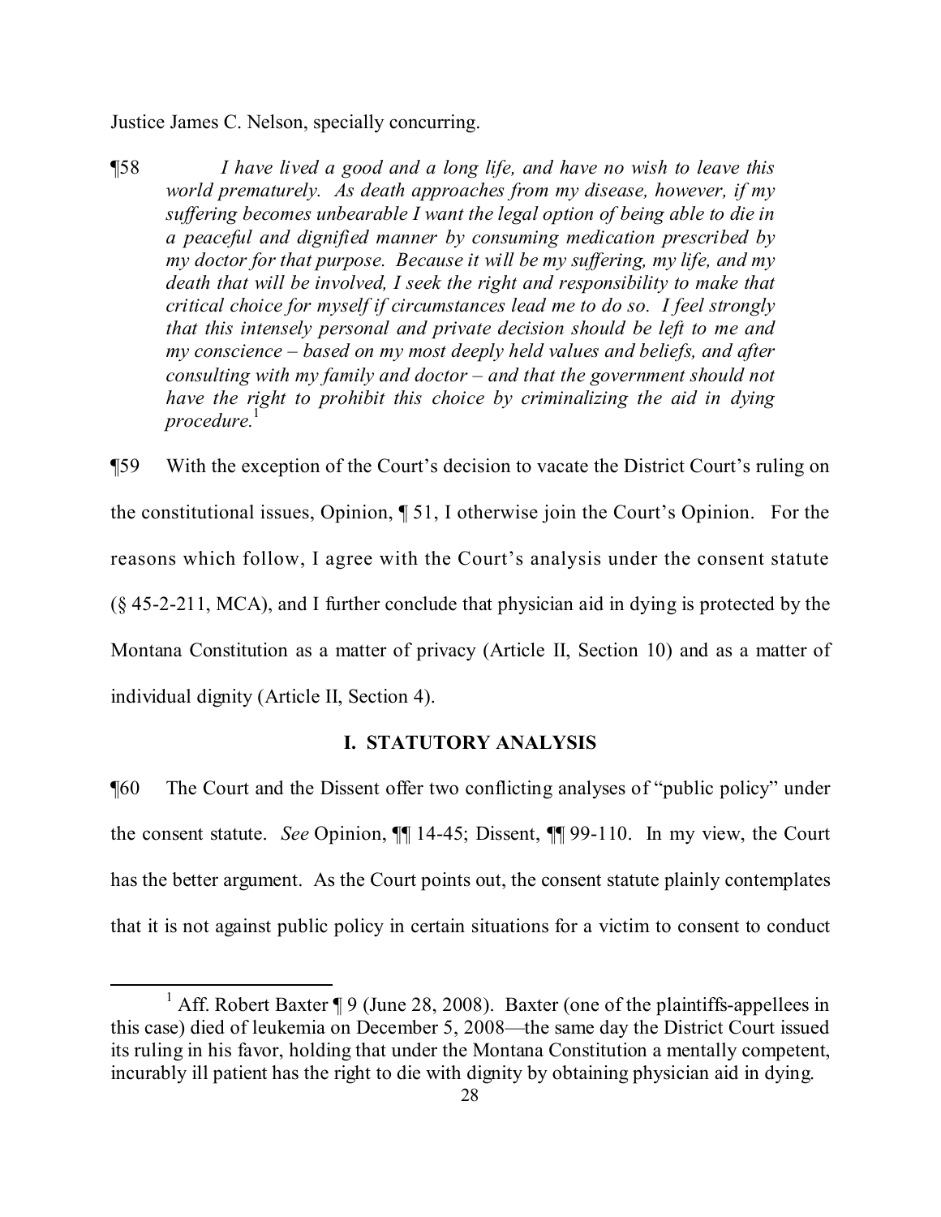Justice James C. Nelson, specially concurring.

¶58 *I have lived a good and a long life, and have no wish to leave this world prematurely. As death approaches from my disease, however, if my suffering becomes unbearable I want the legal option of being able to die in a peaceful and dignified manner by consuming medication prescribed by my doctor for that purpose. Because it will be my suffering, my life, and my death that will be involved, I seek the right and responsibility to make that critical choice for myself if circumstances lead me to do so. I feel strongly that this intensely personal and private decision should be left to me and my conscience – based on my most deeply held values and beliefs, and after consulting with my family and doctor – and that the government should not have the right to prohibit this choice by criminalizing the aid in dying procedure.*[1]

¶59 With the exception of the Court's decision to vacate the District Court's ruling on the constitutional issues, Opinion, ¶ 51, I otherwise join the Court's Opinion. For the reasons which follow, I agree with the Court's analysis under the consent statute (§ 45-2-211, MCA), and I further conclude that physician aid in dying is protected by the Montana Constitution as a matter of privacy (Article II, Section 10) and as a matter of individual dignity (Article II, Section 4).

## I. STATUTORY ANALYSIS

¶60 The Court and the Dissent offer two conflicting analyses of "public policy" under the consent statute. *See* Opinion, ¶¶ 14-45; Dissent, ¶¶ 99-110. In my view, the Court has the better argument. As the Court points out, the consent statute plainly contemplates that it is not against public policy in certain situations for a victim to consent to conduct

[1] Aff. Robert Baxter ¶ 9 (June 28, 2008). Baxter (one of the plaintiffs-appellees in this case) died of leukemia on December 5, 2008—the same day the District Court issued its ruling in his favor, holding that under the Montana Constitution a mentally competent, incurably ill patient has the right to die with dignity by obtaining physician aid in dying.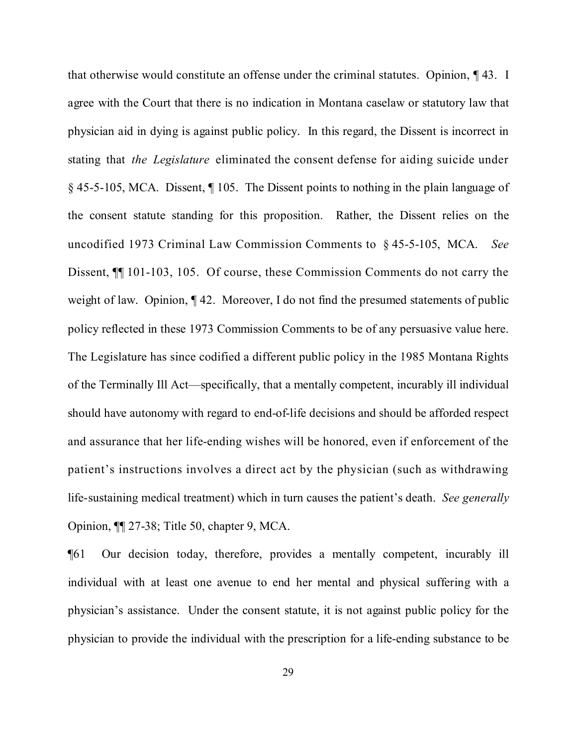that otherwise would constitute an offense under the criminal statutes. Opinion, ¶ 43. I agree with the Court that there is no indication in Montana caselaw or statutory law that physician aid in dying is against public policy. In this regard, the Dissent is incorrect in stating that *the Legislature* eliminated the consent defense for aiding suicide under § 45-5-105, MCA. Dissent, ¶ 105. The Dissent points to nothing in the plain language of the consent statute standing for this proposition. Rather, the Dissent relies on the uncodified 1973 Criminal Law Commission Comments to § 45-5-105, MCA. *See* Dissent, ¶¶ 101-103, 105. Of course, these Commission Comments do not carry the weight of law. Opinion, ¶ 42. Moreover, I do not find the presumed statements of public policy reflected in these 1973 Commission Comments to be of any persuasive value here. The Legislature has since codified a different public policy in the 1985 Montana Rights of the Terminally Ill Act—specifically, that a mentally competent, incurably ill individual should have autonomy with regard to end-of-life decisions and should be afforded respect and assurance that her life-ending wishes will be honored, even if enforcement of the patient's instructions involves a direct act by the physician (such as withdrawing life-sustaining medical treatment) which in turn causes the patient's death. *See generally* Opinion, ¶¶ 27-38; Title 50, chapter 9, MCA.

¶61 Our decision today, therefore, provides a mentally competent, incurably ill individual with at least one avenue to end her mental and physical suffering with a physician's assistance. Under the consent statute, it is not against public policy for the physician to provide the individual with the prescription for a life-ending substance to be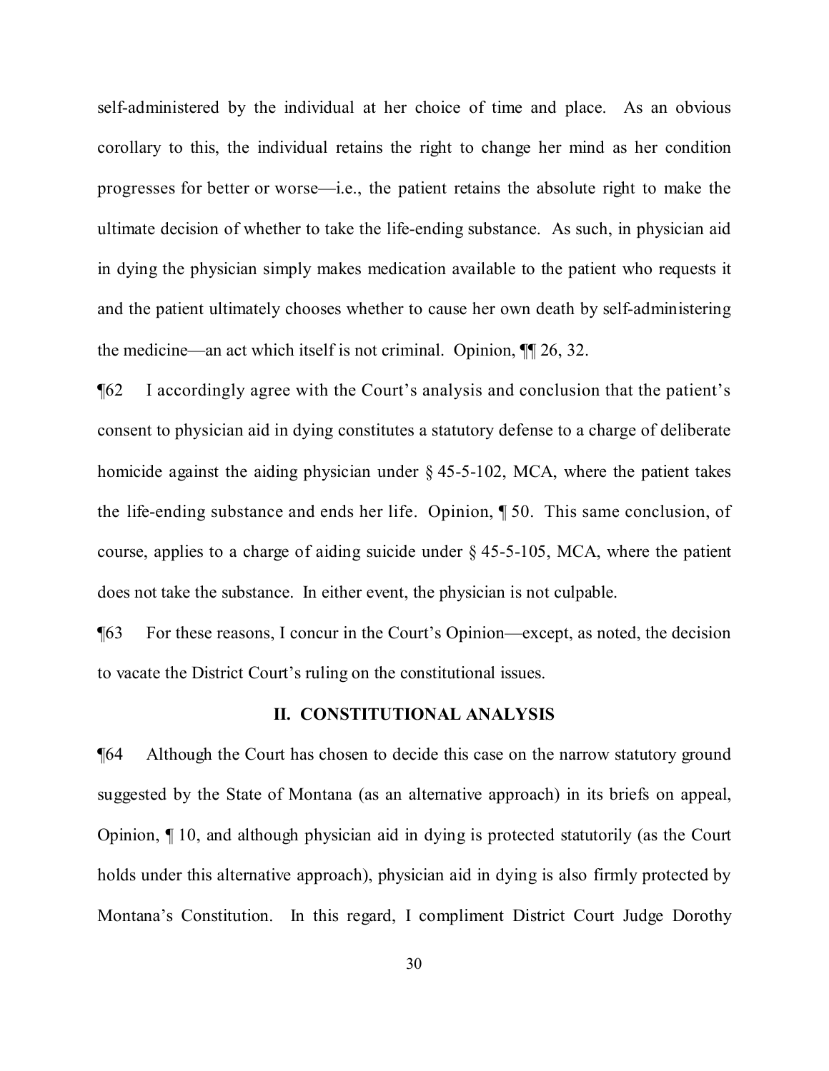self-administered by the individual at her choice of time and place. As an obvious corollary to this, the individual retains the right to change her mind as her condition progresses for better or worse—i.e., the patient retains the absolute right to make the ultimate decision of whether to take the life-ending substance. As such, in physician aid in dying the physician simply makes medication available to the patient who requests it and the patient ultimately chooses whether to cause her own death by self-administering the medicine—an act which itself is not criminal. Opinion, ¶¶ 26, 32.

¶62 I accordingly agree with the Court's analysis and conclusion that the patient's consent to physician aid in dying constitutes a statutory defense to a charge of deliberate homicide against the aiding physician under § 45-5-102, MCA, where the patient takes the life-ending substance and ends her life. Opinion, ¶ 50. This same conclusion, of course, applies to a charge of aiding suicide under § 45-5-105, MCA, where the patient does not take the substance. In either event, the physician is not culpable.

¶63 For these reasons, I concur in the Court's Opinion—except, as noted, the decision to vacate the District Court's ruling on the constitutional issues.

## II. CONSTITUTIONAL ANALYSIS

¶64 Although the Court has chosen to decide this case on the narrow statutory ground suggested by the State of Montana (as an alternative approach) in its briefs on appeal, Opinion, ¶ 10, and although physician aid in dying is protected statutorily (as the Court holds under this alternative approach), physician aid in dying is also firmly protected by Montana's Constitution. In this regard, I compliment District Court Judge Dorothy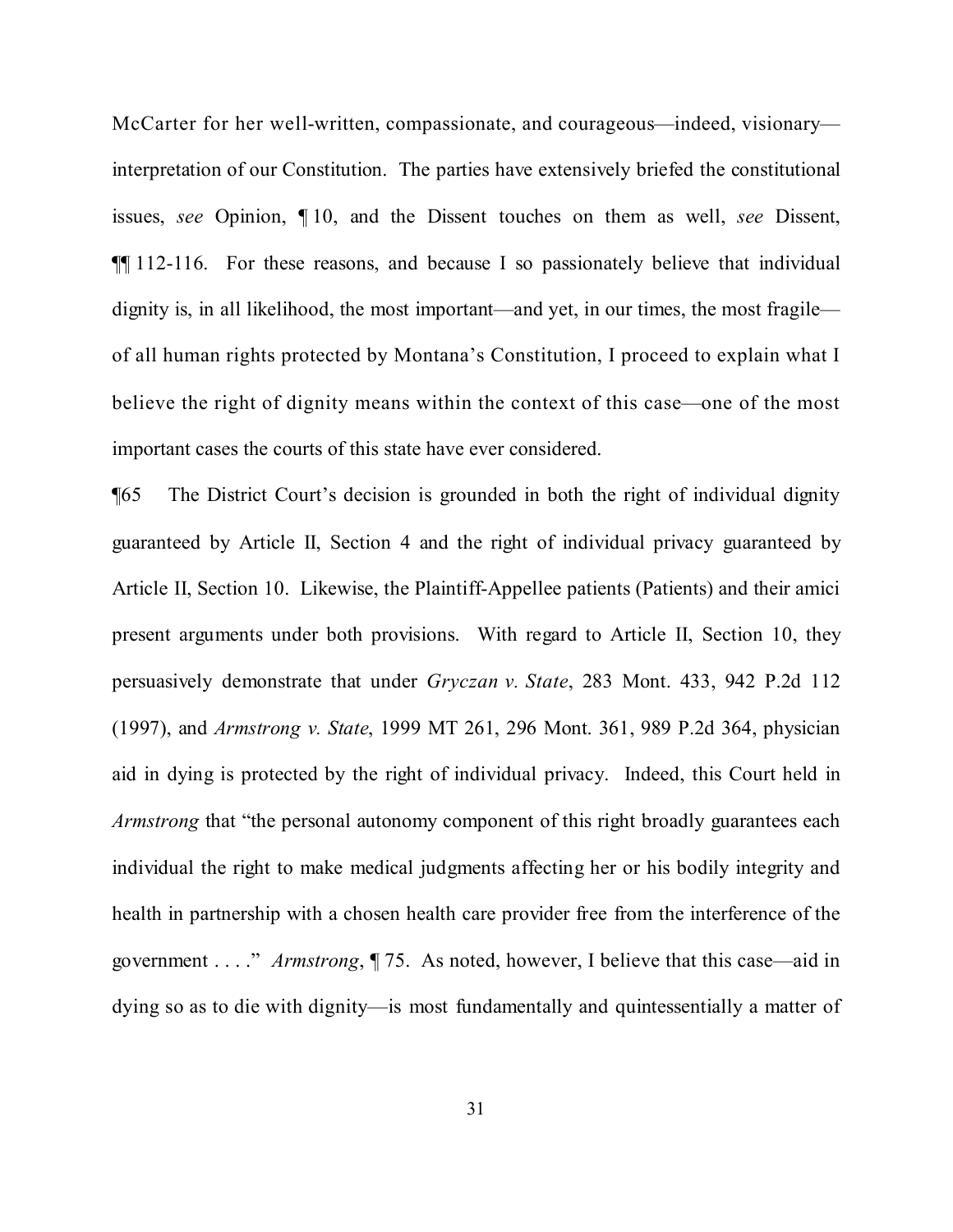McCarter for her well-written, compassionate, and courageous—indeed, visionary—interpretation of our Constitution. The parties have extensively briefed the constitutional issues, *see* Opinion, ¶ 10, and the Dissent touches on them as well, *see* Dissent, ¶¶ 112-116. For these reasons, and because I so passionately believe that individual dignity is, in all likelihood, the most important—and yet, in our times, the most fragile—of all human rights protected by Montana's Constitution, I proceed to explain what I believe the right of dignity means within the context of this case—one of the most important cases the courts of this state have ever considered.

¶65 The District Court's decision is grounded in both the right of individual dignity guaranteed by Article II, Section 4 and the right of individual privacy guaranteed by Article II, Section 10. Likewise, the Plaintiff-Appellee patients (Patients) and their amici present arguments under both provisions. With regard to Article II, Section 10, they persuasively demonstrate that under *Gryczan v. State*, 283 Mont. 433, 942 P.2d 112 (1997), and *Armstrong v. State*, 1999 MT 261, 296 Mont. 361, 989 P.2d 364, physician aid in dying is protected by the right of individual privacy. Indeed, this Court held in *Armstrong* that "the personal autonomy component of this right broadly guarantees each individual the right to make medical judgments affecting her or his bodily integrity and health in partnership with a chosen health care provider free from the interference of the government . . . ." *Armstrong*, ¶ 75. As noted, however, I believe that this case—aid in dying so as to die with dignity—is most fundamentally and quintessentially a matter of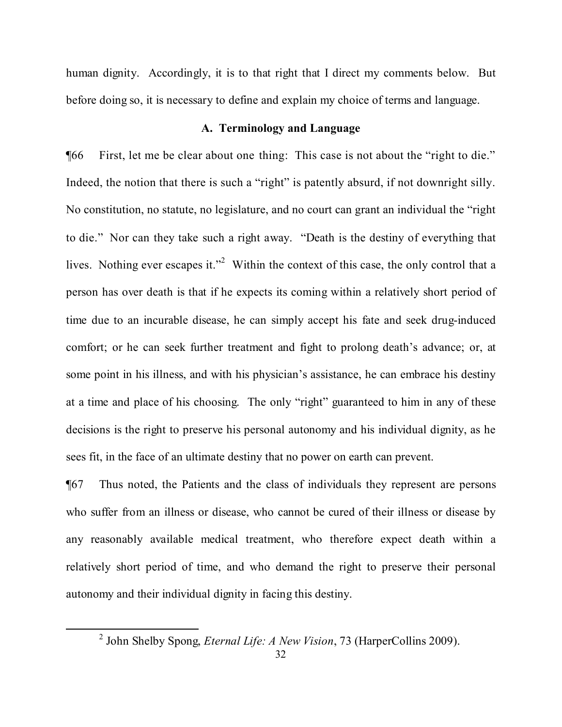human dignity. Accordingly, it is to that right that I direct my comments below. But before doing so, it is necessary to define and explain my choice of terms and language.

### A. Terminology and Language

¶66 First, let me be clear about one thing: This case is not about the "right to die." Indeed, the notion that there is such a "right" is patently absurd, if not downright silly. No constitution, no statute, no legislature, and no court can grant an individual the "right to die." Nor can they take such a right away. "Death is the destiny of everything that lives. Nothing ever escapes it."[2] Within the context of this case, the only control that a person has over death is that if he expects its coming within a relatively short period of time due to an incurable disease, he can simply accept his fate and seek drug-induced comfort; or he can seek further treatment and fight to prolong death's advance; or, at some point in his illness, and with his physician's assistance, he can embrace his destiny at a time and place of his choosing. The only "right" guaranteed to him in any of these decisions is the right to preserve his personal autonomy and his individual dignity, as he sees fit, in the face of an ultimate destiny that no power on earth can prevent.

¶67 Thus noted, the Patients and the class of individuals they represent are persons who suffer from an illness or disease, who cannot be cured of their illness or disease by any reasonably available medical treatment, who therefore expect death within a relatively short period of time, and who demand the right to preserve their personal autonomy and their individual dignity in facing this destiny.

---

[2] John Shelby Spong, *Eternal Life: A New Vision*, 73 (HarperCollins 2009).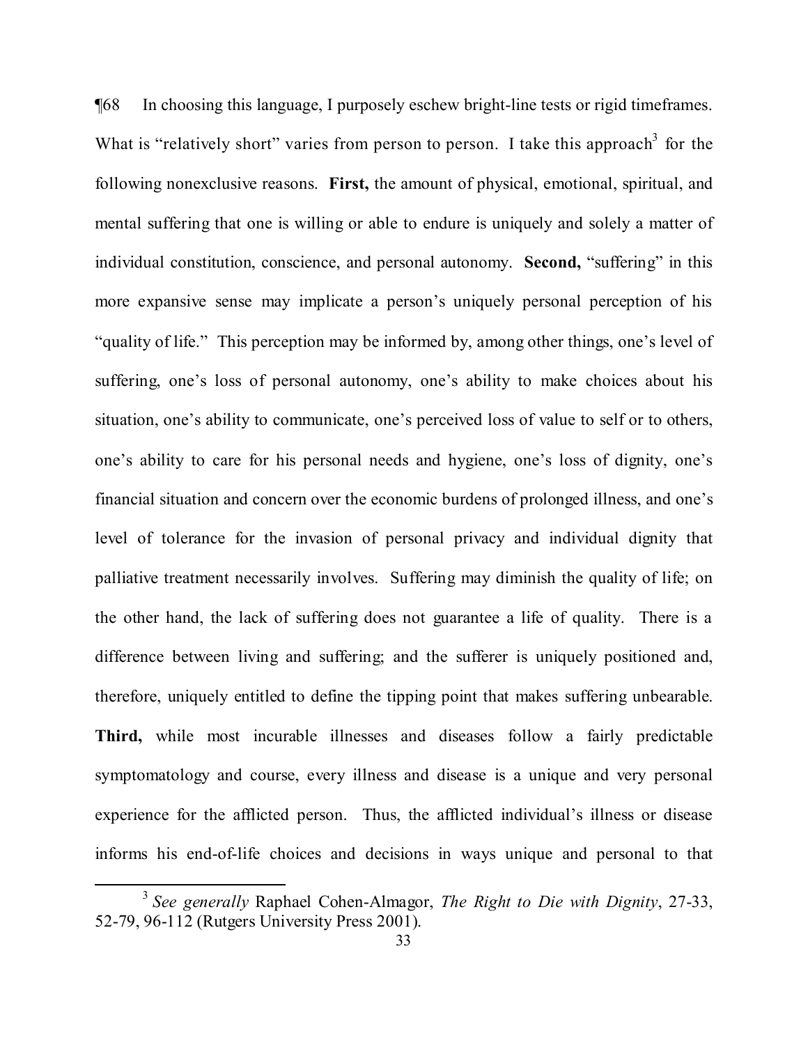¶68 In choosing this language, I purposely eschew bright-line tests or rigid timeframes. What is "relatively short" varies from person to person. I take this approach[3] for the following nonexclusive reasons. **First,** the amount of physical, emotional, spiritual, and mental suffering that one is willing or able to endure is uniquely and solely a matter of individual constitution, conscience, and personal autonomy. **Second,** "suffering" in this more expansive sense may implicate a person's uniquely personal perception of his "quality of life." This perception may be informed by, among other things, one's level of suffering, one's loss of personal autonomy, one's ability to make choices about his situation, one's ability to communicate, one's perceived loss of value to self or to others, one's ability to care for his personal needs and hygiene, one's loss of dignity, one's financial situation and concern over the economic burdens of prolonged illness, and one's level of tolerance for the invasion of personal privacy and individual dignity that palliative treatment necessarily involves. Suffering may diminish the quality of life; on the other hand, the lack of suffering does not guarantee a life of quality. There is a difference between living and suffering; and the sufferer is uniquely positioned and, therefore, uniquely entitled to define the tipping point that makes suffering unbearable. **Third,** while most incurable illnesses and diseases follow a fairly predictable symptomatology and course, every illness and disease is a unique and very personal experience for the afflicted person. Thus, the afflicted individual's illness or disease informs his end-of-life choices and decisions in ways unique and personal to that

[3] *See generally* Raphael Cohen-Almagor, *The Right to Die with Dignity*, 27-33, 52-79, 96-112 (Rutgers University Press 2001).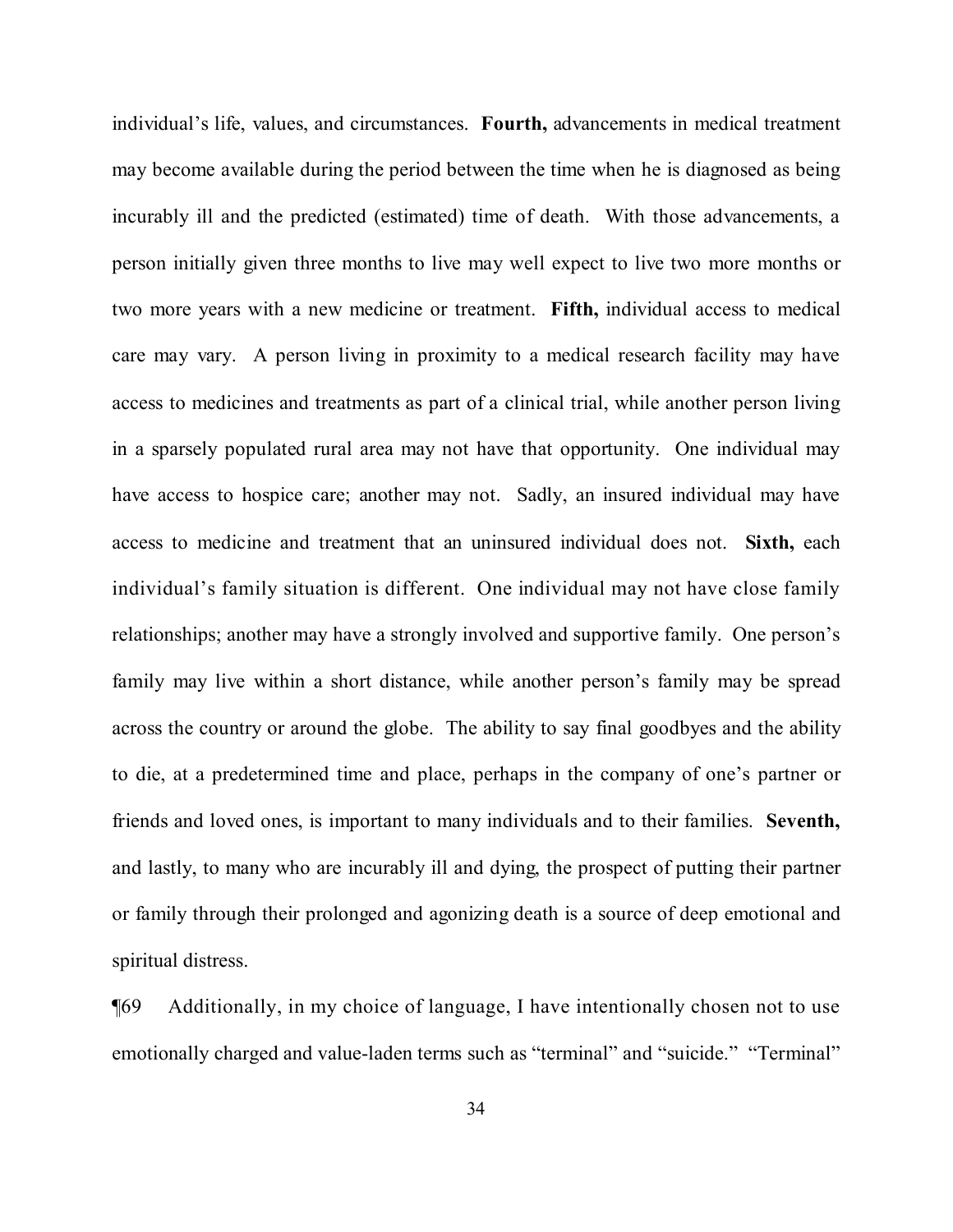individual's life, values, and circumstances. **Fourth,** advancements in medical treatment may become available during the period between the time when he is diagnosed as being incurably ill and the predicted (estimated) time of death. With those advancements, a person initially given three months to live may well expect to live two more months or two more years with a new medicine or treatment. **Fifth,** individual access to medical care may vary. A person living in proximity to a medical research facility may have access to medicines and treatments as part of a clinical trial, while another person living in a sparsely populated rural area may not have that opportunity. One individual may have access to hospice care; another may not. Sadly, an insured individual may have access to medicine and treatment that an uninsured individual does not. **Sixth,** each individual's family situation is different. One individual may not have close family relationships; another may have a strongly involved and supportive family. One person's family may live within a short distance, while another person's family may be spread across the country or around the globe. The ability to say final goodbyes and the ability to die, at a predetermined time and place, perhaps in the company of one's partner or friends and loved ones, is important to many individuals and to their families. **Seventh,** and lastly, to many who are incurably ill and dying, the prospect of putting their partner or family through their prolonged and agonizing death is a source of deep emotional and spiritual distress.

¶69 Additionally, in my choice of language, I have intentionally chosen not to use emotionally charged and value-laden terms such as "terminal" and "suicide." "Terminal"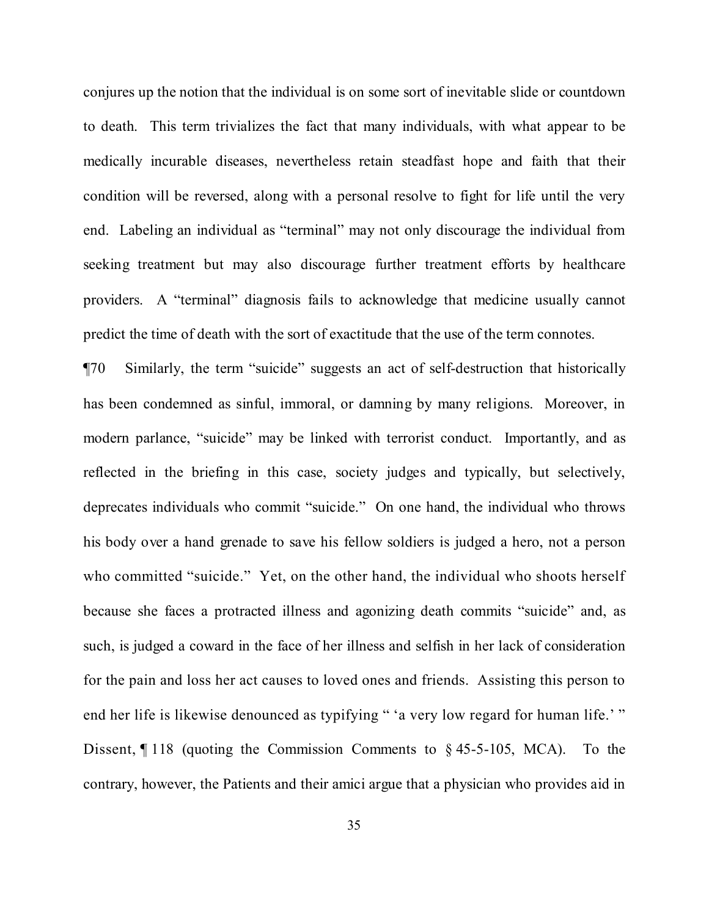conjures up the notion that the individual is on some sort of inevitable slide or countdown to death. This term trivializes the fact that many individuals, with what appear to be medically incurable diseases, nevertheless retain steadfast hope and faith that their condition will be reversed, along with a personal resolve to fight for life until the very end. Labeling an individual as "terminal" may not only discourage the individual from seeking treatment but may also discourage further treatment efforts by healthcare providers. A "terminal" diagnosis fails to acknowledge that medicine usually cannot predict the time of death with the sort of exactitude that the use of the term connotes.

¶70 Similarly, the term "suicide" suggests an act of self-destruction that historically has been condemned as sinful, immoral, or damning by many religions. Moreover, in modern parlance, "suicide" may be linked with terrorist conduct. Importantly, and as reflected in the briefing in this case, society judges and typically, but selectively, deprecates individuals who commit "suicide." On one hand, the individual who throws his body over a hand grenade to save his fellow soldiers is judged a hero, not a person who committed "suicide." Yet, on the other hand, the individual who shoots herself because she faces a protracted illness and agonizing death commits "suicide" and, as such, is judged a coward in the face of her illness and selfish in her lack of consideration for the pain and loss her act causes to loved ones and friends. Assisting this person to end her life is likewise denounced as typifying " 'a very low regard for human life.' " Dissent, ¶ 118 (quoting the Commission Comments to § 45-5-105, MCA). To the contrary, however, the Patients and their amici argue that a physician who provides aid in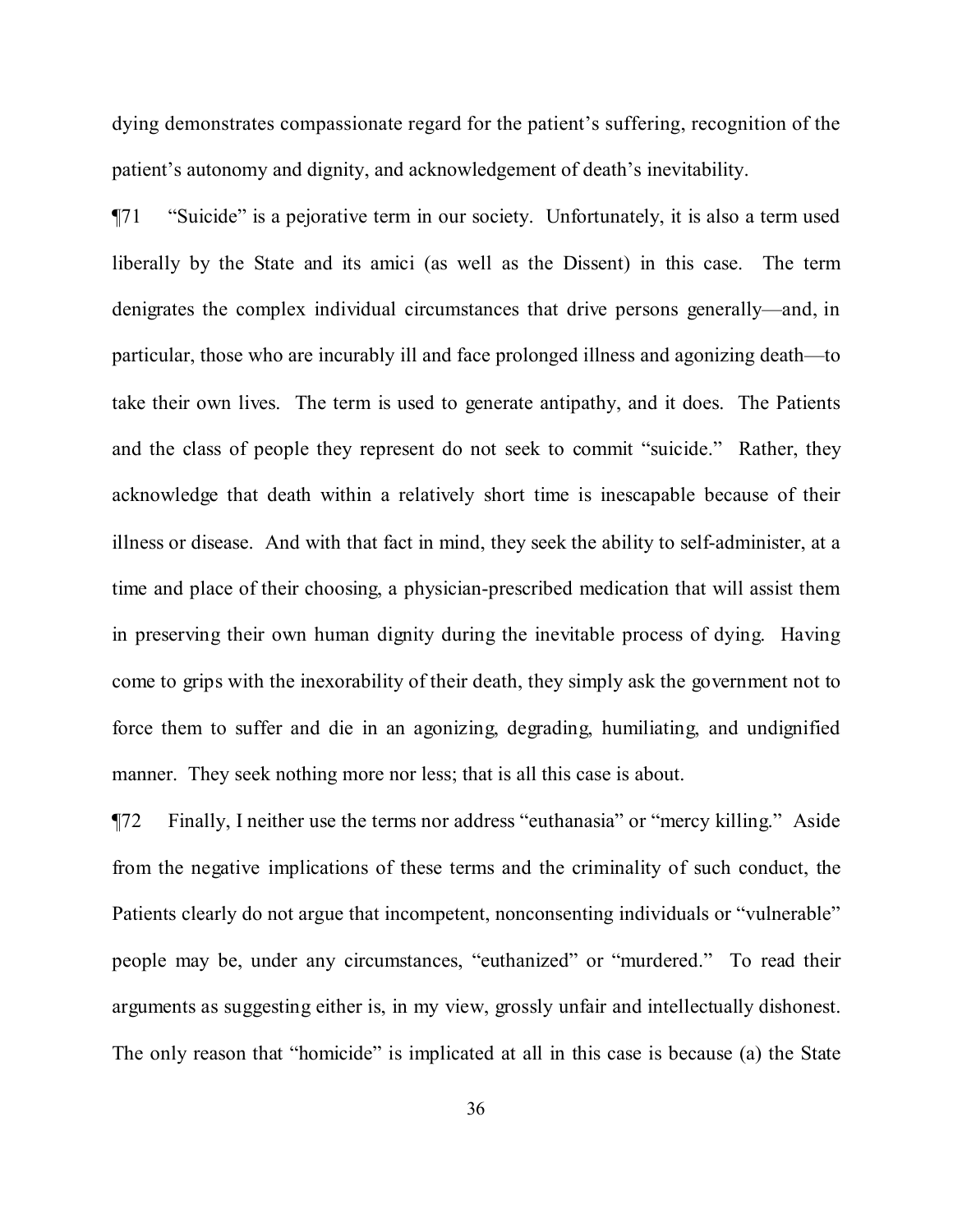dying demonstrates compassionate regard for the patient's suffering, recognition of the patient's autonomy and dignity, and acknowledgement of death's inevitability.

¶71 "Suicide" is a pejorative term in our society. Unfortunately, it is also a term used liberally by the State and its amici (as well as the Dissent) in this case. The term denigrates the complex individual circumstances that drive persons generally—and, in particular, those who are incurably ill and face prolonged illness and agonizing death—to take their own lives. The term is used to generate antipathy, and it does. The Patients and the class of people they represent do not seek to commit "suicide." Rather, they acknowledge that death within a relatively short time is inescapable because of their illness or disease. And with that fact in mind, they seek the ability to self-administer, at a time and place of their choosing, a physician-prescribed medication that will assist them in preserving their own human dignity during the inevitable process of dying. Having come to grips with the inexorability of their death, they simply ask the government not to force them to suffer and die in an agonizing, degrading, humiliating, and undignified manner. They seek nothing more nor less; that is all this case is about.

¶72 Finally, I neither use the terms nor address "euthanasia" or "mercy killing." Aside from the negative implications of these terms and the criminality of such conduct, the Patients clearly do not argue that incompetent, nonconsenting individuals or "vulnerable" people may be, under any circumstances, "euthanized" or "murdered." To read their arguments as suggesting either is, in my view, grossly unfair and intellectually dishonest. The only reason that "homicide" is implicated at all in this case is because (a) the State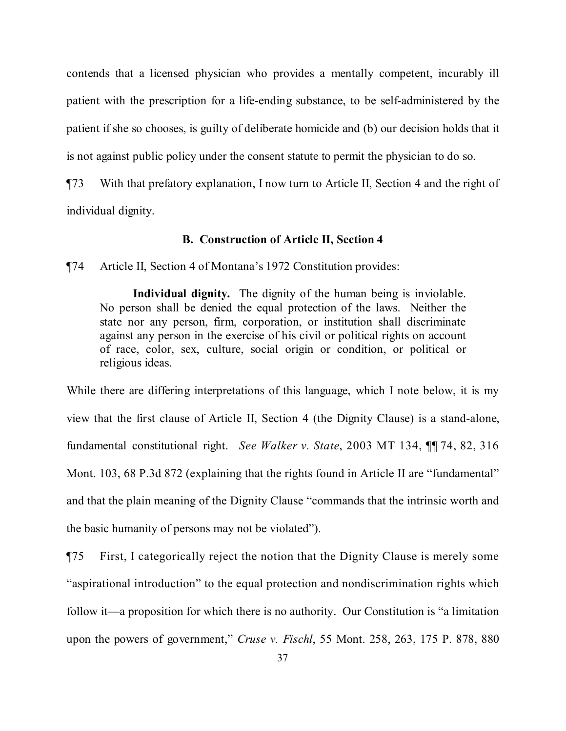contends that a licensed physician who provides a mentally competent, incurably ill patient with the prescription for a life-ending substance, to be self-administered by the patient if she so chooses, is guilty of deliberate homicide and (b) our decision holds that it is not against public policy under the consent statute to permit the physician to do so.

¶73 With that prefatory explanation, I now turn to Article II, Section 4 and the right of individual dignity.

### B. Construction of Article II, Section 4

¶74 Article II, Section 4 of Montana's 1972 Constitution provides:

> **Individual dignity.** The dignity of the human being is inviolable. No person shall be denied the equal protection of the laws. Neither the state nor any person, firm, corporation, or institution shall discriminate against any person in the exercise of his civil or political rights on account of race, color, sex, culture, social origin or condition, or political or religious ideas.

While there are differing interpretations of this language, which I note below, it is my view that the first clause of Article II, Section 4 (the Dignity Clause) is a stand-alone, fundamental constitutional right. *See Walker v. State*, 2003 MT 134, ¶¶ 74, 82, 316 Mont. 103, 68 P.3d 872 (explaining that the rights found in Article II are "fundamental" and that the plain meaning of the Dignity Clause "commands that the intrinsic worth and the basic humanity of persons may not be violated").

¶75 First, I categorically reject the notion that the Dignity Clause is merely some "aspirational introduction" to the equal protection and nondiscrimination rights which follow it—a proposition for which there is no authority. Our Constitution is "a limitation upon the powers of government," *Cruse v. Fischl*, 55 Mont. 258, 263, 175 P. 878, 880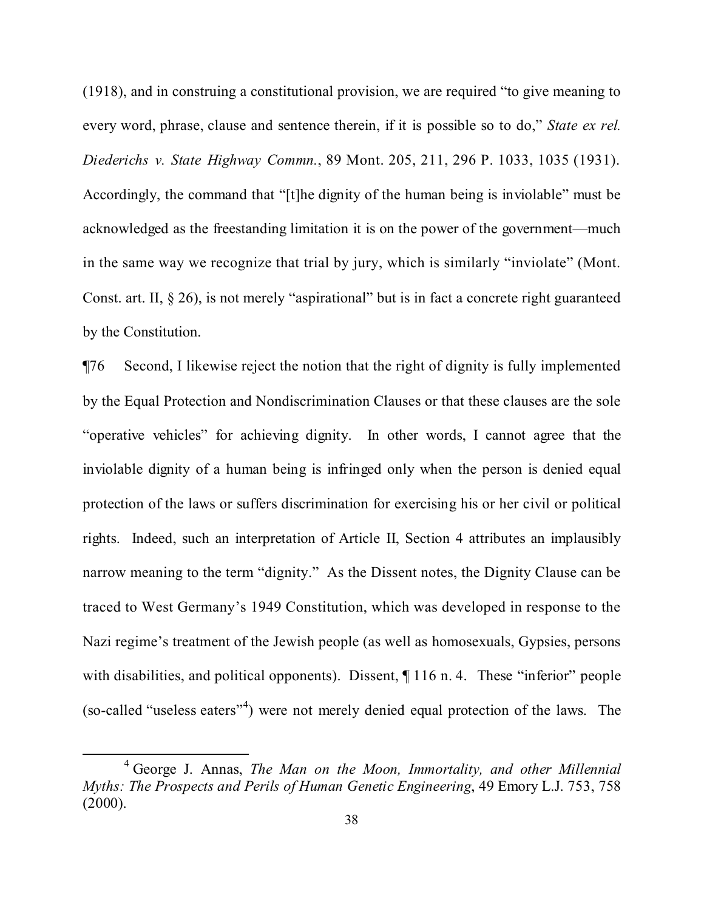(1918), and in construing a constitutional provision, we are required "to give meaning to every word, phrase, clause and sentence therein, if it is possible so to do," *State ex rel. Diederichs v. State Highway Commn.*, 89 Mont. 205, 211, 296 P. 1033, 1035 (1931). Accordingly, the command that "[t]he dignity of the human being is inviolable" must be acknowledged as the freestanding limitation it is on the power of the government—much in the same way we recognize that trial by jury, which is similarly "inviolate" (Mont. Const. art. II, § 26), is not merely "aspirational" but is in fact a concrete right guaranteed by the Constitution.

¶76 Second, I likewise reject the notion that the right of dignity is fully implemented by the Equal Protection and Nondiscrimination Clauses or that these clauses are the sole "operative vehicles" for achieving dignity. In other words, I cannot agree that the inviolable dignity of a human being is infringed only when the person is denied equal protection of the laws or suffers discrimination for exercising his or her civil or political rights. Indeed, such an interpretation of Article II, Section 4 attributes an implausibly narrow meaning to the term "dignity." As the Dissent notes, the Dignity Clause can be traced to West Germany's 1949 Constitution, which was developed in response to the Nazi regime's treatment of the Jewish people (as well as homosexuals, Gypsies, persons with disabilities, and political opponents). Dissent, ¶ 116 n. 4. These "inferior" people (so-called "useless eaters"[4]) were not merely denied equal protection of the laws. The

---

[4] George J. Annas, *The Man on the Moon, Immortality, and other Millennial Myths: The Prospects and Perils of Human Genetic Engineering*, 49 Emory L.J. 753, 758 (2000).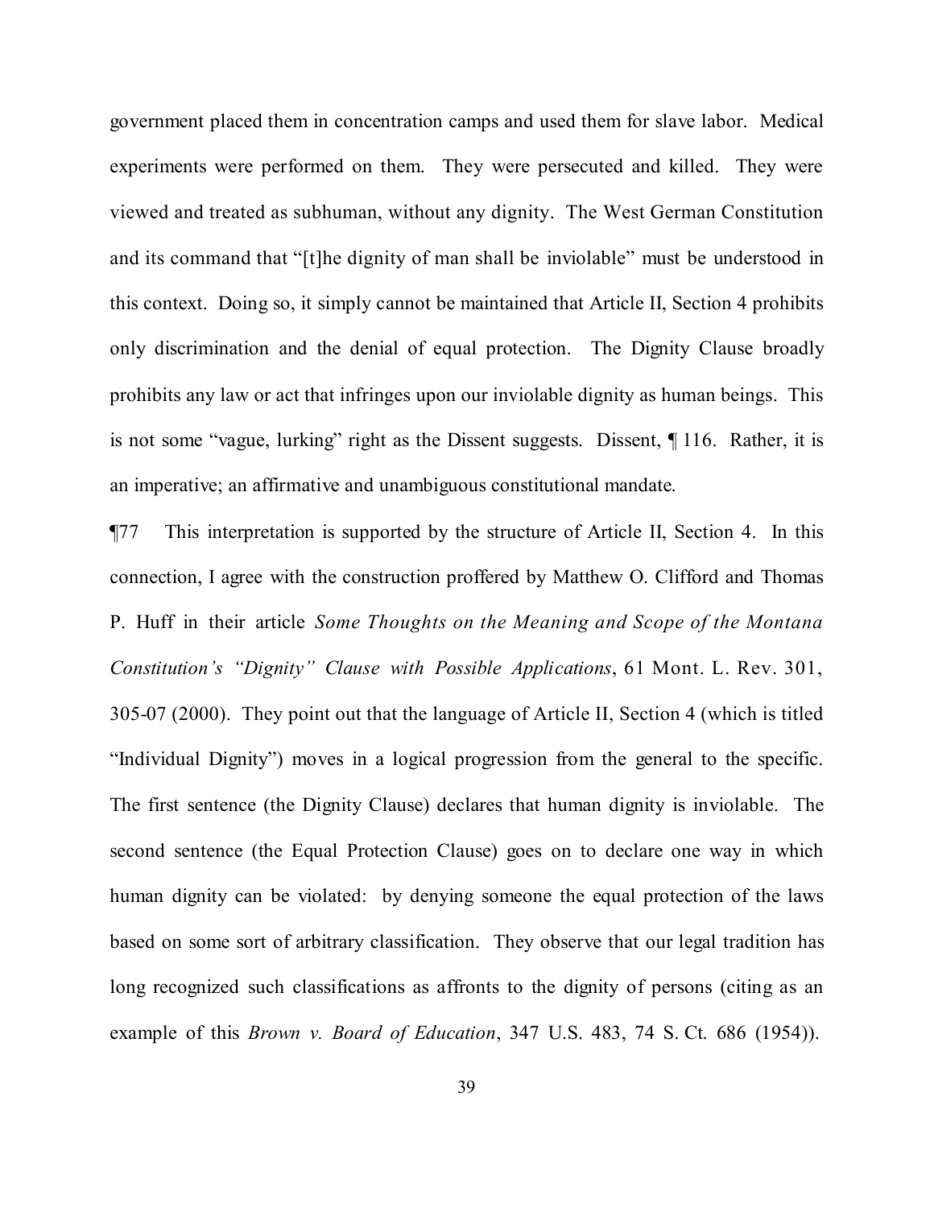government placed them in concentration camps and used them for slave labor. Medical experiments were performed on them. They were persecuted and killed. They were viewed and treated as subhuman, without any dignity. The West German Constitution and its command that "[t]he dignity of man shall be inviolable" must be understood in this context. Doing so, it simply cannot be maintained that Article II, Section 4 prohibits only discrimination and the denial of equal protection. The Dignity Clause broadly prohibits any law or act that infringes upon our inviolable dignity as human beings. This is not some "vague, lurking" right as the Dissent suggests. Dissent, ¶ 116. Rather, it is an imperative; an affirmative and unambiguous constitutional mandate.

¶77 This interpretation is supported by the structure of Article II, Section 4. In this connection, I agree with the construction proffered by Matthew O. Clifford and Thomas P. Huff in their article *Some Thoughts on the Meaning and Scope of the Montana Constitution's "Dignity" Clause with Possible Applications*, 61 Mont. L. Rev. 301, 305-07 (2000). They point out that the language of Article II, Section 4 (which is titled "Individual Dignity") moves in a logical progression from the general to the specific. The first sentence (the Dignity Clause) declares that human dignity is inviolable. The second sentence (the Equal Protection Clause) goes on to declare one way in which human dignity can be violated: by denying someone the equal protection of the laws based on some sort of arbitrary classification. They observe that our legal tradition has long recognized such classifications as affronts to the dignity of persons (citing as an example of this *Brown v. Board of Education*, 347 U.S. 483, 74 S. Ct. 686 (1954)).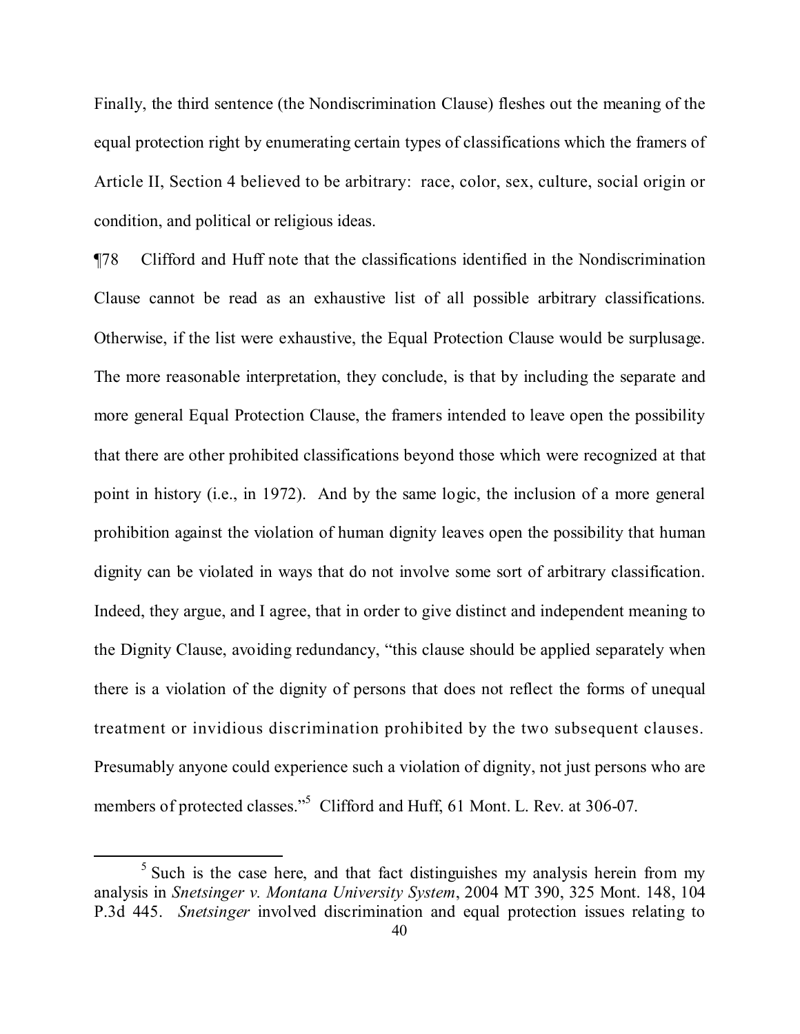Finally, the third sentence (the Nondiscrimination Clause) fleshes out the meaning of the equal protection right by enumerating certain types of classifications which the framers of Article II, Section 4 believed to be arbitrary: race, color, sex, culture, social origin or condition, and political or religious ideas.

¶78 Clifford and Huff note that the classifications identified in the Nondiscrimination Clause cannot be read as an exhaustive list of all possible arbitrary classifications. Otherwise, if the list were exhaustive, the Equal Protection Clause would be surplusage. The more reasonable interpretation, they conclude, is that by including the separate and more general Equal Protection Clause, the framers intended to leave open the possibility that there are other prohibited classifications beyond those which were recognized at that point in history (i.e., in 1972). And by the same logic, the inclusion of a more general prohibition against the violation of human dignity leaves open the possibility that human dignity can be violated in ways that do not involve some sort of arbitrary classification. Indeed, they argue, and I agree, that in order to give distinct and independent meaning to the Dignity Clause, avoiding redundancy, "this clause should be applied separately when there is a violation of the dignity of persons that does not reflect the forms of unequal treatment or invidious discrimination prohibited by the two subsequent clauses. Presumably anyone could experience such a violation of dignity, not just persons who are members of protected classes."[5] Clifford and Huff, 61 Mont. L. Rev. at 306-07.

---

[5] Such is the case here, and that fact distinguishes my analysis herein from my analysis in *Snetsinger v. Montana University System*, 2004 MT 390, 325 Mont. 148, 104 P.3d 445. *Snetsinger* involved discrimination and equal protection issues relating to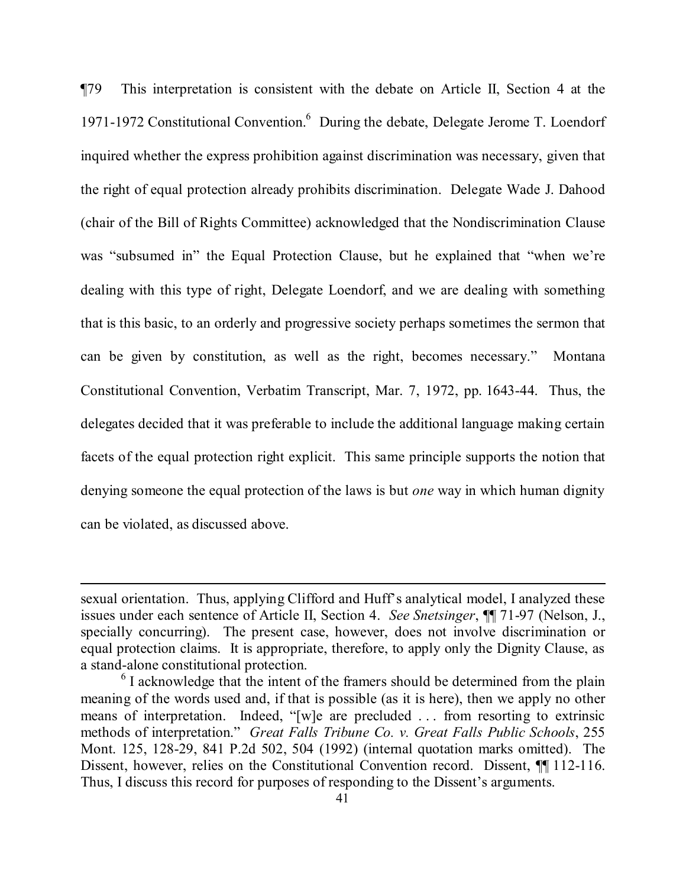¶79 This interpretation is consistent with the debate on Article II, Section 4 at the 1971-1972 Constitutional Convention.[6] During the debate, Delegate Jerome T. Loendorf inquired whether the express prohibition against discrimination was necessary, given that the right of equal protection already prohibits discrimination. Delegate Wade J. Dahood (chair of the Bill of Rights Committee) acknowledged that the Nondiscrimination Clause was "subsumed in" the Equal Protection Clause, but he explained that "when we're dealing with this type of right, Delegate Loendorf, and we are dealing with something that is this basic, to an orderly and progressive society perhaps sometimes the sermon that can be given by constitution, as well as the right, becomes necessary." Montana Constitutional Convention, Verbatim Transcript, Mar. 7, 1972, pp. 1643-44. Thus, the delegates decided that it was preferable to include the additional language making certain facets of the equal protection right explicit. This same principle supports the notion that denying someone the equal protection of the laws is but *one* way in which human dignity can be violated, as discussed above.

---

sexual orientation. Thus, applying Clifford and Huff's analytical model, I analyzed these issues under each sentence of Article II, Section 4. *See Snetsinger*, ¶¶ 71-97 (Nelson, J., specially concurring). The present case, however, does not involve discrimination or equal protection claims. It is appropriate, therefore, to apply only the Dignity Clause, as a stand-alone constitutional protection.

[6] I acknowledge that the intent of the framers should be determined from the plain meaning of the words used and, if that is possible (as it is here), then we apply no other means of interpretation. Indeed, "[w]e are precluded . . . from resorting to extrinsic methods of interpretation." *Great Falls Tribune Co. v. Great Falls Public Schools*, 255 Mont. 125, 128-29, 841 P.2d 502, 504 (1992) (internal quotation marks omitted). The Dissent, however, relies on the Constitutional Convention record. Dissent, ¶¶ 112-116. Thus, I discuss this record for purposes of responding to the Dissent's arguments.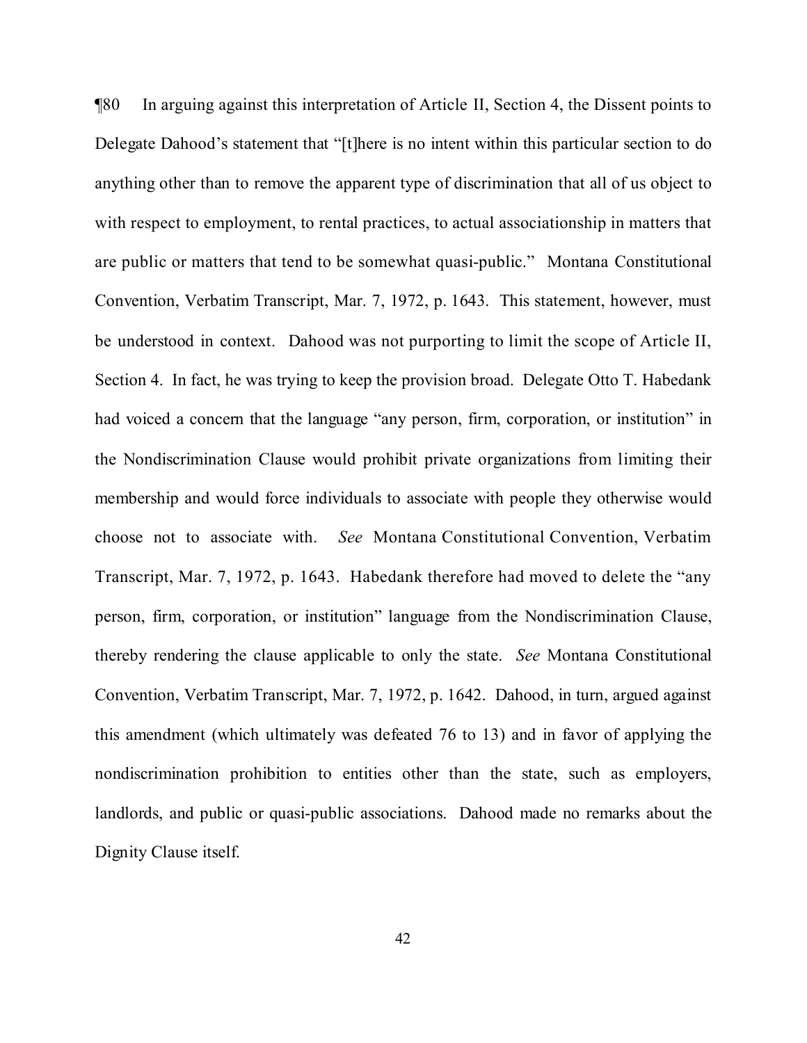¶80 In arguing against this interpretation of Article II, Section 4, the Dissent points to Delegate Dahood's statement that "[t]here is no intent within this particular section to do anything other than to remove the apparent type of discrimination that all of us object to with respect to employment, to rental practices, to actual associationship in matters that are public or matters that tend to be somewhat quasi-public." Montana Constitutional Convention, Verbatim Transcript, Mar. 7, 1972, p. 1643. This statement, however, must be understood in context. Dahood was not purporting to limit the scope of Article II, Section 4. In fact, he was trying to keep the provision broad. Delegate Otto T. Habedank had voiced a concern that the language "any person, firm, corporation, or institution" in the Nondiscrimination Clause would prohibit private organizations from limiting their membership and would force individuals to associate with people they otherwise would choose not to associate with. *See* Montana Constitutional Convention, Verbatim Transcript, Mar. 7, 1972, p. 1643. Habedank therefore had moved to delete the "any person, firm, corporation, or institution" language from the Nondiscrimination Clause, thereby rendering the clause applicable to only the state. *See* Montana Constitutional Convention, Verbatim Transcript, Mar. 7, 1972, p. 1642. Dahood, in turn, argued against this amendment (which ultimately was defeated 76 to 13) and in favor of applying the nondiscrimination prohibition to entities other than the state, such as employers, landlords, and public or quasi-public associations. Dahood made no remarks about the Dignity Clause itself.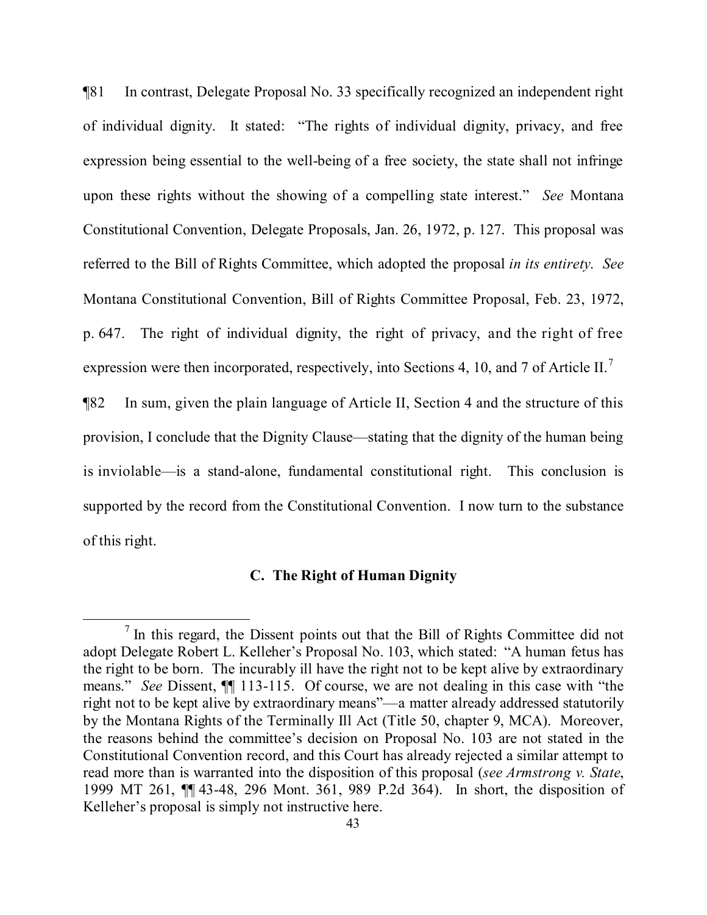¶81 In contrast, Delegate Proposal No. 33 specifically recognized an independent right of individual dignity. It stated: "The rights of individual dignity, privacy, and free expression being essential to the well-being of a free society, the state shall not infringe upon these rights without the showing of a compelling state interest." *See* Montana Constitutional Convention, Delegate Proposals, Jan. 26, 1972, p. 127. This proposal was referred to the Bill of Rights Committee, which adopted the proposal *in its entirety*. *See* Montana Constitutional Convention, Bill of Rights Committee Proposal, Feb. 23, 1972, p. 647. The right of individual dignity, the right of privacy, and the right of free expression were then incorporated, respectively, into Sections 4, 10, and 7 of Article II.[7]

¶82 In sum, given the plain language of Article II, Section 4 and the structure of this provision, I conclude that the Dignity Clause—stating that the dignity of the human being is inviolable—is a stand-alone, fundamental constitutional right. This conclusion is supported by the record from the Constitutional Convention. I now turn to the substance of this right.

### C. The Right of Human Dignity

[7] In this regard, the Dissent points out that the Bill of Rights Committee did not adopt Delegate Robert L. Kelleher's Proposal No. 103, which stated: "A human fetus has the right to be born. The incurably ill have the right not to be kept alive by extraordinary means." *See* Dissent, ¶¶ 113-115. Of course, we are not dealing in this case with "the right not to be kept alive by extraordinary means"—a matter already addressed statutorily by the Montana Rights of the Terminally Ill Act (Title 50, chapter 9, MCA). Moreover, the reasons behind the committee's decision on Proposal No. 103 are not stated in the Constitutional Convention record, and this Court has already rejected a similar attempt to read more than is warranted into the disposition of this proposal (*see Armstrong v. State*, 1999 MT 261, ¶¶ 43-48, 296 Mont. 361, 989 P.2d 364). In short, the disposition of Kelleher's proposal is simply not instructive here.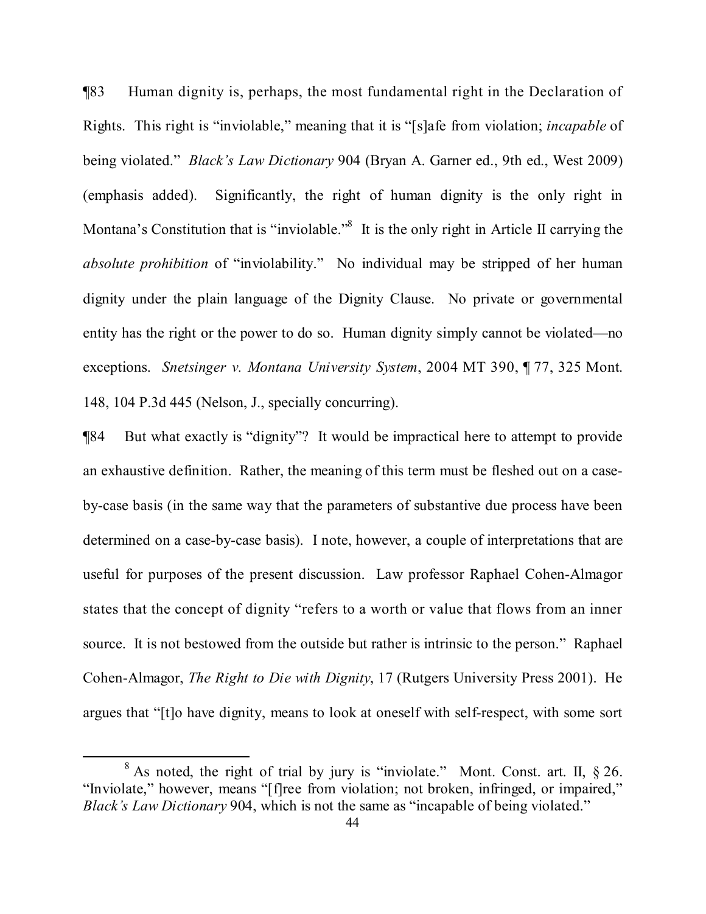¶83 Human dignity is, perhaps, the most fundamental right in the Declaration of Rights. This right is "inviolable," meaning that it is "[s]afe from violation; *incapable* of being violated." *Black's Law Dictionary* 904 (Bryan A. Garner ed., 9th ed., West 2009) (emphasis added). Significantly, the right of human dignity is the only right in Montana's Constitution that is "inviolable."[8] It is the only right in Article II carrying the *absolute prohibition* of "inviolability." No individual may be stripped of her human dignity under the plain language of the Dignity Clause. No private or governmental entity has the right or the power to do so. Human dignity simply cannot be violated—no exceptions. *Snetsinger v. Montana University System*, 2004 MT 390, ¶ 77, 325 Mont. 148, 104 P.3d 445 (Nelson, J., specially concurring).

¶84 But what exactly is "dignity"? It would be impractical here to attempt to provide an exhaustive definition. Rather, the meaning of this term must be fleshed out on a case-by-case basis (in the same way that the parameters of substantive due process have been determined on a case-by-case basis). I note, however, a couple of interpretations that are useful for purposes of the present discussion. Law professor Raphael Cohen-Almagor states that the concept of dignity "refers to a worth or value that flows from an inner source. It is not bestowed from the outside but rather is intrinsic to the person." Raphael Cohen-Almagor, *The Right to Die with Dignity*, 17 (Rutgers University Press 2001). He argues that "[t]o have dignity, means to look at oneself with self-respect, with some sort

---

[8] As noted, the right of trial by jury is "inviolate." Mont. Const. art. II, § 26. "Inviolate," however, means "[f]ree from violation; not broken, infringed, or impaired," *Black's Law Dictionary* 904, which is not the same as "incapable of being violated."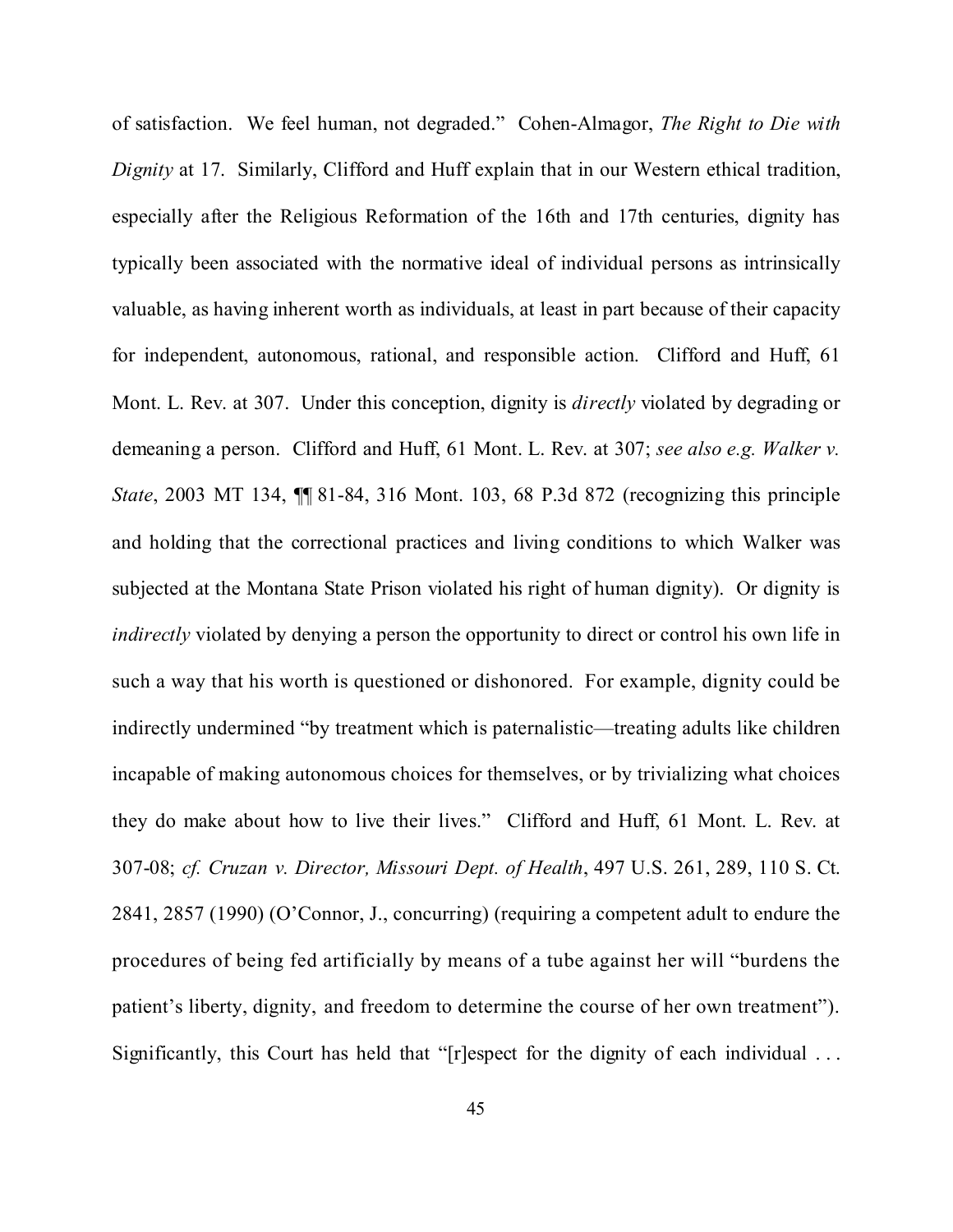of satisfaction. We feel human, not degraded." Cohen-Almagor, *The Right to Die with Dignity* at 17. Similarly, Clifford and Huff explain that in our Western ethical tradition, especially after the Religious Reformation of the 16th and 17th centuries, dignity has typically been associated with the normative ideal of individual persons as intrinsically valuable, as having inherent worth as individuals, at least in part because of their capacity for independent, autonomous, rational, and responsible action. Clifford and Huff, 61 Mont. L. Rev. at 307. Under this conception, dignity is *directly* violated by degrading or demeaning a person. Clifford and Huff, 61 Mont. L. Rev. at 307; *see also e.g. Walker v. State*, 2003 MT 134, ¶¶ 81-84, 316 Mont. 103, 68 P.3d 872 (recognizing this principle and holding that the correctional practices and living conditions to which Walker was subjected at the Montana State Prison violated his right of human dignity). Or dignity is *indirectly* violated by denying a person the opportunity to direct or control his own life in such a way that his worth is questioned or dishonored. For example, dignity could be indirectly undermined "by treatment which is paternalistic—treating adults like children incapable of making autonomous choices for themselves, or by trivializing what choices they do make about how to live their lives." Clifford and Huff, 61 Mont. L. Rev. at 307-08; *cf. Cruzan v. Director, Missouri Dept. of Health*, 497 U.S. 261, 289, 110 S. Ct. 2841, 2857 (1990) (O'Connor, J., concurring) (requiring a competent adult to endure the procedures of being fed artificially by means of a tube against her will "burdens the patient's liberty, dignity, and freedom to determine the course of her own treatment"). Significantly, this Court has held that "[r]espect for the dignity of each individual . . .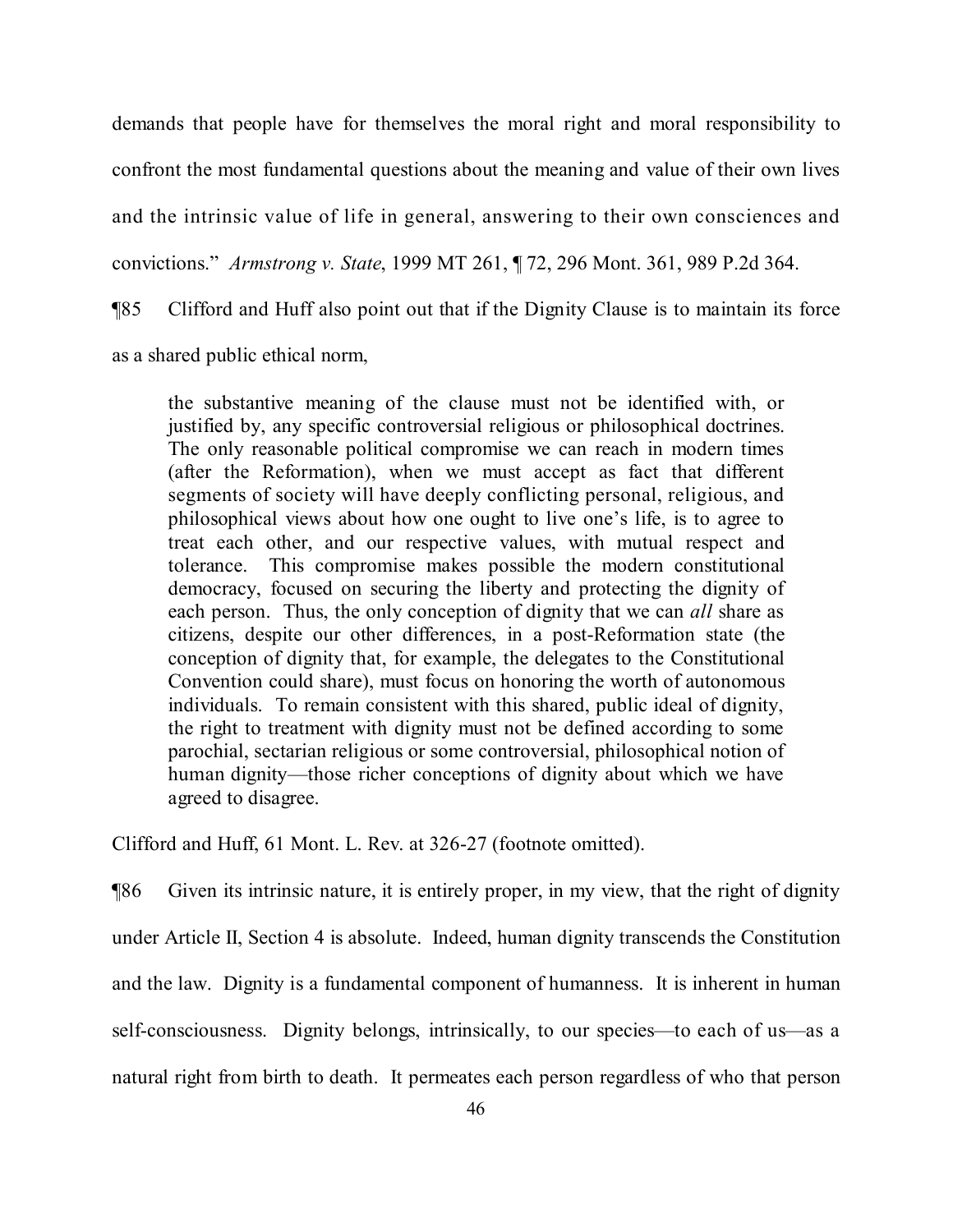demands that people have for themselves the moral right and moral responsibility to confront the most fundamental questions about the meaning and value of their own lives and the intrinsic value of life in general, answering to their own consciences and convictions." *Armstrong v. State*, 1999 MT 261, ¶ 72, 296 Mont. 361, 989 P.2d 364.

¶85 Clifford and Huff also point out that if the Dignity Clause is to maintain its force as a shared public ethical norm,

> the substantive meaning of the clause must not be identified with, or justified by, any specific controversial religious or philosophical doctrines. The only reasonable political compromise we can reach in modern times (after the Reformation), when we must accept as fact that different segments of society will have deeply conflicting personal, religious, and philosophical views about how one ought to live one's life, is to agree to treat each other, and our respective values, with mutual respect and tolerance. This compromise makes possible the modern constitutional democracy, focused on securing the liberty and protecting the dignity of each person. Thus, the only conception of dignity that we can *all* share as citizens, despite our other differences, in a post-Reformation state (the conception of dignity that, for example, the delegates to the Constitutional Convention could share), must focus on honoring the worth of autonomous individuals. To remain consistent with this shared, public ideal of dignity, the right to treatment with dignity must not be defined according to some parochial, sectarian religious or some controversial, philosophical notion of human dignity—those richer conceptions of dignity about which we have agreed to disagree.

Clifford and Huff, 61 Mont. L. Rev. at 326-27 (footnote omitted).

¶86 Given its intrinsic nature, it is entirely proper, in my view, that the right of dignity under Article II, Section 4 is absolute. Indeed, human dignity transcends the Constitution and the law. Dignity is a fundamental component of humanness. It is inherent in human self-consciousness. Dignity belongs, intrinsically, to our species—to each of us—as a natural right from birth to death. It permeates each person regardless of who that person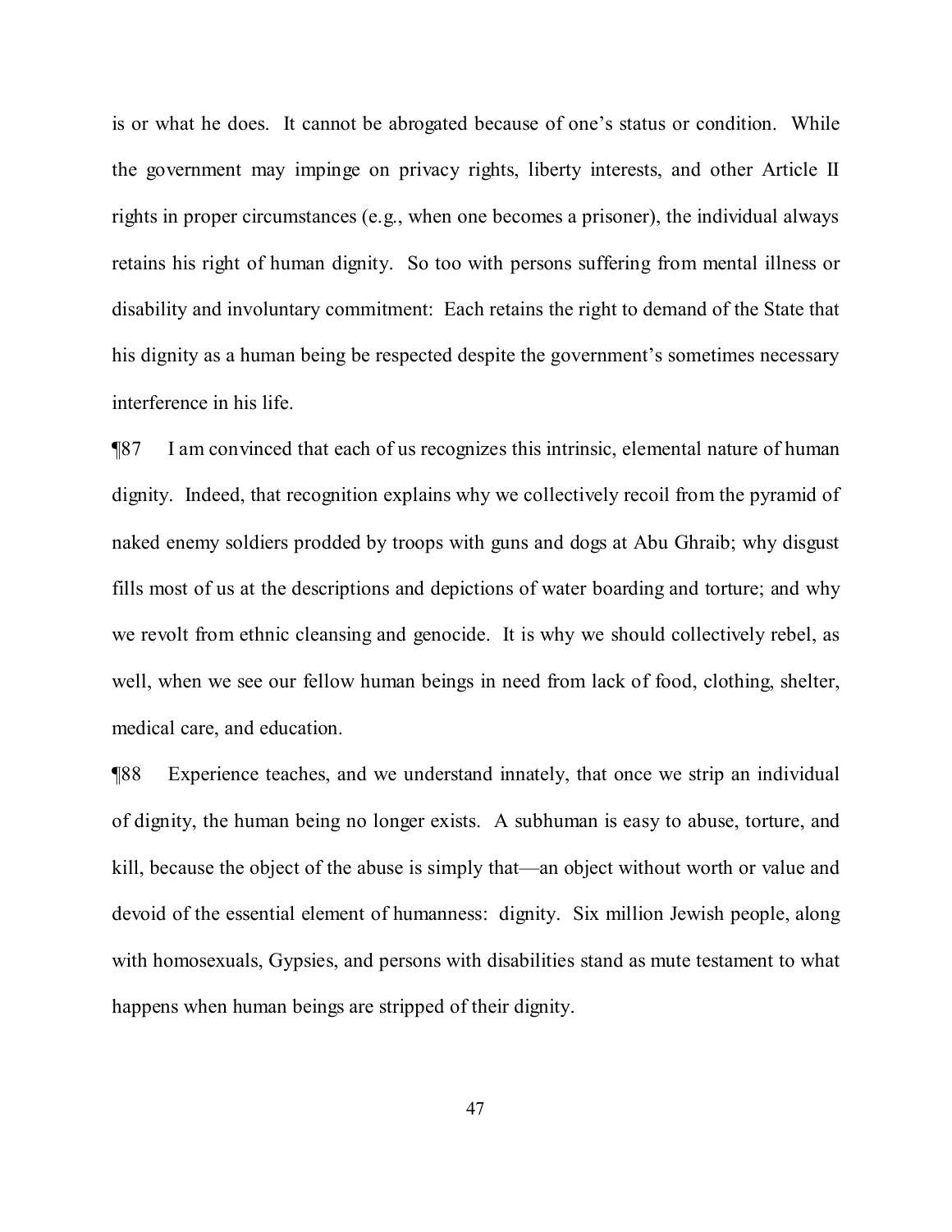is or what he does. It cannot be abrogated because of one's status or condition. While the government may impinge on privacy rights, liberty interests, and other Article II rights in proper circumstances (e.g., when one becomes a prisoner), the individual always retains his right of human dignity. So too with persons suffering from mental illness or disability and involuntary commitment: Each retains the right to demand of the State that his dignity as a human being be respected despite the government's sometimes necessary interference in his life.

¶87 I am convinced that each of us recognizes this intrinsic, elemental nature of human dignity. Indeed, that recognition explains why we collectively recoil from the pyramid of naked enemy soldiers prodded by troops with guns and dogs at Abu Ghraib; why disgust fills most of us at the descriptions and depictions of water boarding and torture; and why we revolt from ethnic cleansing and genocide. It is why we should collectively rebel, as well, when we see our fellow human beings in need from lack of food, clothing, shelter, medical care, and education.

¶88 Experience teaches, and we understand innately, that once we strip an individual of dignity, the human being no longer exists. A subhuman is easy to abuse, torture, and kill, because the object of the abuse is simply that—an object without worth or value and devoid of the essential element of humanness: dignity. Six million Jewish people, along with homosexuals, Gypsies, and persons with disabilities stand as mute testament to what happens when human beings are stripped of their dignity.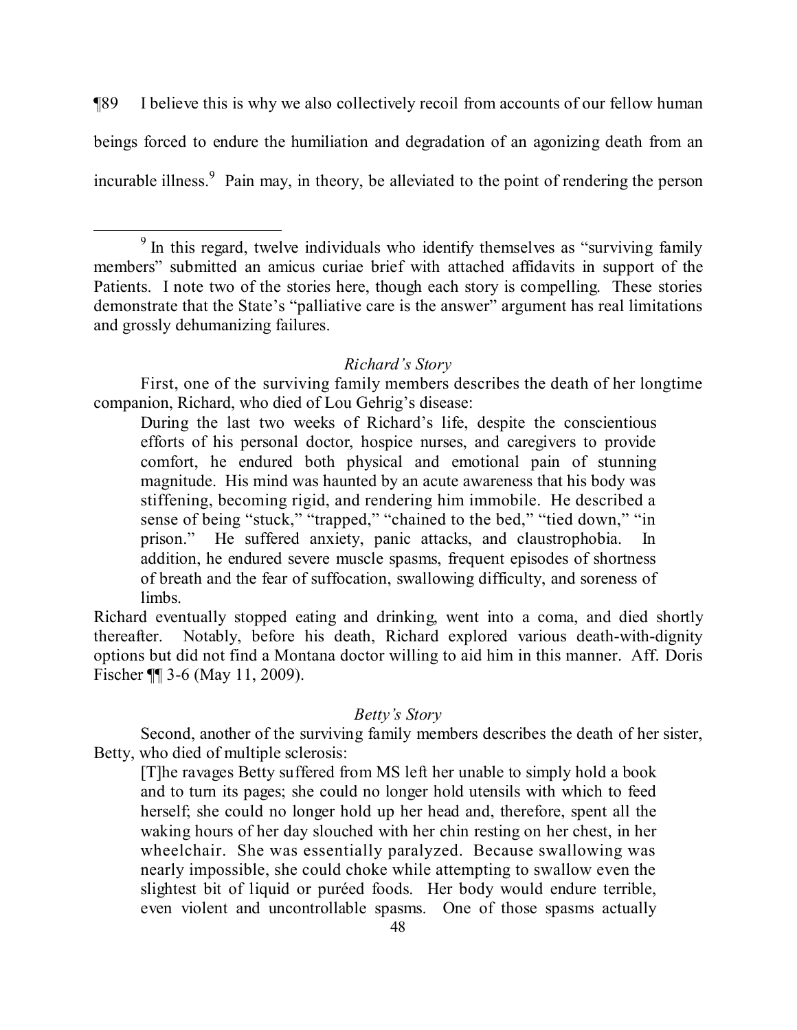¶89 I believe this is why we also collectively recoil from accounts of our fellow human beings forced to endure the humiliation and degradation of an agonizing death from an incurable illness.[9] Pain may, in theory, be alleviated to the point of rendering the person

---

[9] In this regard, twelve individuals who identify themselves as "surviving family members" submitted an amicus curiae brief with attached affidavits in support of the Patients. I note two of the stories here, though each story is compelling. These stories demonstrate that the State's "palliative care is the answer" argument has real limitations and grossly dehumanizing failures.

*Richard's Story*

First, one of the surviving family members describes the death of her longtime companion, Richard, who died of Lou Gehrig's disease:

> During the last two weeks of Richard's life, despite the conscientious efforts of his personal doctor, hospice nurses, and caregivers to provide comfort, he endured both physical and emotional pain of stunning magnitude. His mind was haunted by an acute awareness that his body was stiffening, becoming rigid, and rendering him immobile. He described a sense of being "stuck," "trapped," "chained to the bed," "tied down," "in prison." He suffered anxiety, panic attacks, and claustrophobia. In addition, he endured severe muscle spasms, frequent episodes of shortness of breath and the fear of suffocation, swallowing difficulty, and soreness of limbs.

Richard eventually stopped eating and drinking, went into a coma, and died shortly thereafter. Notably, before his death, Richard explored various death-with-dignity options but did not find a Montana doctor willing to aid him in this manner. Aff. Doris Fischer ¶¶ 3-6 (May 11, 2009).

*Betty's Story*

Second, another of the surviving family members describes the death of her sister, Betty, who died of multiple sclerosis:

> [T]he ravages Betty suffered from MS left her unable to simply hold a book and to turn its pages; she could no longer hold utensils with which to feed herself; she could no longer hold up her head and, therefore, spent all the waking hours of her day slouched with her chin resting on her chest, in her wheelchair. She was essentially paralyzed. Because swallowing was nearly impossible, she could choke while attempting to swallow even the slightest bit of liquid or puréed foods. Her body would endure terrible, even violent and uncontrollable spasms. One of those spasms actually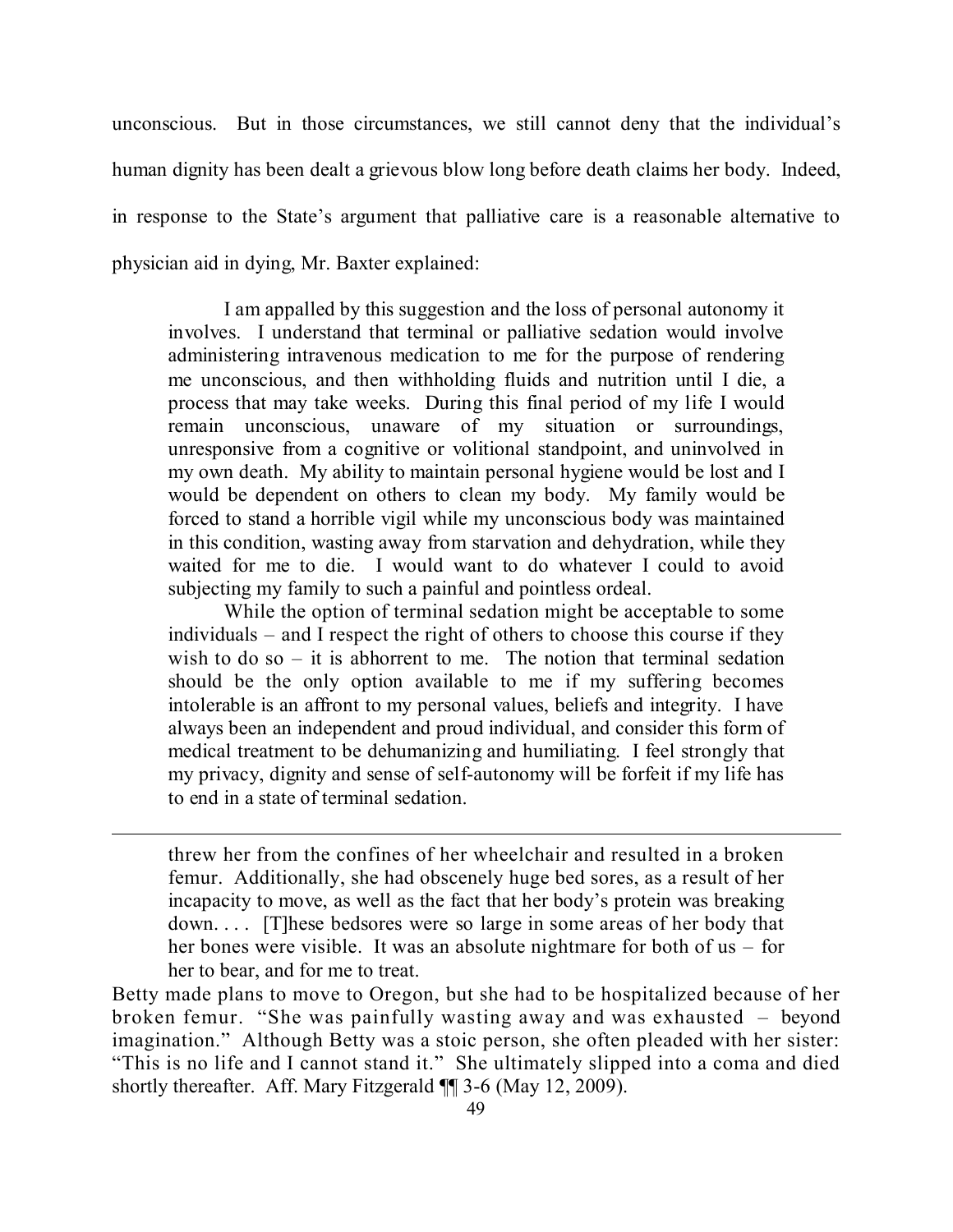unconscious. But in those circumstances, we still cannot deny that the individual's human dignity has been dealt a grievous blow long before death claims her body. Indeed, in response to the State's argument that palliative care is a reasonable alternative to physician aid in dying, Mr. Baxter explained:

> I am appalled by this suggestion and the loss of personal autonomy it involves. I understand that terminal or palliative sedation would involve administering intravenous medication to me for the purpose of rendering me unconscious, and then withholding fluids and nutrition until I die, a process that may take weeks. During this final period of my life I would remain unconscious, unaware of my situation or surroundings, unresponsive from a cognitive or volitional standpoint, and uninvolved in my own death. My ability to maintain personal hygiene would be lost and I would be dependent on others to clean my body. My family would be forced to stand a horrible vigil while my unconscious body was maintained in this condition, wasting away from starvation and dehydration, while they waited for me to die. I would want to do whatever I could to avoid subjecting my family to such a painful and pointless ordeal.
>
> While the option of terminal sedation might be acceptable to some individuals – and I respect the right of others to choose this course if they wish to do so – it is abhorrent to me. The notion that terminal sedation should be the only option available to me if my suffering becomes intolerable is an affront to my personal values, beliefs and integrity. I have always been an independent and proud individual, and consider this form of medical treatment to be dehumanizing and humiliating. I feel strongly that my privacy, dignity and sense of self-autonomy will be forfeit if my life has to end in a state of terminal sedation.

---

> threw her from the confines of her wheelchair and resulted in a broken femur. Additionally, she had obscenely huge bed sores, as a result of her incapacity to move, as well as the fact that her body's protein was breaking down. . . . [T]hese bedsores were so large in some areas of her body that her bones were visible. It was an absolute nightmare for both of us – for her to bear, and for me to treat.

Betty made plans to move to Oregon, but she had to be hospitalized because of her broken femur. "She was painfully wasting away and was exhausted – beyond imagination." Although Betty was a stoic person, she often pleaded with her sister: "This is no life and I cannot stand it." She ultimately slipped into a coma and died shortly thereafter. Aff. Mary Fitzgerald ¶¶ 3-6 (May 12, 2009).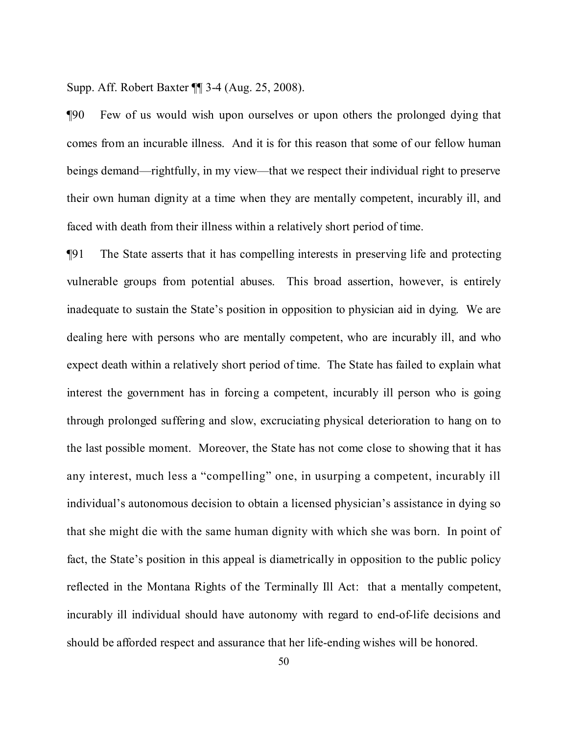Supp. Aff. Robert Baxter ¶¶ 3-4 (Aug. 25, 2008).

¶90 Few of us would wish upon ourselves or upon others the prolonged dying that comes from an incurable illness. And it is for this reason that some of our fellow human beings demand—rightfully, in my view—that we respect their individual right to preserve their own human dignity at a time when they are mentally competent, incurably ill, and faced with death from their illness within a relatively short period of time.

¶91 The State asserts that it has compelling interests in preserving life and protecting vulnerable groups from potential abuses. This broad assertion, however, is entirely inadequate to sustain the State's position in opposition to physician aid in dying. We are dealing here with persons who are mentally competent, who are incurably ill, and who expect death within a relatively short period of time. The State has failed to explain what interest the government has in forcing a competent, incurably ill person who is going through prolonged suffering and slow, excruciating physical deterioration to hang on to the last possible moment. Moreover, the State has not come close to showing that it has any interest, much less a "compelling" one, in usurping a competent, incurably ill individual's autonomous decision to obtain a licensed physician's assistance in dying so that she might die with the same human dignity with which she was born. In point of fact, the State's position in this appeal is diametrically in opposition to the public policy reflected in the Montana Rights of the Terminally Ill Act: that a mentally competent, incurably ill individual should have autonomy with regard to end-of-life decisions and should be afforded respect and assurance that her life-ending wishes will be honored.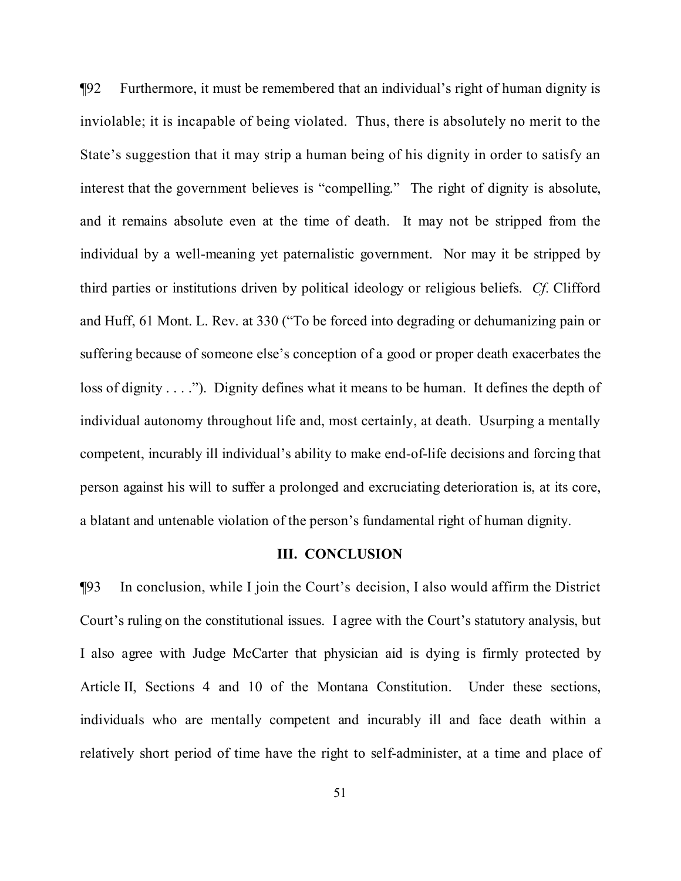¶92 Furthermore, it must be remembered that an individual's right of human dignity is inviolable; it is incapable of being violated. Thus, there is absolutely no merit to the State's suggestion that it may strip a human being of his dignity in order to satisfy an interest that the government believes is "compelling." The right of dignity is absolute, and it remains absolute even at the time of death. It may not be stripped from the individual by a well-meaning yet paternalistic government. Nor may it be stripped by third parties or institutions driven by political ideology or religious beliefs. *Cf.* Clifford and Huff, 61 Mont. L. Rev. at 330 ("To be forced into degrading or dehumanizing pain or suffering because of someone else's conception of a good or proper death exacerbates the loss of dignity . . . ."). Dignity defines what it means to be human. It defines the depth of individual autonomy throughout life and, most certainly, at death. Usurping a mentally competent, incurably ill individual's ability to make end-of-life decisions and forcing that person against his will to suffer a prolonged and excruciating deterioration is, at its core, a blatant and untenable violation of the person's fundamental right of human dignity.

## III. CONCLUSION

¶93 In conclusion, while I join the Court's decision, I also would affirm the District Court's ruling on the constitutional issues. I agree with the Court's statutory analysis, but I also agree with Judge McCarter that physician aid is dying is firmly protected by Article II, Sections 4 and 10 of the Montana Constitution. Under these sections, individuals who are mentally competent and incurably ill and face death within a relatively short period of time have the right to self-administer, at a time and place of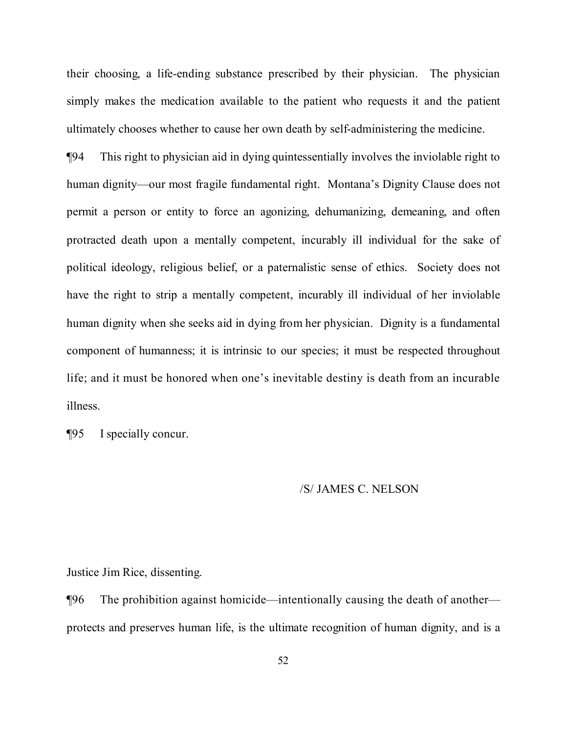their choosing, a life-ending substance prescribed by their physician. The physician simply makes the medication available to the patient who requests it and the patient ultimately chooses whether to cause her own death by self-administering the medicine.

¶94 This right to physician aid in dying quintessentially involves the inviolable right to human dignity—our most fragile fundamental right. Montana's Dignity Clause does not permit a person or entity to force an agonizing, dehumanizing, demeaning, and often protracted death upon a mentally competent, incurably ill individual for the sake of political ideology, religious belief, or a paternalistic sense of ethics. Society does not have the right to strip a mentally competent, incurably ill individual of her inviolable human dignity when she seeks aid in dying from her physician. Dignity is a fundamental component of humanness; it is intrinsic to our species; it must be respected throughout life; and it must be honored when one's inevitable destiny is death from an incurable illness.

¶95 I specially concur.

/S/ JAMES C. NELSON

Justice Jim Rice, dissenting.

¶96 The prohibition against homicide—intentionally causing the death of another—protects and preserves human life, is the ultimate recognition of human dignity, and is a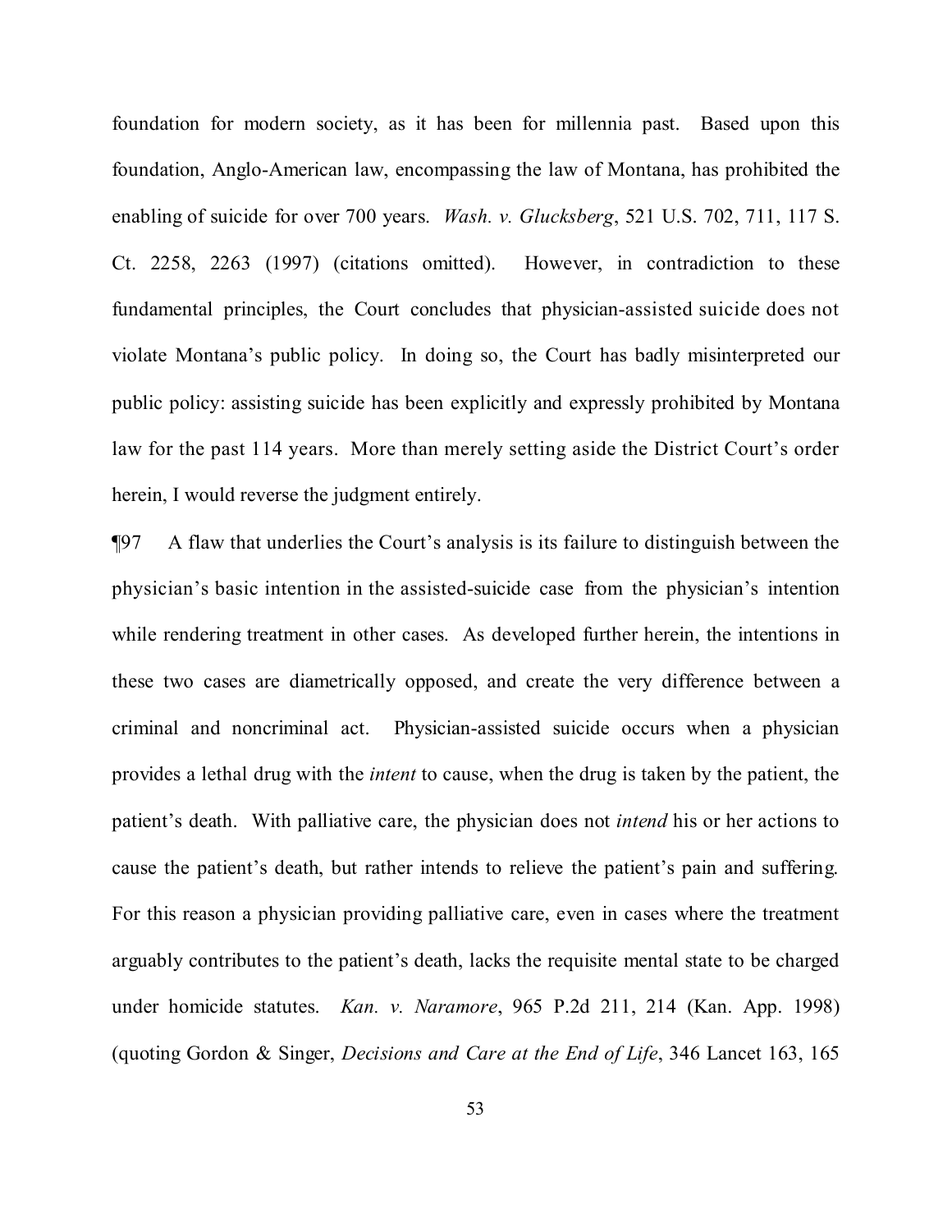foundation for modern society, as it has been for millennia past. Based upon this foundation, Anglo-American law, encompassing the law of Montana, has prohibited the enabling of suicide for over 700 years. *Wash. v. Glucksberg*, 521 U.S. 702, 711, 117 S. Ct. 2258, 2263 (1997) (citations omitted). However, in contradiction to these fundamental principles, the Court concludes that physician-assisted suicide does not violate Montana's public policy. In doing so, the Court has badly misinterpreted our public policy: assisting suicide has been explicitly and expressly prohibited by Montana law for the past 114 years. More than merely setting aside the District Court's order herein, I would reverse the judgment entirely.

¶97 A flaw that underlies the Court's analysis is its failure to distinguish between the physician's basic intention in the assisted-suicide case from the physician's intention while rendering treatment in other cases. As developed further herein, the intentions in these two cases are diametrically opposed, and create the very difference between a criminal and noncriminal act. Physician-assisted suicide occurs when a physician provides a lethal drug with the *intent* to cause, when the drug is taken by the patient, the patient's death. With palliative care, the physician does not *intend* his or her actions to cause the patient's death, but rather intends to relieve the patient's pain and suffering. For this reason a physician providing palliative care, even in cases where the treatment arguably contributes to the patient's death, lacks the requisite mental state to be charged under homicide statutes. *Kan. v. Naramore*, 965 P.2d 211, 214 (Kan. App. 1998) (quoting Gordon & Singer, *Decisions and Care at the End of Life*, 346 Lancet 163, 165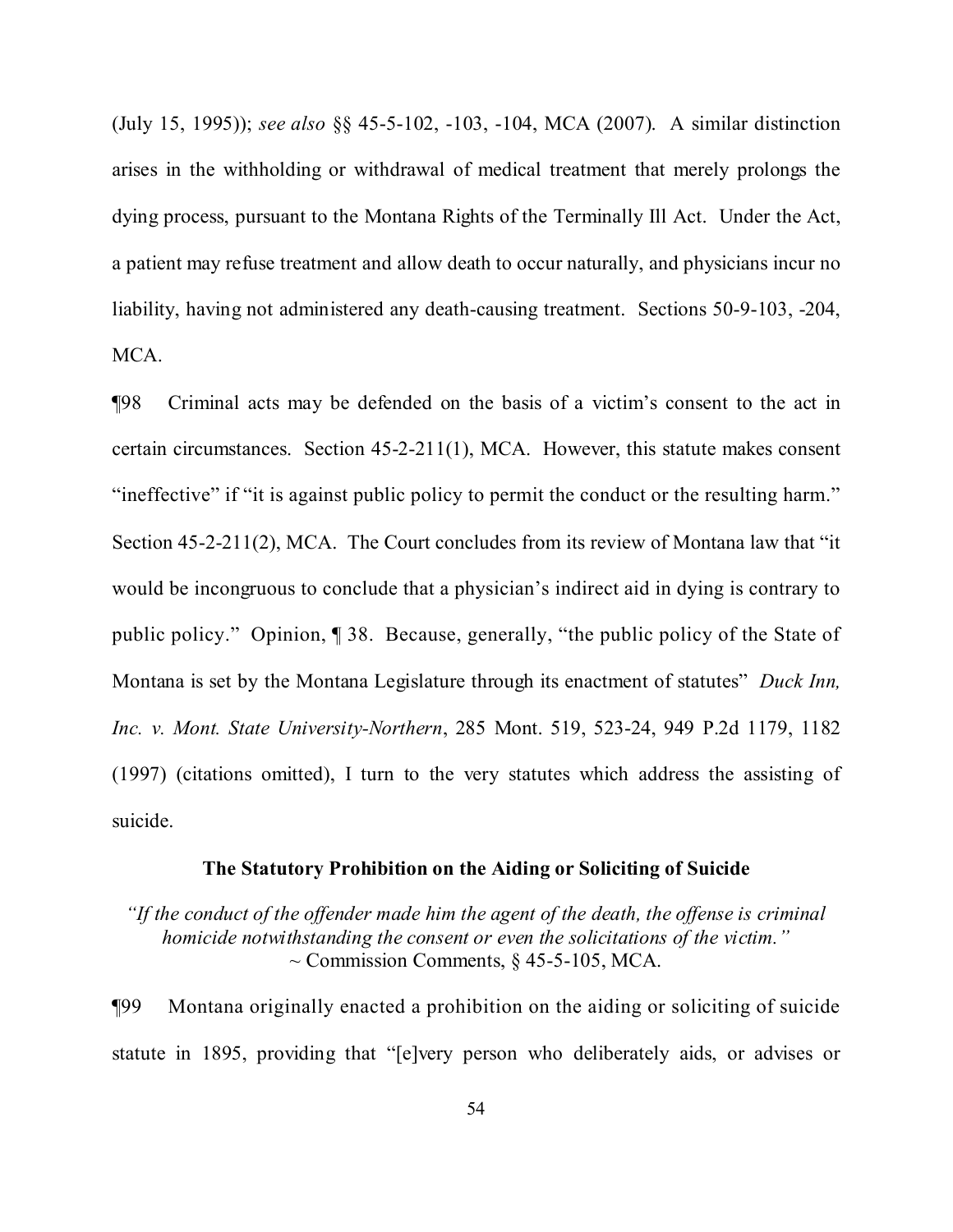(July 15, 1995)); *see also* §§ 45-5-102, -103, -104, MCA (2007). A similar distinction arises in the withholding or withdrawal of medical treatment that merely prolongs the dying process, pursuant to the Montana Rights of the Terminally Ill Act. Under the Act, a patient may refuse treatment and allow death to occur naturally, and physicians incur no liability, having not administered any death-causing treatment. Sections 50-9-103, -204, MCA.

¶98 Criminal acts may be defended on the basis of a victim's consent to the act in certain circumstances. Section 45-2-211(1), MCA. However, this statute makes consent "ineffective" if "it is against public policy to permit the conduct or the resulting harm." Section 45-2-211(2), MCA. The Court concludes from its review of Montana law that "it would be incongruous to conclude that a physician's indirect aid in dying is contrary to public policy." Opinion, ¶ 38. Because, generally, "the public policy of the State of Montana is set by the Montana Legislature through its enactment of statutes" *Duck Inn, Inc. v. Mont. State University-Northern*, 285 Mont. 519, 523-24, 949 P.2d 1179, 1182 (1997) (citations omitted), I turn to the very statutes which address the assisting of suicide.

**The Statutory Prohibition on the Aiding or Soliciting of Suicide**

*"If the conduct of the offender made him the agent of the death, the offense is criminal homicide notwithstanding the consent or even the solicitations of the victim."*
~ Commission Comments, § 45-5-105, MCA.

¶99 Montana originally enacted a prohibition on the aiding or soliciting of suicide statute in 1895, providing that "[e]very person who deliberately aids, or advises or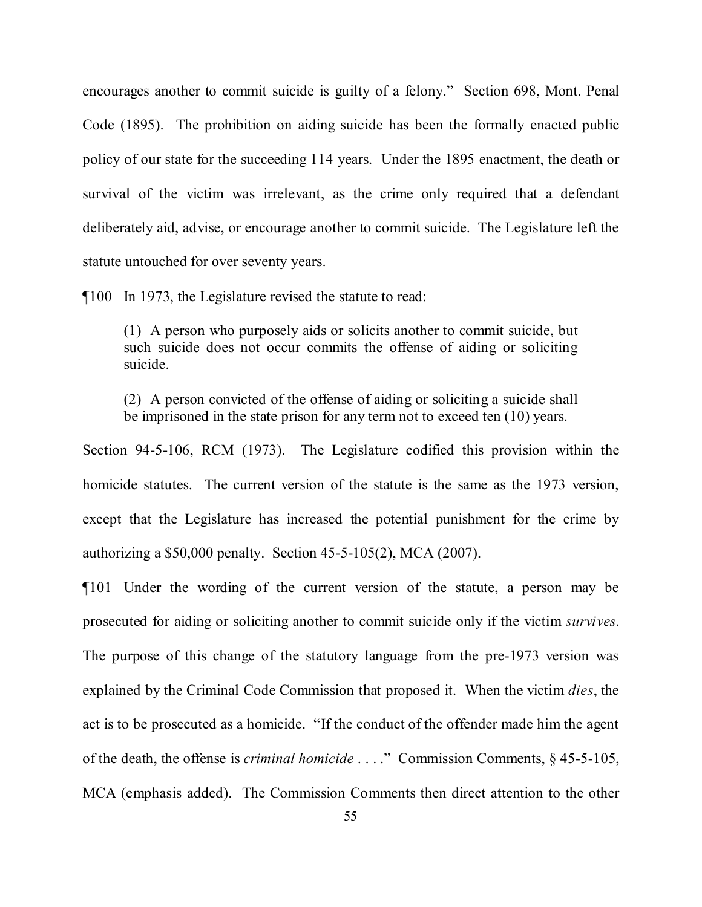encourages another to commit suicide is guilty of a felony." Section 698, Mont. Penal Code (1895). The prohibition on aiding suicide has been the formally enacted public policy of our state for the succeeding 114 years. Under the 1895 enactment, the death or survival of the victim was irrelevant, as the crime only required that a defendant deliberately aid, advise, or encourage another to commit suicide. The Legislature left the statute untouched for over seventy years.

¶100 In 1973, the Legislature revised the statute to read:

> (1) A person who purposely aids or solicits another to commit suicide, but such suicide does not occur commits the offense of aiding or soliciting suicide.
>
> (2) A person convicted of the offense of aiding or soliciting a suicide shall be imprisoned in the state prison for any term not to exceed ten (10) years.

Section 94-5-106, RCM (1973). The Legislature codified this provision within the homicide statutes. The current version of the statute is the same as the 1973 version, except that the Legislature has increased the potential punishment for the crime by authorizing a $50,000 penalty. Section 45-5-105(2), MCA (2007).

¶101 Under the wording of the current version of the statute, a person may be prosecuted for aiding or soliciting another to commit suicide only if the victim *survives*. The purpose of this change of the statutory language from the pre-1973 version was explained by the Criminal Code Commission that proposed it. When the victim *dies*, the act is to be prosecuted as a homicide. "If the conduct of the offender made him the agent of the death, the offense is *criminal homicide* . . . ." Commission Comments, § 45-5-105, MCA (emphasis added). The Commission Comments then direct attention to the other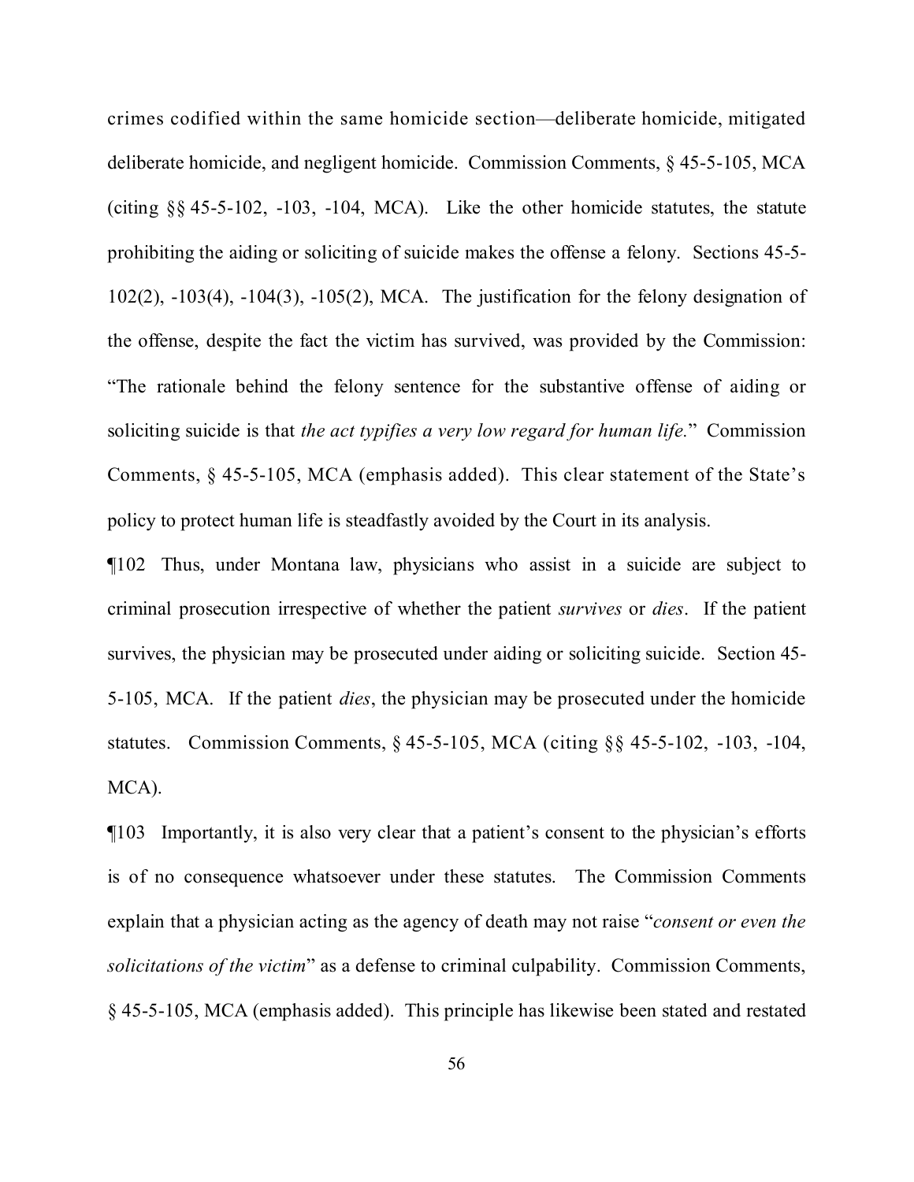crimes codified within the same homicide section—deliberate homicide, mitigated deliberate homicide, and negligent homicide. Commission Comments, § 45-5-105, MCA (citing §§ 45-5-102, -103, -104, MCA). Like the other homicide statutes, the statute prohibiting the aiding or soliciting of suicide makes the offense a felony. Sections 45-5-102(2), -103(4), -104(3), -105(2), MCA. The justification for the felony designation of the offense, despite the fact the victim has survived, was provided by the Commission: "The rationale behind the felony sentence for the substantive offense of aiding or soliciting suicide is that *the act typifies a very low regard for human life*." Commission Comments, § 45-5-105, MCA (emphasis added). This clear statement of the State's policy to protect human life is steadfastly avoided by the Court in its analysis.

¶102 Thus, under Montana law, physicians who assist in a suicide are subject to criminal prosecution irrespective of whether the patient *survives* or *dies*. If the patient survives, the physician may be prosecuted under aiding or soliciting suicide. Section 45-5-105, MCA. If the patient *dies*, the physician may be prosecuted under the homicide statutes. Commission Comments, § 45-5-105, MCA (citing §§ 45-5-102, -103, -104, MCA).

¶103 Importantly, it is also very clear that a patient's consent to the physician's efforts is of no consequence whatsoever under these statutes. The Commission Comments explain that a physician acting as the agency of death may not raise "*consent or even the solicitations of the victim*" as a defense to criminal culpability. Commission Comments, § 45-5-105, MCA (emphasis added). This principle has likewise been stated and restated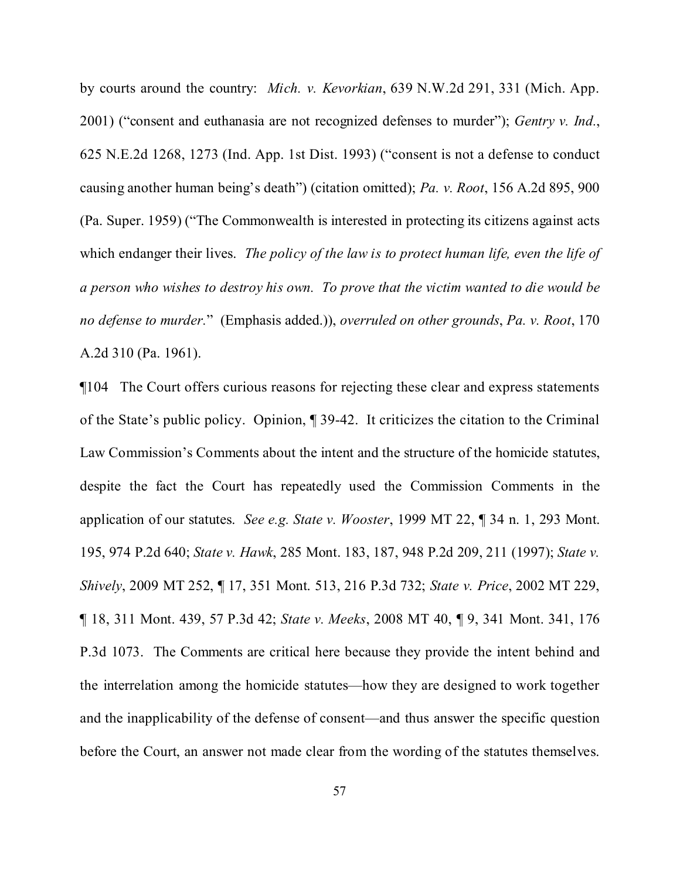by courts around the country: *Mich. v. Kevorkian*, 639 N.W.2d 291, 331 (Mich. App. 2001) ("consent and euthanasia are not recognized defenses to murder"); *Gentry v. Ind.*, 625 N.E.2d 1268, 1273 (Ind. App. 1st Dist. 1993) ("consent is not a defense to conduct causing another human being's death") (citation omitted); *Pa. v. Root*, 156 A.2d 895, 900 (Pa. Super. 1959) ("The Commonwealth is interested in protecting its citizens against acts which endanger their lives. *The policy of the law is to protect human life, even the life of a person who wishes to destroy his own. To prove that the victim wanted to die would be no defense to murder.*" (Emphasis added.)), *overruled on other grounds*, *Pa. v. Root*, 170 A.2d 310 (Pa. 1961).

¶104 The Court offers curious reasons for rejecting these clear and express statements of the State's public policy. Opinion, ¶ 39-42. It criticizes the citation to the Criminal Law Commission's Comments about the intent and the structure of the homicide statutes, despite the fact the Court has repeatedly used the Commission Comments in the application of our statutes. *See e.g. State v. Wooster*, 1999 MT 22, ¶ 34 n. 1, 293 Mont. 195, 974 P.2d 640; *State v. Hawk*, 285 Mont. 183, 187, 948 P.2d 209, 211 (1997); *State v. Shively*, 2009 MT 252, ¶ 17, 351 Mont. 513, 216 P.3d 732; *State v. Price*, 2002 MT 229, ¶ 18, 311 Mont. 439, 57 P.3d 42; *State v. Meeks*, 2008 MT 40, ¶ 9, 341 Mont. 341, 176 P.3d 1073. The Comments are critical here because they provide the intent behind and the interrelation among the homicide statutes—how they are designed to work together and the inapplicability of the defense of consent—and thus answer the specific question before the Court, an answer not made clear from the wording of the statutes themselves.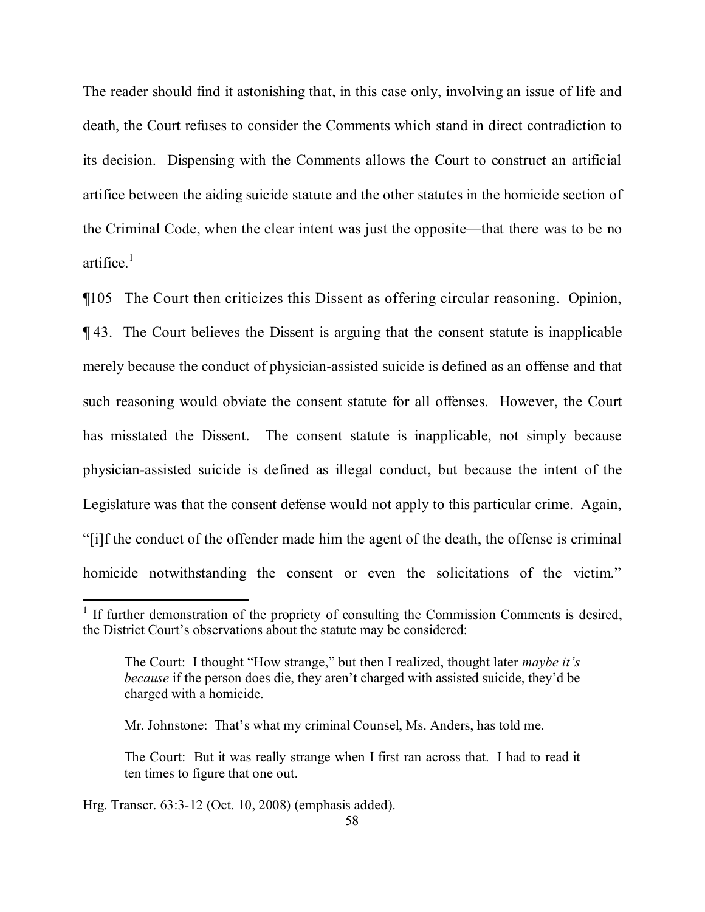The reader should find it astonishing that, in this case only, involving an issue of life and death, the Court refuses to consider the Comments which stand in direct contradiction to its decision. Dispensing with the Comments allows the Court to construct an artificial artifice between the aiding suicide statute and the other statutes in the homicide section of the Criminal Code, when the clear intent was just the opposite—that there was to be no artifice.[1]

¶105 The Court then criticizes this Dissent as offering circular reasoning. Opinion, ¶ 43. The Court believes the Dissent is arguing that the consent statute is inapplicable merely because the conduct of physician-assisted suicide is defined as an offense and that such reasoning would obviate the consent statute for all offenses. However, the Court has misstated the Dissent. The consent statute is inapplicable, not simply because physician-assisted suicide is defined as illegal conduct, but because the intent of the Legislature was that the consent defense would not apply to this particular crime. Again, "[i]f the conduct of the offender made him the agent of the death, the offense is criminal homicide notwithstanding the consent or even the solicitations of the victim."

---

[1] If further demonstration of the propriety of consulting the Commission Comments is desired, the District Court's observations about the statute may be considered:

> The Court: I thought "How strange," but then I realized, thought later *maybe it's because* if the person does die, they aren't charged with assisted suicide, they'd be charged with a homicide.
>
> Mr. Johnstone: That's what my criminal Counsel, Ms. Anders, has told me.
>
> The Court: But it was really strange when I first ran across that. I had to read it ten times to figure that one out.

Hrg. Transcr. 63:3-12 (Oct. 10, 2008) (emphasis added).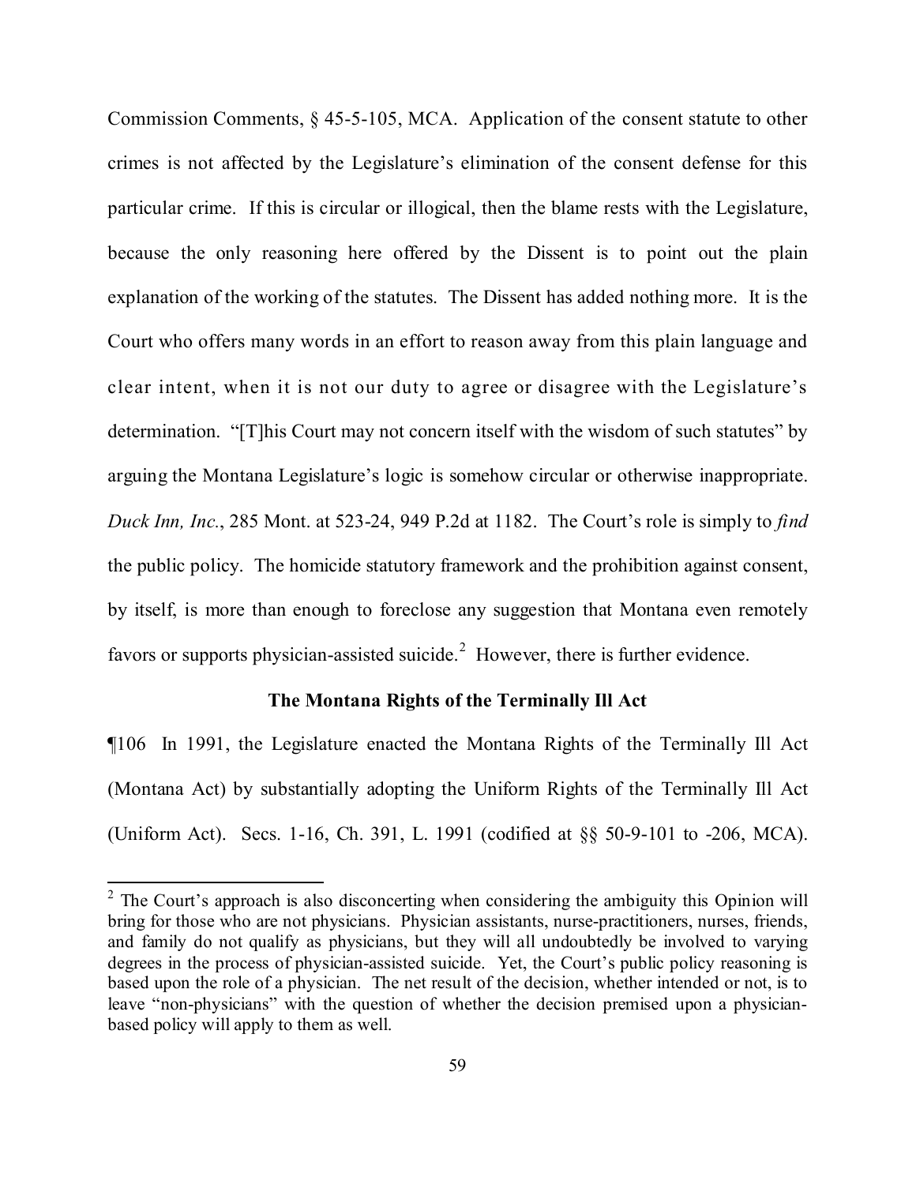Commission Comments, § 45-5-105, MCA. Application of the consent statute to other crimes is not affected by the Legislature's elimination of the consent defense for this particular crime. If this is circular or illogical, then the blame rests with the Legislature, because the only reasoning here offered by the Dissent is to point out the plain explanation of the working of the statutes. The Dissent has added nothing more. It is the Court who offers many words in an effort to reason away from this plain language and clear intent, when it is not our duty to agree or disagree with the Legislature's determination. "[T]his Court may not concern itself with the wisdom of such statutes" by arguing the Montana Legislature's logic is somehow circular or otherwise inappropriate. *Duck Inn, Inc.*, 285 Mont. at 523-24, 949 P.2d at 1182. The Court's role is simply to *find* the public policy. The homicide statutory framework and the prohibition against consent, by itself, is more than enough to foreclose any suggestion that Montana even remotely favors or supports physician-assisted suicide.[2] However, there is further evidence.

**The Montana Rights of the Terminally Ill Act**

¶106 In 1991, the Legislature enacted the Montana Rights of the Terminally Ill Act (Montana Act) by substantially adopting the Uniform Rights of the Terminally Ill Act (Uniform Act). Secs. 1-16, Ch. 391, L. 1991 (codified at §§ 50-9-101 to -206, MCA).

[2] The Court's approach is also disconcerting when considering the ambiguity this Opinion will bring for those who are not physicians. Physician assistants, nurse-practitioners, nurses, friends, and family do not qualify as physicians, but they will all undoubtedly be involved to varying degrees in the process of physician-assisted suicide. Yet, the Court's public policy reasoning is based upon the role of a physician. The net result of the decision, whether intended or not, is to leave "non-physicians" with the question of whether the decision premised upon a physician-based policy will apply to them as well.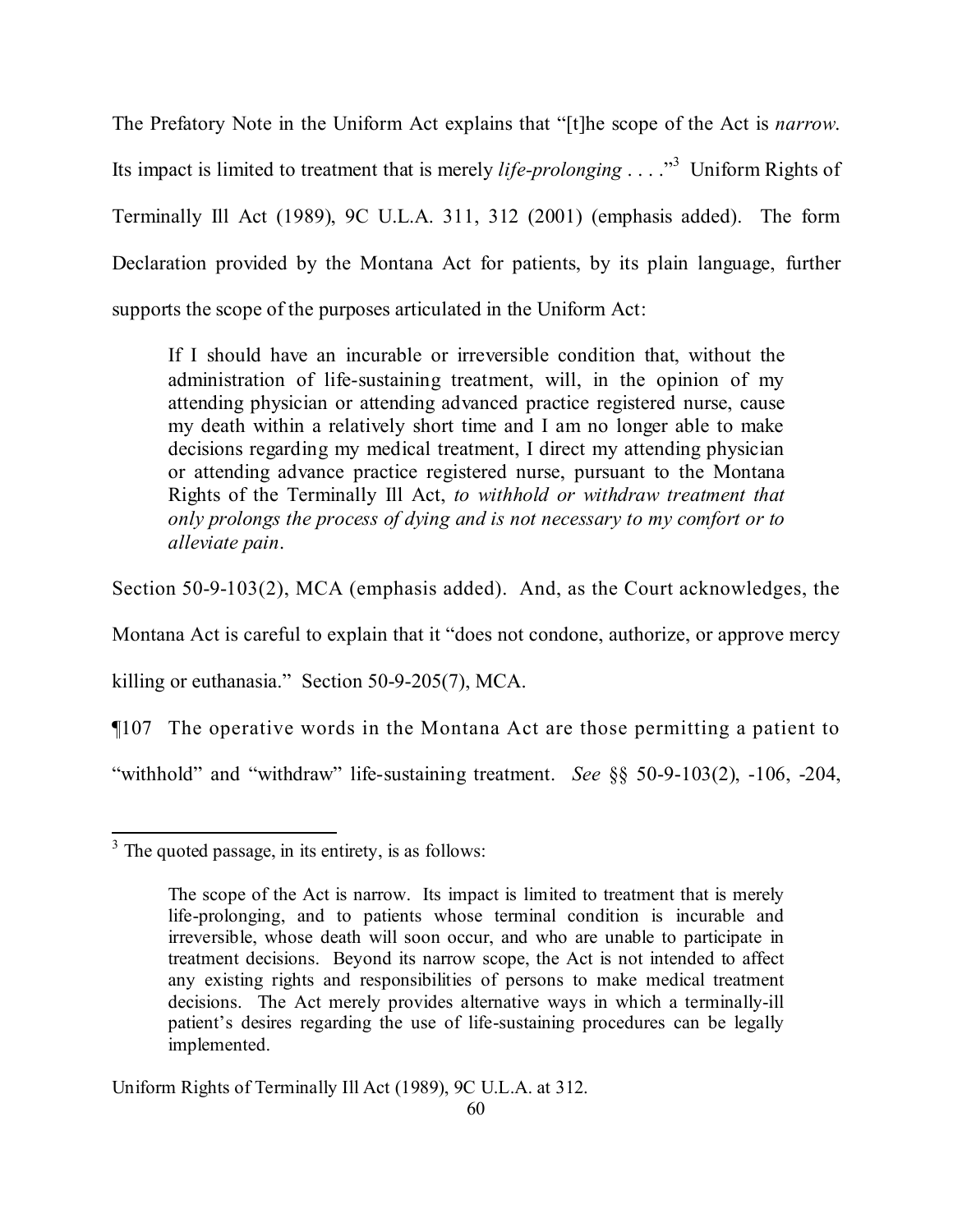The Prefatory Note in the Uniform Act explains that "[t]he scope of the Act is *narrow*. Its impact is limited to treatment that is merely *life-prolonging* . . . ."[3] Uniform Rights of Terminally Ill Act (1989), 9C U.L.A. 311, 312 (2001) (emphasis added). The form Declaration provided by the Montana Act for patients, by its plain language, further supports the scope of the purposes articulated in the Uniform Act:

> If I should have an incurable or irreversible condition that, without the administration of life-sustaining treatment, will, in the opinion of my attending physician or attending advanced practice registered nurse, cause my death within a relatively short time and I am no longer able to make decisions regarding my medical treatment, I direct my attending physician or attending advance practice registered nurse, pursuant to the Montana Rights of the Terminally Ill Act, *to withhold or withdraw treatment that only prolongs the process of dying and is not necessary to my comfort or to alleviate pain*.

Section 50-9-103(2), MCA (emphasis added). And, as the Court acknowledges, the Montana Act is careful to explain that it "does not condone, authorize, or approve mercy killing or euthanasia." Section 50-9-205(7), MCA.

¶107 The operative words in the Montana Act are those permitting a patient to "withhold" and "withdraw" life-sustaining treatment. *See* §§ 50-9-103(2), -106, -204,

---

[3] The quoted passage, in its entirety, is as follows:

> The scope of the Act is narrow. Its impact is limited to treatment that is merely life-prolonging, and to patients whose terminal condition is incurable and irreversible, whose death will soon occur, and who are unable to participate in treatment decisions. Beyond its narrow scope, the Act is not intended to affect any existing rights and responsibilities of persons to make medical treatment decisions. The Act merely provides alternative ways in which a terminally-ill patient's desires regarding the use of life-sustaining procedures can be legally implemented.

Uniform Rights of Terminally Ill Act (1989), 9C U.L.A. at 312.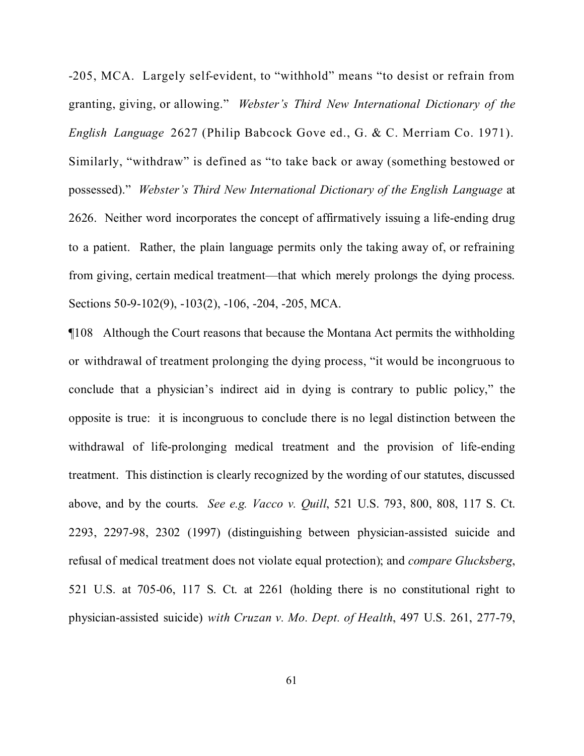-205, MCA. Largely self-evident, to "withhold" means "to desist or refrain from granting, giving, or allowing." *Webster's Third New International Dictionary of the English Language* 2627 (Philip Babcock Gove ed., G. & C. Merriam Co. 1971). Similarly, "withdraw" is defined as "to take back or away (something bestowed or possessed)." *Webster's Third New International Dictionary of the English Language* at 2626. Neither word incorporates the concept of affirmatively issuing a life-ending drug to a patient. Rather, the plain language permits only the taking away of, or refraining from giving, certain medical treatment—that which merely prolongs the dying process. Sections 50-9-102(9), -103(2), -106, -204, -205, MCA.

¶108 Although the Court reasons that because the Montana Act permits the withholding or withdrawal of treatment prolonging the dying process, "it would be incongruous to conclude that a physician's indirect aid in dying is contrary to public policy," the opposite is true: it is incongruous to conclude there is no legal distinction between the withdrawal of life-prolonging medical treatment and the provision of life-ending treatment. This distinction is clearly recognized by the wording of our statutes, discussed above, and by the courts. *See e.g. Vacco v. Quill*, 521 U.S. 793, 800, 808, 117 S. Ct. 2293, 2297-98, 2302 (1997) (distinguishing between physician-assisted suicide and refusal of medical treatment does not violate equal protection); and *compare Glucksberg*, 521 U.S. at 705-06, 117 S. Ct. at 2261 (holding there is no constitutional right to physician-assisted suicide) *with Cruzan v. Mo. Dept. of Health*, 497 U.S. 261, 277-79,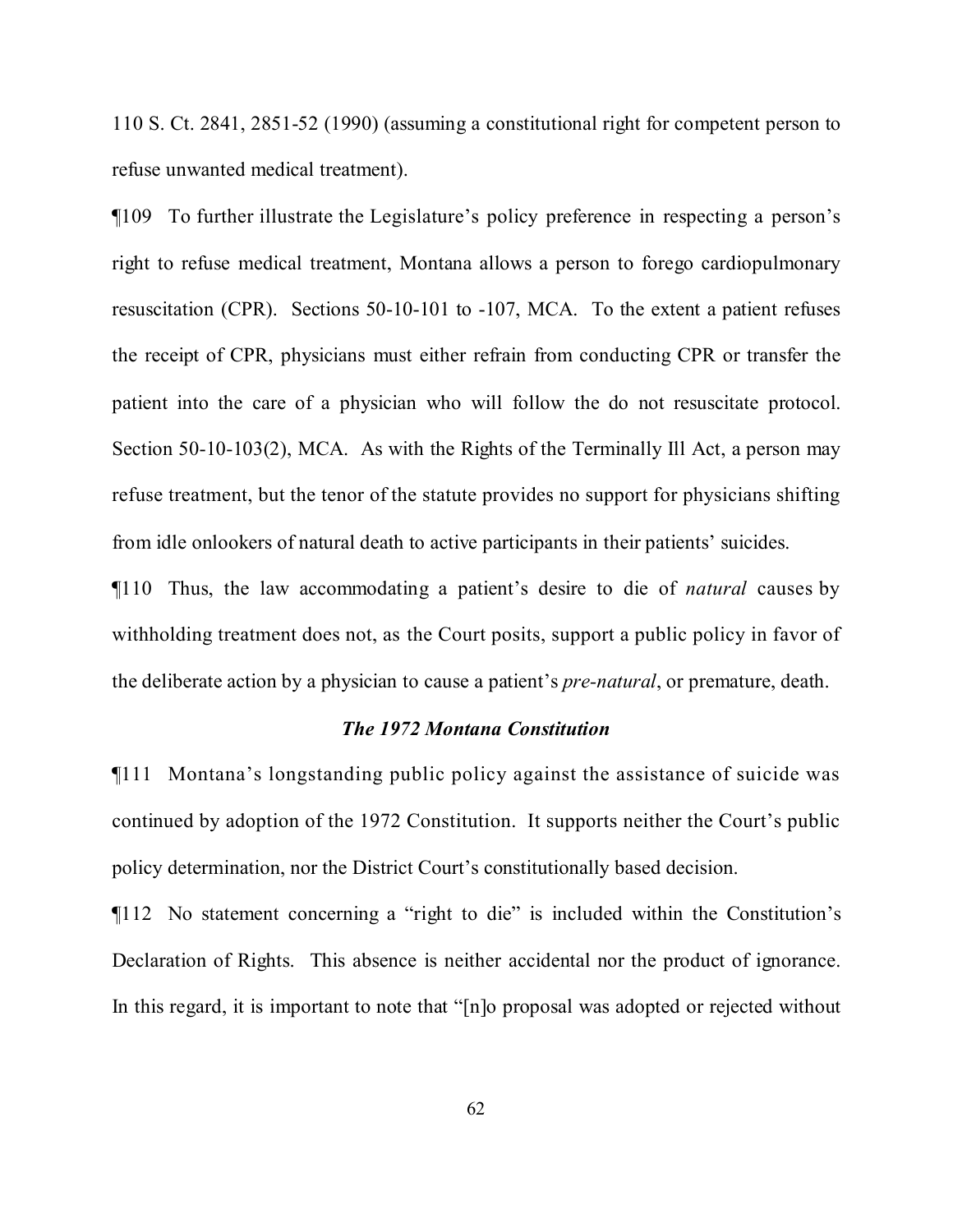110 S. Ct. 2841, 2851-52 (1990) (assuming a constitutional right for competent person to refuse unwanted medical treatment).

¶109 To further illustrate the Legislature's policy preference in respecting a person's right to refuse medical treatment, Montana allows a person to forego cardiopulmonary resuscitation (CPR). Sections 50-10-101 to -107, MCA. To the extent a patient refuses the receipt of CPR, physicians must either refrain from conducting CPR or transfer the patient into the care of a physician who will follow the do not resuscitate protocol. Section 50-10-103(2), MCA. As with the Rights of the Terminally Ill Act, a person may refuse treatment, but the tenor of the statute provides no support for physicians shifting from idle onlookers of natural death to active participants in their patients' suicides.

¶110 Thus, the law accommodating a patient's desire to die of *natural* causes by withholding treatment does not, as the Court posits, support a public policy in favor of the deliberate action by a physician to cause a patient's *pre-natural*, or premature, death.

### *The 1972 Montana Constitution*

¶111 Montana's longstanding public policy against the assistance of suicide was continued by adoption of the 1972 Constitution. It supports neither the Court's public policy determination, nor the District Court's constitutionally based decision.

¶112 No statement concerning a "right to die" is included within the Constitution's Declaration of Rights. This absence is neither accidental nor the product of ignorance. In this regard, it is important to note that "[n]o proposal was adopted or rejected without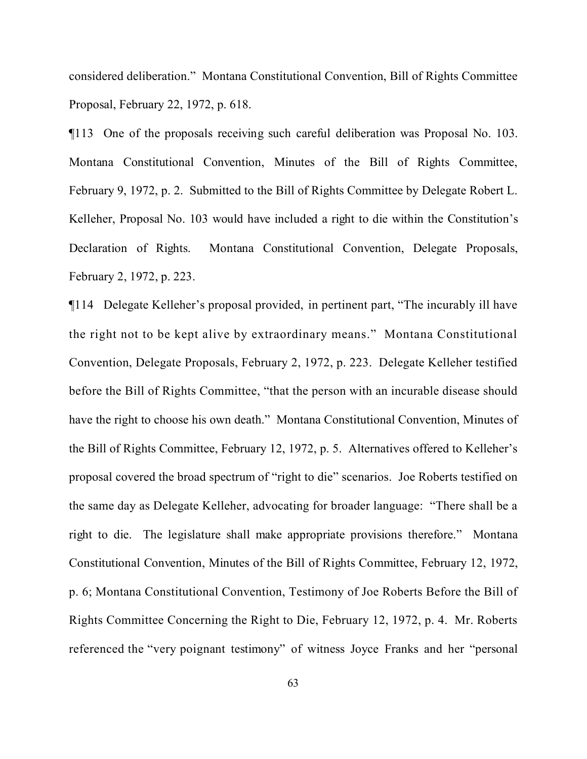considered deliberation." Montana Constitutional Convention, Bill of Rights Committee Proposal, February 22, 1972, p. 618.

¶113 One of the proposals receiving such careful deliberation was Proposal No. 103. Montana Constitutional Convention, Minutes of the Bill of Rights Committee, February 9, 1972, p. 2. Submitted to the Bill of Rights Committee by Delegate Robert L. Kelleher, Proposal No. 103 would have included a right to die within the Constitution's Declaration of Rights. Montana Constitutional Convention, Delegate Proposals, February 2, 1972, p. 223.

¶114 Delegate Kelleher's proposal provided, in pertinent part, "The incurably ill have the right not to be kept alive by extraordinary means." Montana Constitutional Convention, Delegate Proposals, February 2, 1972, p. 223. Delegate Kelleher testified before the Bill of Rights Committee, "that the person with an incurable disease should have the right to choose his own death." Montana Constitutional Convention, Minutes of the Bill of Rights Committee, February 12, 1972, p. 5. Alternatives offered to Kelleher's proposal covered the broad spectrum of "right to die" scenarios. Joe Roberts testified on the same day as Delegate Kelleher, advocating for broader language: "There shall be a right to die. The legislature shall make appropriate provisions therefore." Montana Constitutional Convention, Minutes of the Bill of Rights Committee, February 12, 1972, p. 6; Montana Constitutional Convention, Testimony of Joe Roberts Before the Bill of Rights Committee Concerning the Right to Die, February 12, 1972, p. 4. Mr. Roberts referenced the "very poignant testimony" of witness Joyce Franks and her "personal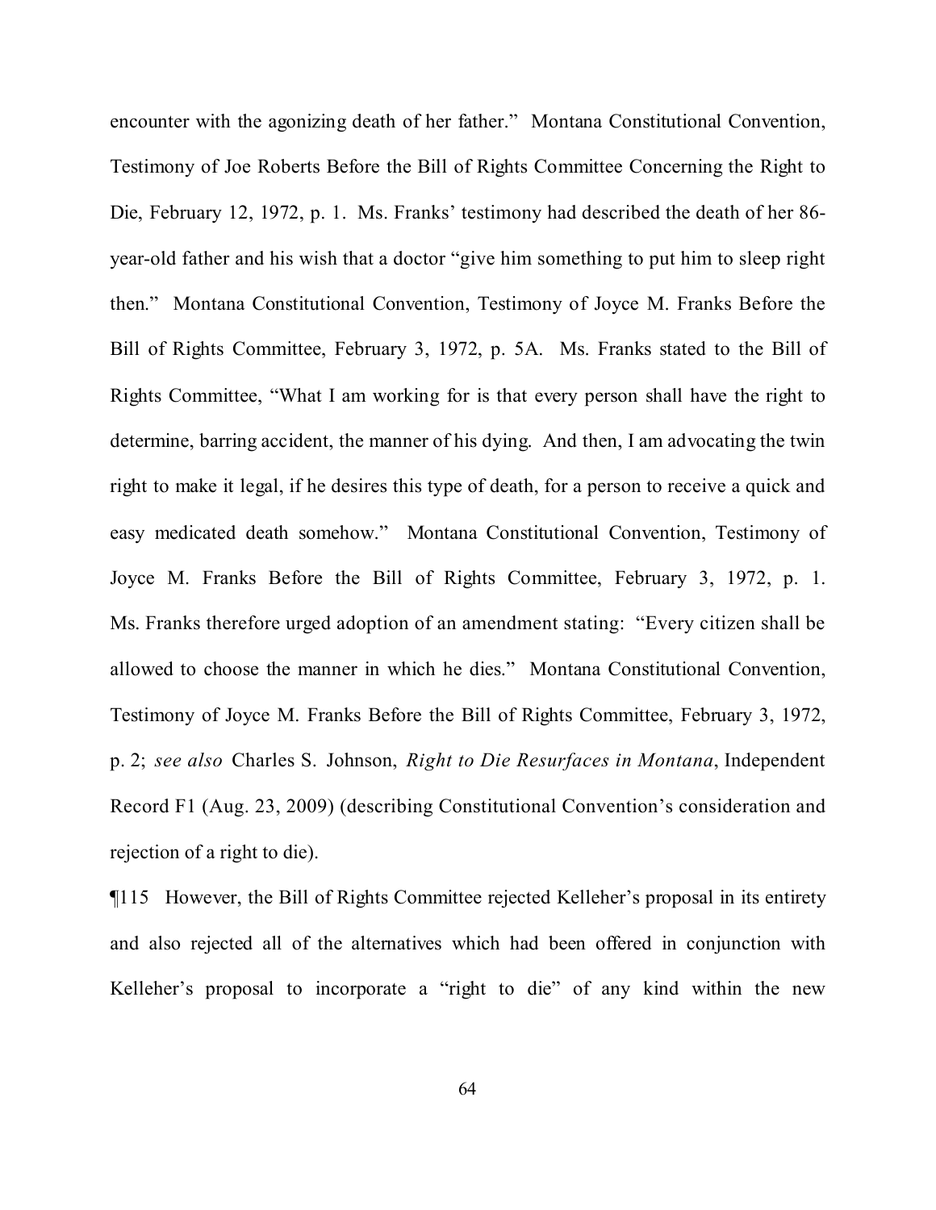encounter with the agonizing death of her father." Montana Constitutional Convention, Testimony of Joe Roberts Before the Bill of Rights Committee Concerning the Right to Die, February 12, 1972, p. 1. Ms. Franks' testimony had described the death of her 86-year-old father and his wish that a doctor "give him something to put him to sleep right then." Montana Constitutional Convention, Testimony of Joyce M. Franks Before the Bill of Rights Committee, February 3, 1972, p. 5A. Ms. Franks stated to the Bill of Rights Committee, "What I am working for is that every person shall have the right to determine, barring accident, the manner of his dying. And then, I am advocating the twin right to make it legal, if he desires this type of death, for a person to receive a quick and easy medicated death somehow." Montana Constitutional Convention, Testimony of Joyce M. Franks Before the Bill of Rights Committee, February 3, 1972, p. 1. Ms. Franks therefore urged adoption of an amendment stating: "Every citizen shall be allowed to choose the manner in which he dies." Montana Constitutional Convention, Testimony of Joyce M. Franks Before the Bill of Rights Committee, February 3, 1972, p. 2; *see also* Charles S. Johnson, *Right to Die Resurfaces in Montana*, Independent Record F1 (Aug. 23, 2009) (describing Constitutional Convention's consideration and rejection of a right to die).

¶115 However, the Bill of Rights Committee rejected Kelleher's proposal in its entirety and also rejected all of the alternatives which had been offered in conjunction with Kelleher's proposal to incorporate a "right to die" of any kind within the new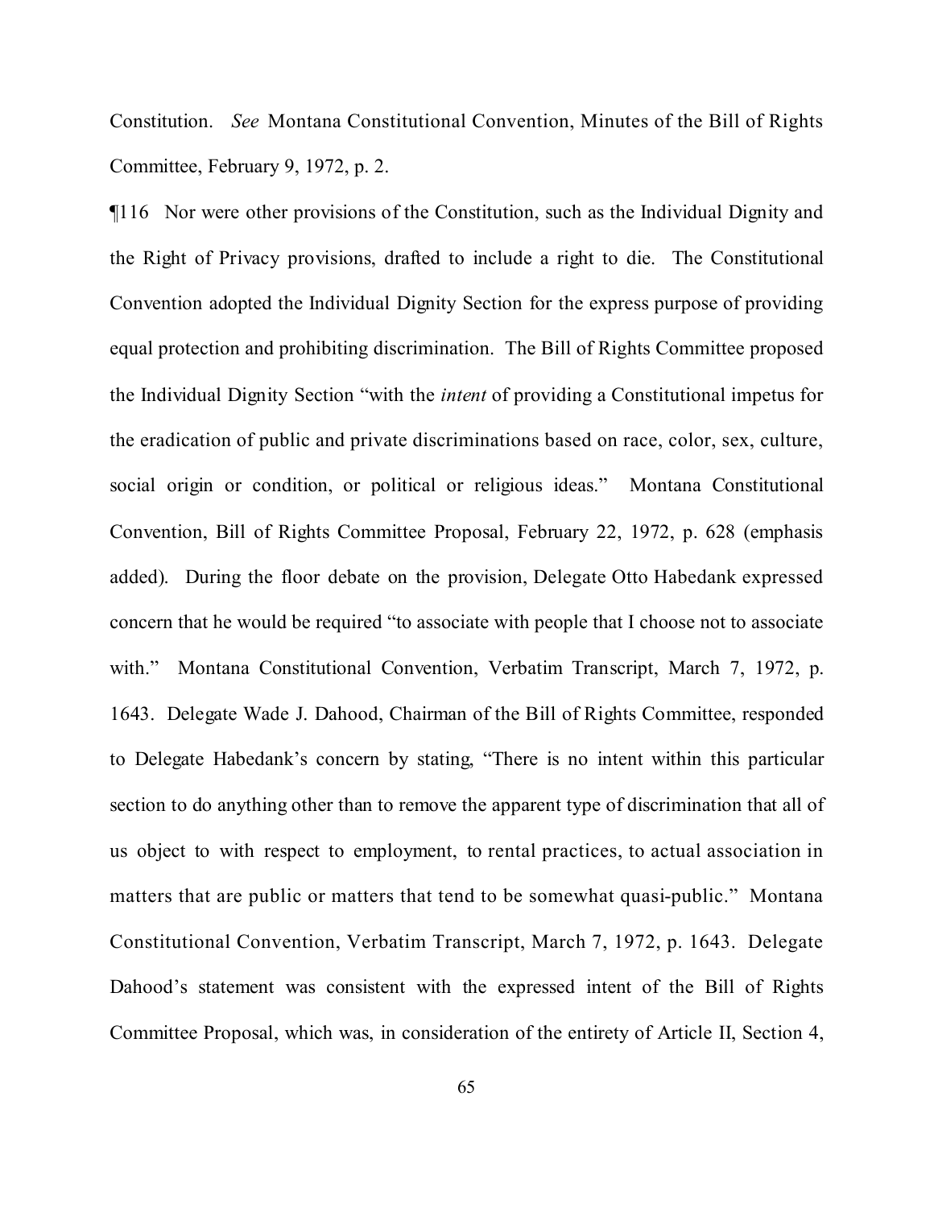Constitution. *See* Montana Constitutional Convention, Minutes of the Bill of Rights Committee, February 9, 1972, p. 2.

¶116 Nor were other provisions of the Constitution, such as the Individual Dignity and the Right of Privacy provisions, drafted to include a right to die. The Constitutional Convention adopted the Individual Dignity Section for the express purpose of providing equal protection and prohibiting discrimination. The Bill of Rights Committee proposed the Individual Dignity Section "with the *intent* of providing a Constitutional impetus for the eradication of public and private discriminations based on race, color, sex, culture, social origin or condition, or political or religious ideas." Montana Constitutional Convention, Bill of Rights Committee Proposal, February 22, 1972, p. 628 (emphasis added). During the floor debate on the provision, Delegate Otto Habedank expressed concern that he would be required "to associate with people that I choose not to associate with." Montana Constitutional Convention, Verbatim Transcript, March 7, 1972, p. 1643. Delegate Wade J. Dahood, Chairman of the Bill of Rights Committee, responded to Delegate Habedank's concern by stating, "There is no intent within this particular section to do anything other than to remove the apparent type of discrimination that all of us object to with respect to employment, to rental practices, to actual association in matters that are public or matters that tend to be somewhat quasi-public." Montana Constitutional Convention, Verbatim Transcript, March 7, 1972, p. 1643. Delegate Dahood's statement was consistent with the expressed intent of the Bill of Rights Committee Proposal, which was, in consideration of the entirety of Article II, Section 4,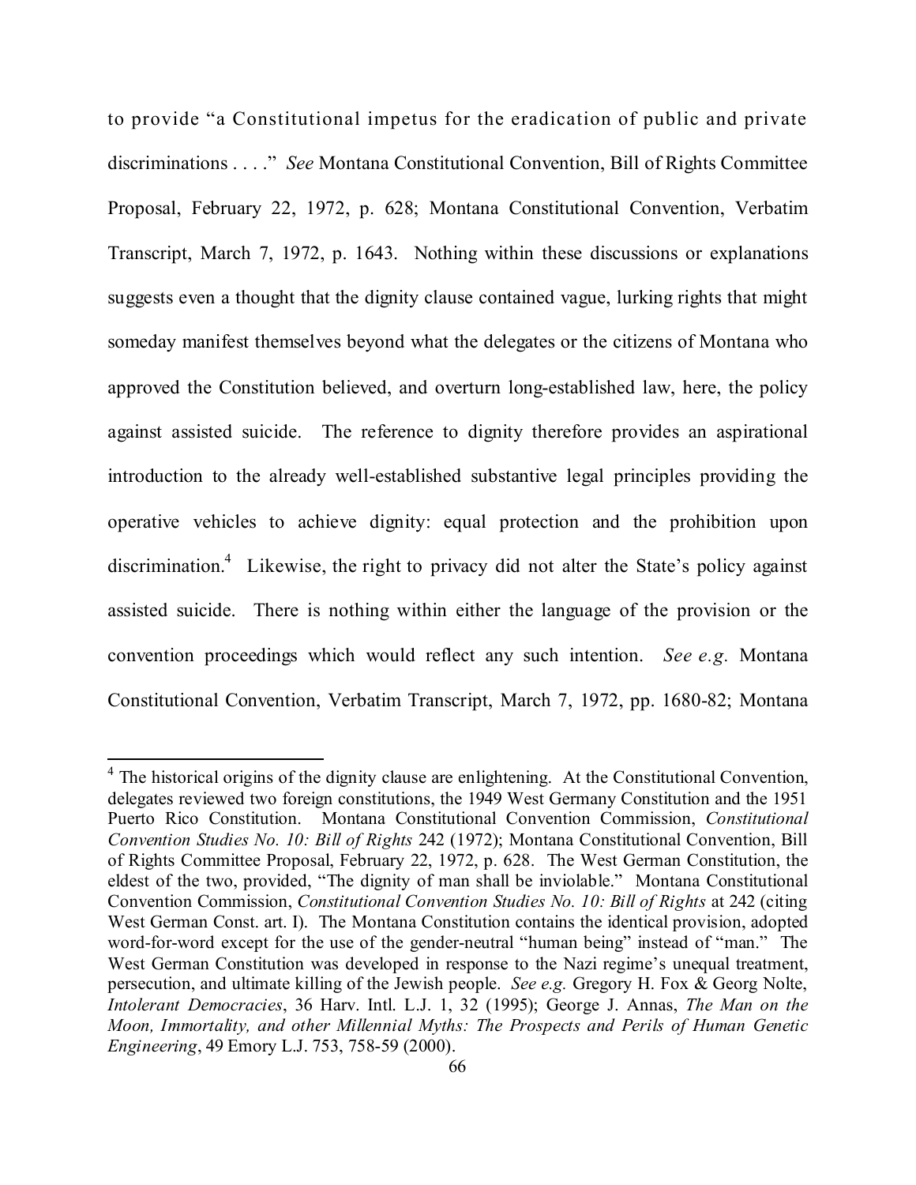to provide "a Constitutional impetus for the eradication of public and private discriminations . . . ." *See* Montana Constitutional Convention, Bill of Rights Committee Proposal, February 22, 1972, p. 628; Montana Constitutional Convention, Verbatim Transcript, March 7, 1972, p. 1643. Nothing within these discussions or explanations suggests even a thought that the dignity clause contained vague, lurking rights that might someday manifest themselves beyond what the delegates or the citizens of Montana who approved the Constitution believed, and overturn long-established law, here, the policy against assisted suicide. The reference to dignity therefore provides an aspirational introduction to the already well-established substantive legal principles providing the operative vehicles to achieve dignity: equal protection and the prohibition upon discrimination.[4] Likewise, the right to privacy did not alter the State's policy against assisted suicide. There is nothing within either the language of the provision or the convention proceedings which would reflect any such intention. *See e.g.* Montana Constitutional Convention, Verbatim Transcript, March 7, 1972, pp. 1680-82; Montana

---

[4] The historical origins of the dignity clause are enlightening. At the Constitutional Convention, delegates reviewed two foreign constitutions, the 1949 West Germany Constitution and the 1951 Puerto Rico Constitution. Montana Constitutional Convention Commission, *Constitutional Convention Studies No. 10: Bill of Rights* 242 (1972); Montana Constitutional Convention, Bill of Rights Committee Proposal, February 22, 1972, p. 628. The West German Constitution, the eldest of the two, provided, "The dignity of man shall be inviolable." Montana Constitutional Convention Commission, *Constitutional Convention Studies No. 10: Bill of Rights* at 242 (citing West German Const. art. I). The Montana Constitution contains the identical provision, adopted word-for-word except for the use of the gender-neutral "human being" instead of "man." The West German Constitution was developed in response to the Nazi regime's unequal treatment, persecution, and ultimate killing of the Jewish people. *See e.g.* Gregory H. Fox & Georg Nolte, *Intolerant Democracies*, 36 Harv. Intl. L.J. 1, 32 (1995); George J. Annas, *The Man on the Moon, Immortality, and other Millennial Myths: The Prospects and Perils of Human Genetic Engineering*, 49 Emory L.J. 753, 758-59 (2000).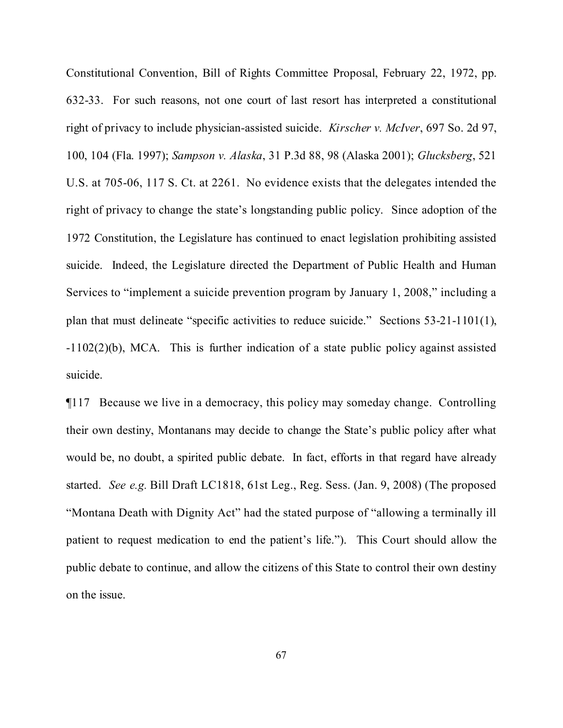Constitutional Convention, Bill of Rights Committee Proposal, February 22, 1972, pp. 632-33. For such reasons, not one court of last resort has interpreted a constitutional right of privacy to include physician-assisted suicide. *Kirscher v. McIver*, 697 So. 2d 97, 100, 104 (Fla. 1997); *Sampson v. Alaska*, 31 P.3d 88, 98 (Alaska 2001); *Glucksberg*, 521 U.S. at 705-06, 117 S. Ct. at 2261. No evidence exists that the delegates intended the right of privacy to change the state's longstanding public policy. Since adoption of the 1972 Constitution, the Legislature has continued to enact legislation prohibiting assisted suicide. Indeed, the Legislature directed the Department of Public Health and Human Services to "implement a suicide prevention program by January 1, 2008," including a plan that must delineate "specific activities to reduce suicide." Sections 53-21-1101(1), -1102(2)(b), MCA. This is further indication of a state public policy against assisted suicide.

¶117 Because we live in a democracy, this policy may someday change. Controlling their own destiny, Montanans may decide to change the State's public policy after what would be, no doubt, a spirited public debate. In fact, efforts in that regard have already started. *See e.g.* Bill Draft LC1818, 61st Leg., Reg. Sess. (Jan. 9, 2008) (The proposed "Montana Death with Dignity Act" had the stated purpose of "allowing a terminally ill patient to request medication to end the patient's life."). This Court should allow the public debate to continue, and allow the citizens of this State to control their own destiny on the issue.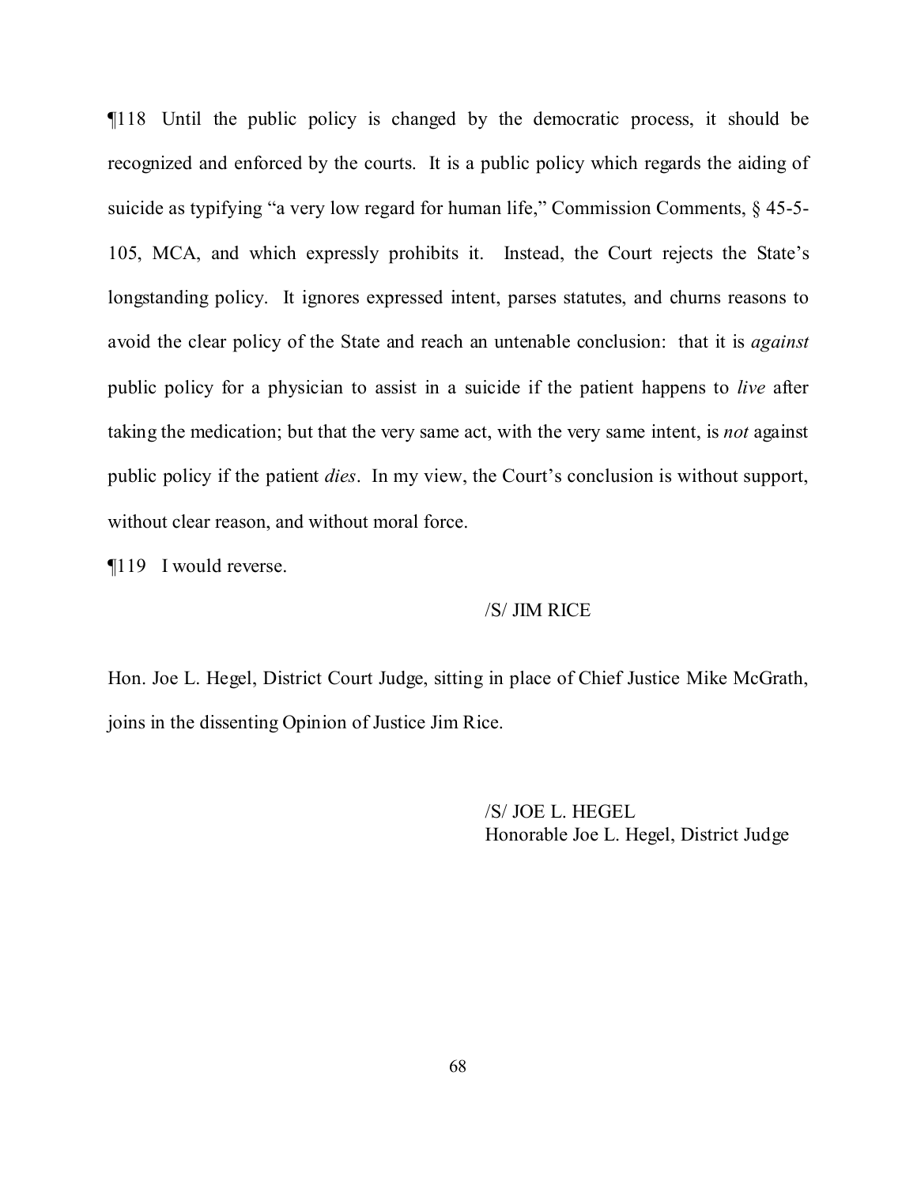¶118 Until the public policy is changed by the democratic process, it should be recognized and enforced by the courts. It is a public policy which regards the aiding of suicide as typifying "a very low regard for human life," Commission Comments, § 45-5-105, MCA, and which expressly prohibits it. Instead, the Court rejects the State's longstanding policy. It ignores expressed intent, parses statutes, and churns reasons to avoid the clear policy of the State and reach an untenable conclusion: that it is *against* public policy for a physician to assist in a suicide if the patient happens to *live* after taking the medication; but that the very same act, with the very same intent, is *not* against public policy if the patient *dies*. In my view, the Court's conclusion is without support, without clear reason, and without moral force.

¶119 I would reverse.

/S/ JIM RICE

Hon. Joe L. Hegel, District Court Judge, sitting in place of Chief Justice Mike McGrath, joins in the dissenting Opinion of Justice Jim Rice.

/S/ JOE L. HEGEL
Honorable Joe L. Hegel, District Judge